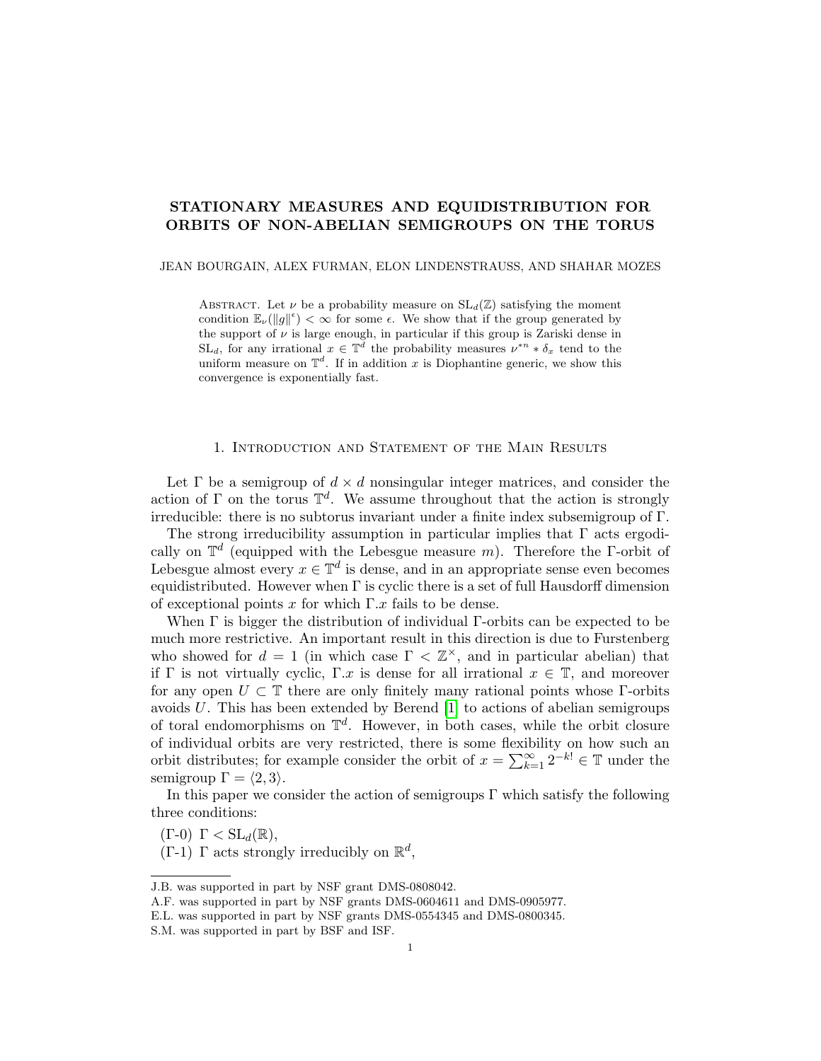# STATIONARY MEASURES AND EQUIDISTRIBUTION FOR ORBITS OF NON-ABELIAN SEMIGROUPS ON THE TORUS

JEAN BOURGAIN, ALEX FURMAN, ELON LINDENSTRAUSS, AND SHAHAR MOZES

Abstract. Let $\nu$ be a probability measure on $\mathrm{SL}_d(\mathbb{Z})$ satisfying the moment condition $\mathbb{E}_\nu(\|g\|^\epsilon) < \infty$ for some $\epsilon$. We show that if the group generated by the support of $\nu$ is large enough, in particular if this group is Zariski dense in $\mathrm{SL}_d$, for any irrational $x \in \mathbb{T}^d$ the probability measures $\nu^{*n} * \delta_x$ tend to the uniform measure on $\mathbb{T}^d$. If in addition $x$ is Diophantine generic, we show this convergence is exponentially fast.

## 1. Introduction and Statement of the Main Results

Let $\Gamma$ be a semigroup of $d \times d$ nonsingular integer matrices, and consider the action of $\Gamma$ on the torus $\mathbb{T}^d$. We assume throughout that the action is strongly irreducible: there is no subtorus invariant under a finite index subsemigroup of $\Gamma$.

The strong irreducibility assumption in particular implies that $\Gamma$ acts ergodically on $\mathbb{T}^d$ (equipped with the Lebesgue measure $m$). Therefore the $\Gamma$-orbit of Lebesgue almost every $x \in \mathbb{T}^d$ is dense, and in an appropriate sense even becomes equidistributed. However when $\Gamma$ is cyclic there is a set of full Hausdorff dimension of exceptional points $x$ for which $\Gamma.x$ fails to be dense.

When $\Gamma$ is bigger the distribution of individual $\Gamma$-orbits can be expected to be much more restrictive. An important result in this direction is due to Furstenberg who showed for $d = 1$ (in which case $\Gamma < \mathbb{Z}^\times$, and in particular abelian) that if $\Gamma$ is not virtually cyclic, $\Gamma.x$ is dense for all irrational $x \in \mathbb{T}$, and moreover for any open $U \subset \mathbb{T}$ there are only finitely many rational points whose $\Gamma$-orbits avoids $U$. This has been extended by Berend [1] to actions of abelian semigroups of toral endomorphisms on $\mathbb{T}^d$. However, in both cases, while the orbit closure of individual orbits are very restricted, there is some flexibility on how such an orbit distributes; for example consider the orbit of $x = \sum_{k=1}^\infty 2^{-k!} \in \mathbb{T}$ under the semigroup $\Gamma = \langle 2, 3 \rangle$.

In this paper we consider the action of semigroups $\Gamma$ which satisfy the following three conditions:

($\Gamma$-0) $\Gamma < \mathrm{SL}_d(\mathbb{R})$,

($\Gamma$-1) $\Gamma$ acts strongly irreducibly on $\mathbb{R}^d$,

J.B. was supported in part by NSF grant DMS-0808042.

A.F. was supported in part by NSF grants DMS-0604611 and DMS-0905977.

E.L. was supported in part by NSF grants DMS-0554345 and DMS-0800345.

S.M. was supported in part by BSF and ISF.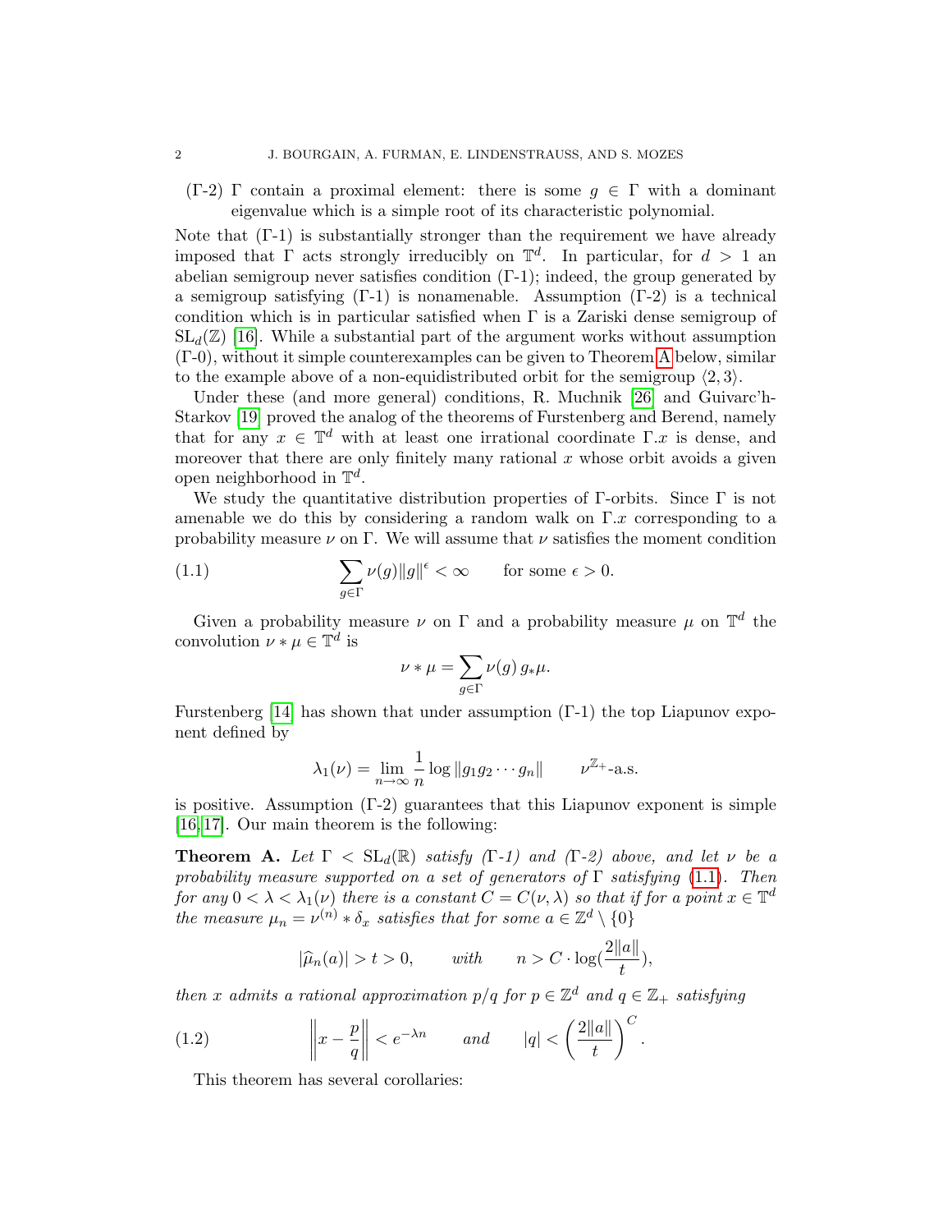(Γ-2) Γ contain a proximal element: there is some $g \in \Gamma$ with a dominant eigenvalue which is a simple root of its characteristic polynomial.

Note that (Γ-1) is substantially stronger than the requirement we have already imposed that Γ acts strongly irreducibly on $\mathbb{T}^d$. In particular, for $d > 1$ an abelian semigroup never satisfies condition (Γ-1); indeed, the group generated by a semigroup satisfying (Γ-1) is nonamenable. Assumption (Γ-2) is a technical condition which is in particular satisfied when Γ is a Zariski dense semigroup of $\mathrm{SL}_d(\mathbb{Z})$ [16]. While a substantial part of the argument works without assumption (Γ-0), without it simple counterexamples can be given to Theorem A below, similar to the example above of a non-equidistributed orbit for the semigroup $\langle 2, 3\rangle$.

Under these (and more general) conditions, R. Muchnik [26] and Guivarc'h-Starkov [19] proved the analog of the theorems of Furstenberg and Berend, namely that for any $x \in \mathbb{T}^d$ with at least one irrational coordinate $\Gamma.x$ is dense, and moreover that there are only finitely many rational $x$ whose orbit avoids a given open neighborhood in $\mathbb{T}^d$.

We study the quantitative distribution properties of Γ-orbits. Since Γ is not amenable we do this by considering a random walk on $\Gamma.x$ corresponding to a probability measure $\nu$ on Γ. We will assume that $\nu$ satisfies the moment condition

$$\sum_{g \in \Gamma} \nu(g)\|g\|^{\epsilon} < \infty \qquad \text{for some } \epsilon > 0. \tag{1.1}$$

Given a probability measure $\nu$ on Γ and a probability measure $\mu$ on $\mathbb{T}^d$ the convolution $\nu * \mu \in \mathbb{T}^d$ is

$$\nu * \mu = \sum_{g \in \Gamma} \nu(g)\, g_* \mu.$$

Furstenberg [14] has shown that under assumption (Γ-1) the top Liapunov exponent defined by

$$\lambda_1(\nu) = \lim_{n \to \infty} \frac{1}{n} \log \|g_1 g_2 \cdots g_n\| \qquad \nu^{\mathbb{Z}_+}\text{-a.s.}$$

is positive. Assumption (Γ-2) guarantees that this Liapunov exponent is simple [16, 17]. Our main theorem is the following:

**Theorem A.** *Let $\Gamma < \mathrm{SL}_d(\mathbb{R})$ satisfy (Γ-1) and (Γ-2) above, and let $\nu$ be a probability measure supported on a set of generators of Γ satisfying (1.1). Then for any $0 < \lambda < \lambda_1(\nu)$ there is a constant $C = C(\nu, \lambda)$ so that if for a point $x \in \mathbb{T}^d$ the measure $\mu_n = \nu^{(n)} * \delta_x$ satisfies that for some $a \in \mathbb{Z}^d \setminus \{0\}$*

$$|\widehat{\mu}_n(a)| > t > 0, \qquad \textit{with} \qquad n > C \cdot \log\left(\frac{2\|a\|}{t}\right),$$

*then $x$ admits a rational approximation $p/q$ for $p \in \mathbb{Z}^d$ and $q \in \mathbb{Z}_+$ satisfying*

$$\left\| x - \frac{p}{q} \right\| < e^{-\lambda n} \qquad \textit{and} \qquad |q| < \left(\frac{2\|a\|}{t}\right)^C. \tag{1.2}$$

This theorem has several corollaries: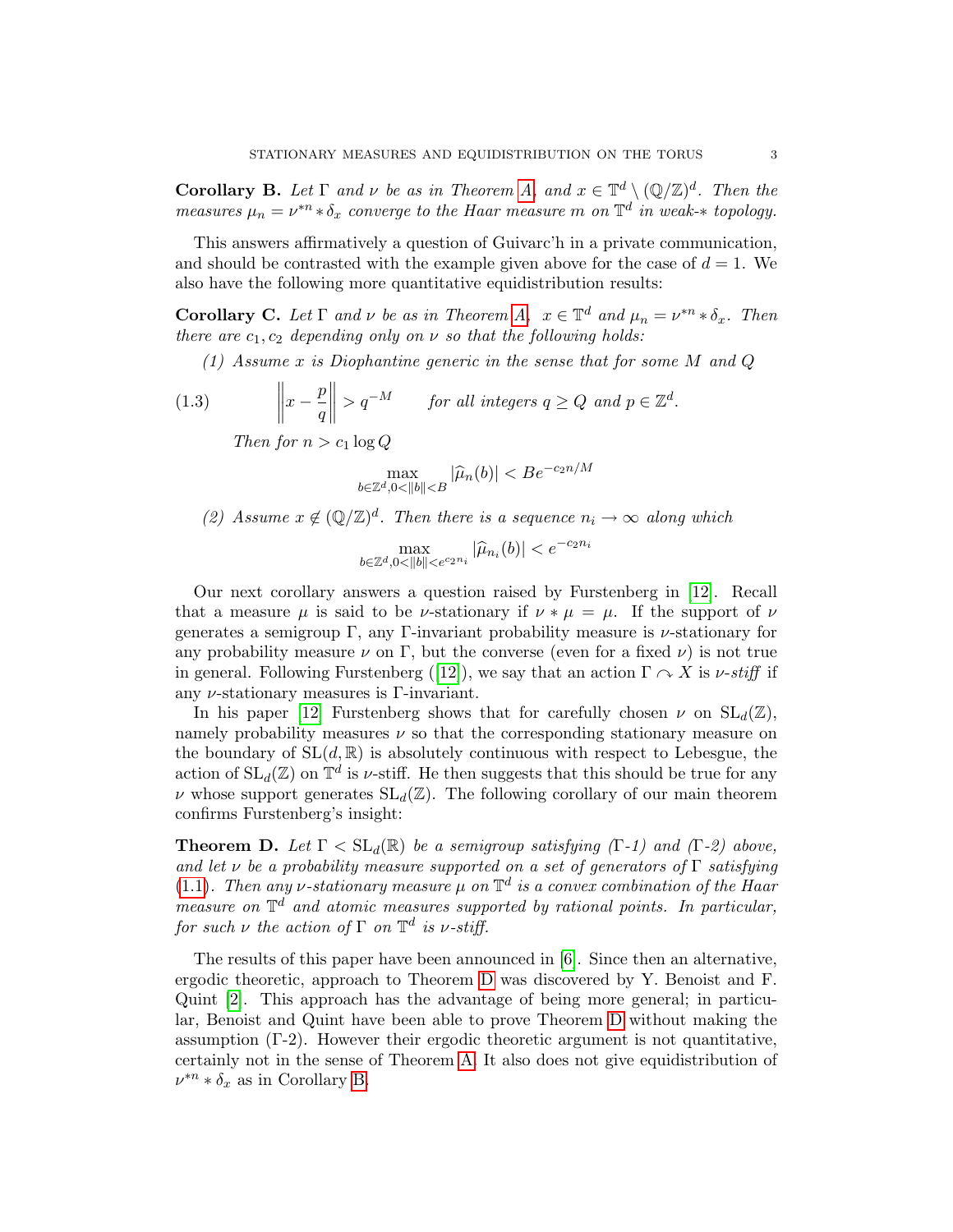**Corollary B.** *Let $\Gamma$ and $\nu$ be as in Theorem A, and $x \in \mathbb{T}^d \setminus (\mathbb{Q}/\mathbb{Z})^d$. Then the measures $\mu_n = \nu^{*n} * \delta_x$ converge to the Haar measure $m$ on $\mathbb{T}^d$ in weak-$*$ topology.*

This answers affirmatively a question of Guivarc'h in a private communication, and should be contrasted with the example given above for the case of $d = 1$. We also have the following more quantitative equidistribution results:

**Corollary C.** *Let $\Gamma$ and $\nu$ be as in Theorem A, $x \in \mathbb{T}^d$ and $\mu_n = \nu^{*n} * \delta_x$. Then there are $c_1, c_2$ depending only on $\nu$ so that the following holds:*

*(1) Assume $x$ is Diophantine generic in the sense that for some $M$ and $Q$*

$$\left\| x - \frac{p}{q} \right\| > q^{-M} \qquad \text{for all integers } q \geq Q \text{ and } p \in \mathbb{Z}^d. \tag{1.3}$$

*Then for $n > c_1 \log Q$*

$$\max_{b \in \mathbb{Z}^d, 0 < \|b\| < B} |\widehat{\mu}_n(b)| < B e^{-c_2 n / M}$$

*(2) Assume $x \notin (\mathbb{Q}/\mathbb{Z})^d$. Then there is a sequence $n_i \to \infty$ along which*

$$\max_{b \in \mathbb{Z}^d, 0 < \|b\| < e^{c_2 n_i}} |\widehat{\mu}_{n_i}(b)| < e^{-c_2 n_i}$$

Our next corollary answers a question raised by Furstenberg in [12]. Recall that a measure $\mu$ is said to be $\nu$-stationary if $\nu * \mu = \mu$. If the support of $\nu$ generates a semigroup $\Gamma$, any $\Gamma$-invariant probability measure is $\nu$-stationary for any probability measure $\nu$ on $\Gamma$, but the converse (even for a fixed $\nu$) is not true in general. Following Furstenberg ([12]), we say that an action $\Gamma \curvearrowright X$ is *$\nu$-stiff* if any $\nu$-stationary measures is $\Gamma$-invariant.

In his paper [12] Furstenberg shows that for carefully chosen $\nu$ on $\mathrm{SL}_d(\mathbb{Z})$, namely probability measures $\nu$ so that the corresponding stationary measure on the boundary of $\mathrm{SL}(d, \mathbb{R})$ is absolutely continuous with respect to Lebesgue, the action of $\mathrm{SL}_d(\mathbb{Z})$ on $\mathbb{T}^d$ is $\nu$-stiff. He then suggests that this should be true for any $\nu$ whose support generates $\mathrm{SL}_d(\mathbb{Z})$. The following corollary of our main theorem confirms Furstenberg's insight:

**Theorem D.** *Let $\Gamma < \mathrm{SL}_d(\mathbb{R})$ be a semigroup satisfying ($\Gamma$-1) and ($\Gamma$-2) above, and let $\nu$ be a probability measure supported on a set of generators of $\Gamma$ satisfying (1.1). Then any $\nu$-stationary measure $\mu$ on $\mathbb{T}^d$ is a convex combination of the Haar measure on $\mathbb{T}^d$ and atomic measures supported by rational points. In particular, for such $\nu$ the action of $\Gamma$ on $\mathbb{T}^d$ is $\nu$-stiff.*

The results of this paper have been announced in [6]. Since then an alternative, ergodic theoretic, approach to Theorem D was discovered by Y. Benoist and F. Quint [2]. This approach has the advantage of being more general; in particular, Benoist and Quint have been able to prove Theorem D without making the assumption ($\Gamma$-2). However their ergodic theoretic argument is not quantitative, certainly not in the sense of Theorem A. It also does not give equidistribution of $\nu^{*n} * \delta_x$ as in Corollary B.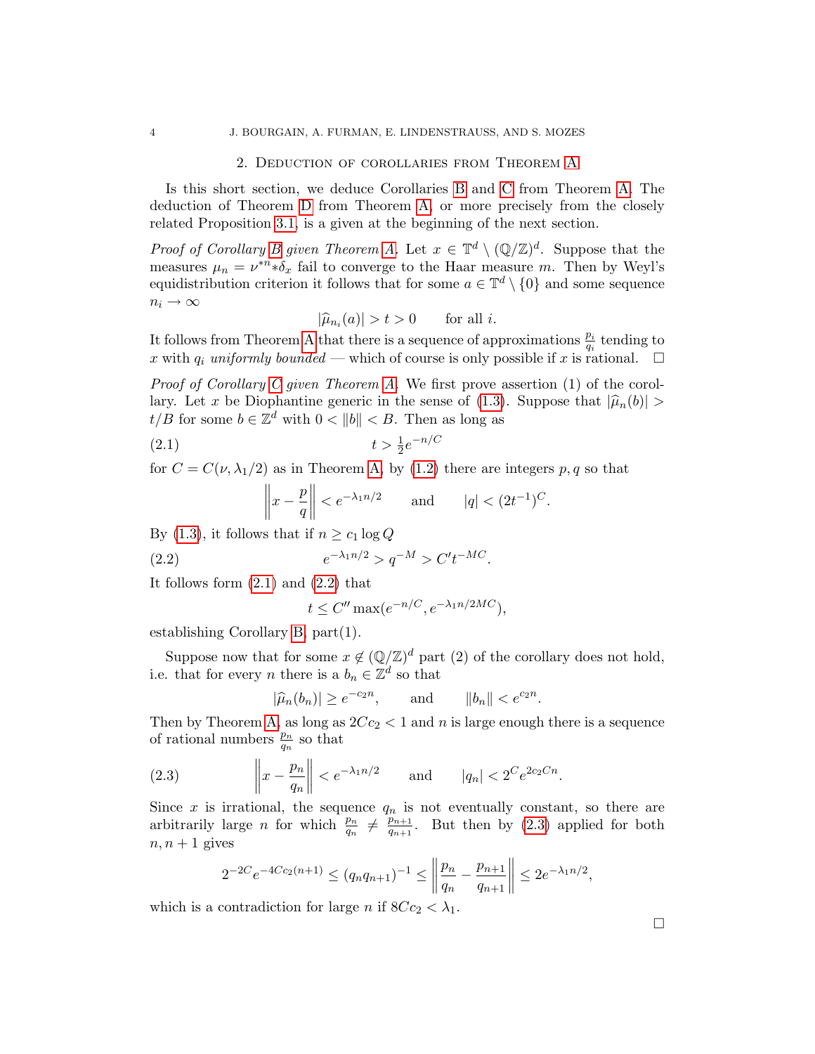## 2. Deduction of corollaries from Theorem A

Is this short section, we deduce Corollaries B and C from Theorem A. The deduction of Theorem D from Theorem A, or more precisely from the closely related Proposition 3.1, is a given at the beginning of the next section.

*Proof of Corollary B given Theorem A.* Let $x \in \mathbb{T}^d \setminus (\mathbb{Q}/\mathbb{Z})^d$. Suppose that the measures $\mu_n = \nu^{*n} * \delta_x$ fail to converge to the Haar measure $m$. Then by Weyl's equidistribution criterion it follows that for some $a \in \mathbb{T}^d \setminus \{0\}$ and some sequence $n_i \to \infty$

$$|\widehat{\mu}_{n_i}(a)| > t > 0 \qquad \text{for all } i.$$

It follows from Theorem A that there is a sequence of approximations $\frac{p_i}{q_i}$ tending to $x$ with $q_i$ *uniformly bounded* — which of course is only possible if $x$ is rational. $\square$

*Proof of Corollary C given Theorem A.* We first prove assertion (1) of the corollary. Let $x$ be Diophantine generic in the sense of (1.3). Suppose that $|\widehat{\mu}_n(b)| > t/B$ for some $b \in \mathbb{Z}^d$ with $0 < \|b\| < B$. Then as long as

$$t > \tfrac{1}{2} e^{-n/C} \tag{2.1}$$

for $C = C(\nu, \lambda_1/2)$ as in Theorem A, by (1.2) there are integers $p, q$ so that

$$\left\| x - \frac{p}{q} \right\| < e^{-\lambda_1 n/2} \qquad \text{and} \qquad |q| < (2t^{-1})^C.$$

By (1.3), it follows that if $n \geq c_1 \log Q$

$$e^{-\lambda_1 n/2} > q^{-M} > C' t^{-MC}. \tag{2.2}$$

It follows form (2.1) and (2.2) that

$$t \leq C'' \max(e^{-n/C}, e^{-\lambda_1 n/2MC}),$$

establishing Corollary B, part(1).

Suppose now that for some $x \notin (\mathbb{Q}/\mathbb{Z})^d$ part (2) of the corollary does not hold, i.e. that for every $n$ there is a $b_n \in \mathbb{Z}^d$ so that

$$|\widehat{\mu}_n(b_n)| \geq e^{-c_2 n}, \qquad \text{and} \qquad \|b_n\| < e^{c_2 n}.$$

Then by Theorem A, as long as $2Cc_2 < 1$ and $n$ is large enough there is a sequence of rational numbers $\frac{p_n}{q_n}$ so that

$$\left\| x - \frac{p_n}{q_n} \right\| < e^{-\lambda_1 n/2} \qquad \text{and} \qquad |q_n| < 2^C e^{2c_2 C n}. \tag{2.3}$$

Since $x$ is irrational, the sequence $q_n$ is not eventually constant, so there are arbitrarily large $n$ for which $\frac{p_n}{q_n} \neq \frac{p_{n+1}}{q_{n+1}}$. But then by (2.3) applied for both $n, n+1$ gives

$$2^{-2C} e^{-4Cc_2(n+1)} \leq (q_n q_{n+1})^{-1} \leq \left\| \frac{p_n}{q_n} - \frac{p_{n+1}}{q_{n+1}} \right\| \leq 2e^{-\lambda_1 n/2},$$

which is a contradiction for large $n$ if $8Cc_2 < \lambda_1$.

$\square$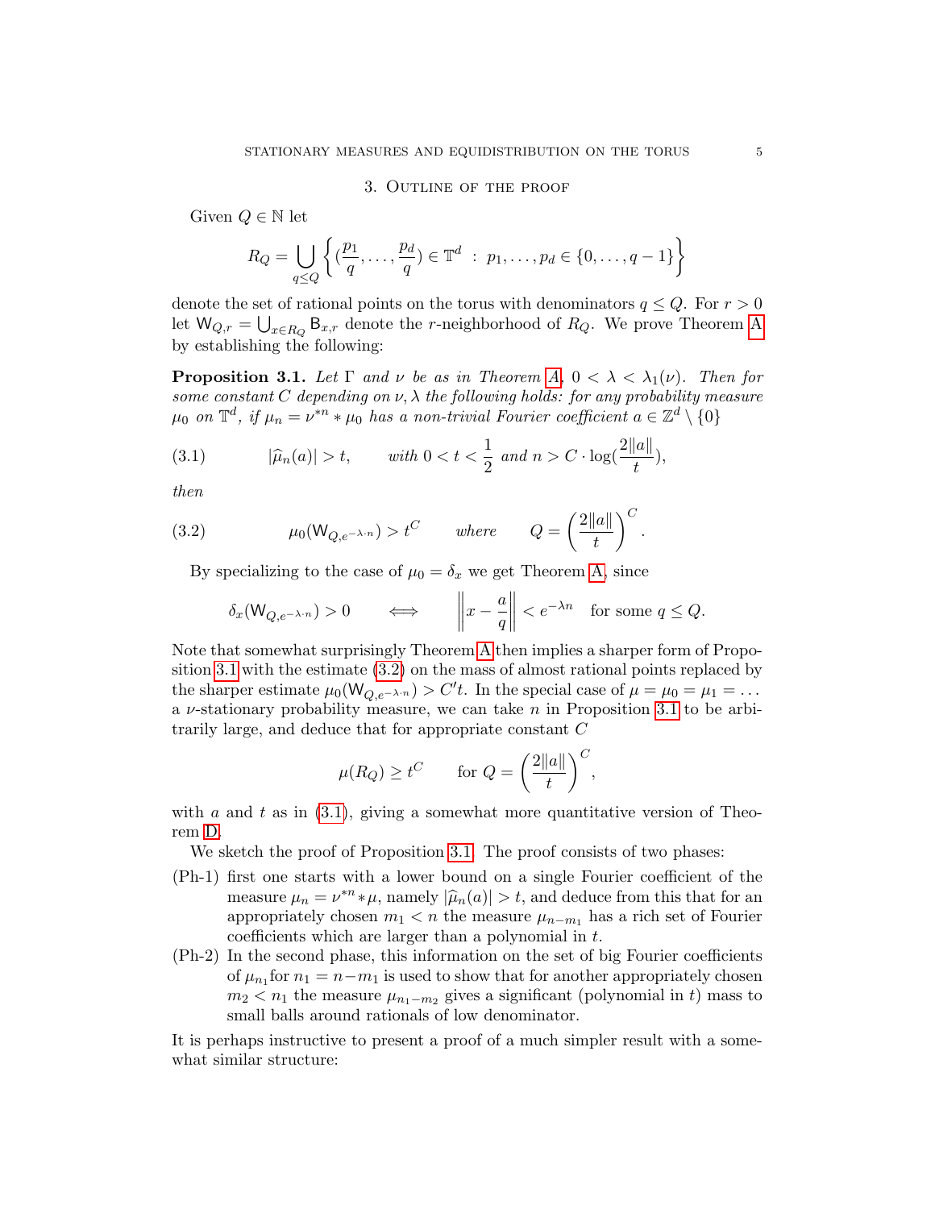## 3. Outline of the proof

Given $Q \in \mathbb{N}$ let

$$R_Q = \bigcup_{q \leq Q} \left\{ (\frac{p_1}{q}, \ldots, \frac{p_d}{q}) \in \mathbb{T}^d \ : \ p_1, \ldots, p_d \in \{0, \ldots, q-1\} \right\}$$

denote the set of rational points on the torus with denominators $q \leq Q$. For $r > 0$ let $\mathsf{W}_{Q,r} = \bigcup_{x \in R_Q} \mathsf{B}_{x,r}$ denote the $r$-neighborhood of $R_Q$. We prove Theorem A by establishing the following:

**Proposition 3.1.** *Let $\Gamma$ and $\nu$ be as in Theorem A, $0 < \lambda < \lambda_1(\nu)$. Then for some constant $C$ depending on $\nu, \lambda$ the following holds: for any probability measure $\mu_0$ on $\mathbb{T}^d$, if $\mu_n = \nu^{*n} * \mu_0$ has a non-trivial Fourier coefficient $a \in \mathbb{Z}^d \setminus \{0\}$*

$$|\widehat{\mu}_n(a)| > t, \qquad \text{with } 0 < t < \frac{1}{2} \text{ and } n > C \cdot \log(\frac{2\|a\|}{t}), \tag{3.1}$$

*then*

$$\mu_0(\mathsf{W}_{Q,e^{-\lambda \cdot n}}) > t^C \qquad \text{where} \qquad Q = \left(\frac{2\|a\|}{t}\right)^C. \tag{3.2}$$

By specializing to the case of $\mu_0 = \delta_x$ we get Theorem A, since

$$\delta_x(\mathsf{W}_{Q,e^{-\lambda \cdot n}}) > 0 \qquad \Longleftrightarrow \qquad \left\| x - \frac{a}{q} \right\| < e^{-\lambda n} \quad \text{for some } q \leq Q.$$

Note that somewhat surprisingly Theorem A then implies a sharper form of Proposition 3.1 with the estimate (3.2) on the mass of almost rational points replaced by the sharper estimate $\mu_0(\mathsf{W}_{Q,e^{-\lambda \cdot n}}) > C't$. In the special case of $\mu = \mu_0 = \mu_1 = \ldots$ a $\nu$-stationary probability measure, we can take $n$ in Proposition 3.1 to be arbitrarily large, and deduce that for appropriate constant $C$

$$\mu(R_Q) \geq t^C \qquad \text{for } Q = \left(\frac{2\|a\|}{t}\right)^C,$$

with $a$ and $t$ as in (3.1), giving a somewhat more quantitative version of Theorem D.

We sketch the proof of Proposition 3.1. The proof consists of two phases:

- (Ph-1) first one starts with a lower bound on a single Fourier coefficient of the measure $\mu_n = \nu^{*n} * \mu$, namely $|\widehat{\mu}_n(a)| > t$, and deduce from this that for an appropriately chosen $m_1 < n$ the measure $\mu_{n-m_1}$ has a rich set of Fourier coefficients which are larger than a polynomial in $t$.
- (Ph-2) In the second phase, this information on the set of big Fourier coefficients of $\mu_{n_1}$ for $n_1 = n - m_1$ is used to show that for another appropriately chosen $m_2 < n_1$ the measure $\mu_{n_1 - m_2}$ gives a significant (polynomial in $t$) mass to small balls around rationals of low denominator.

It is perhaps instructive to present a proof of a much simpler result with a somewhat similar structure: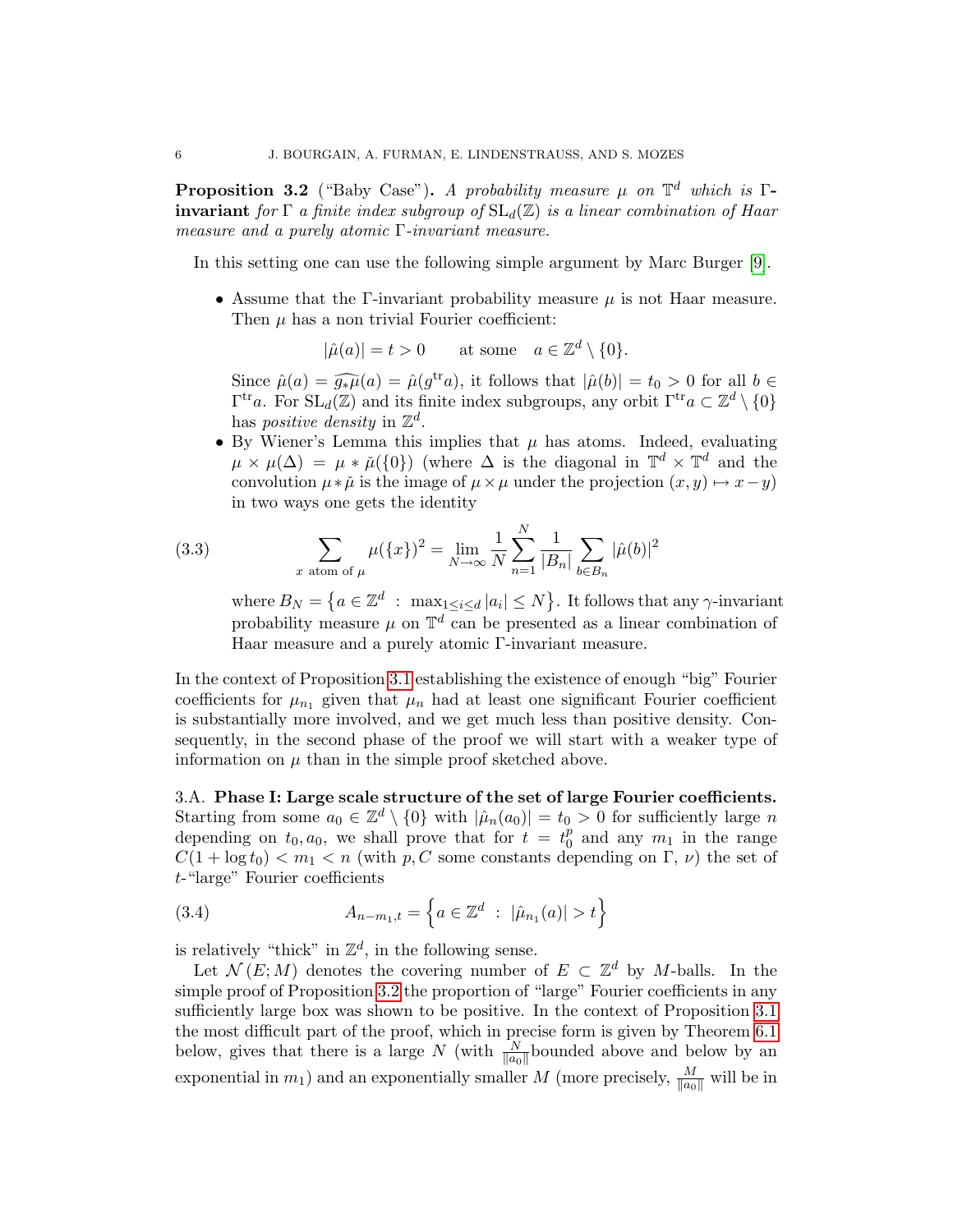**Proposition 3.2** ("Baby Case")**.** *A probability measure $\mu$ on $\mathbb{T}^d$ which is $\Gamma$-* ***invariant*** *for $\Gamma$ a finite index subgroup of $\mathrm{SL}_d(\mathbb{Z})$ is a linear combination of Haar measure and a purely atomic $\Gamma$-invariant measure.*

In this setting one can use the following simple argument by Marc Burger [9].

- Assume that the $\Gamma$-invariant probability measure $\mu$ is not Haar measure. Then $\mu$ has a non trivial Fourier coefficient:
$$|\hat{\mu}(a)| = t > 0 \qquad \text{at some} \quad a \in \mathbb{Z}^d \setminus \{0\}.$$
Since $\hat{\mu}(a) = \widehat{g_*\mu}(a) = \hat{\mu}(g^{\mathrm{tr}}a)$, it follows that $|\hat{\mu}(b)| = t_0 > 0$ for all $b \in \Gamma^{\mathrm{tr}}a$. For $\mathrm{SL}_d(\mathbb{Z})$ and its finite index subgroups, any orbit $\Gamma^{\mathrm{tr}}a \subset \mathbb{Z}^d \setminus \{0\}$ has *positive density* in $\mathbb{Z}^d$.
- By Wiener's Lemma this implies that $\mu$ has atoms. Indeed, evaluating $\mu \times \mu(\Delta) = \mu * \check{\mu}(\{0\})$ (where $\Delta$ is the diagonal in $\mathbb{T}^d \times \mathbb{T}^d$ and the convolution $\mu * \check{\mu}$ is the image of $\mu \times \mu$ under the projection $(x, y) \mapsto x - y$) in two ways one gets the identity
$$\sum_{x \text{ atom of } \mu} \mu(\{x\})^2 = \lim_{N \to \infty} \frac{1}{N} \sum_{n=1}^{N} \frac{1}{|B_n|} \sum_{b \in B_n} |\hat{\mu}(b)|^2 \tag{3.3}$$
where $B_N = \left\{a \in \mathbb{Z}^d \ : \ \max_{1 \le i \le d} |a_i| \le N\right\}$. It follows that any $\gamma$-invariant probability measure $\mu$ on $\mathbb{T}^d$ can be presented as a linear combination of Haar measure and a purely atomic $\Gamma$-invariant measure.

In the context of Proposition 3.1 establishing the existence of enough "big" Fourier coefficients for $\mu_{n_1}$ given that $\mu_n$ had at least one significant Fourier coefficient is substantially more involved, and we get much less than positive density. Consequently, in the second phase of the proof we will start with a weaker type of information on $\mu$ than in the simple proof sketched above.

### 3.A. Phase I: Large scale structure of the set of large Fourier coefficients.

Starting from some $a_0 \in \mathbb{Z}^d \setminus \{0\}$ with $|\hat{\mu}_n(a_0)| = t_0 > 0$ for sufficiently large $n$ depending on $t_0, a_0$, we shall prove that for $t = t_0^p$ and any $m_1$ in the range $C(1 + \log t_0) < m_1 < n$ (with $p, C$ some constants depending on $\Gamma$, $\nu$) the set of $t$-"large" Fourier coefficients
$$A_{n-m_1,t} = \left\{a \in \mathbb{Z}^d \ : \ |\hat{\mu}_{n_1}(a)| > t\right\} \tag{3.4}$$
is relatively "thick" in $\mathbb{Z}^d$, in the following sense.

Let $\mathcal{N}(E; M)$ denotes the covering number of $E \subset \mathbb{Z}^d$ by $M$-balls. In the simple proof of Proposition 3.2 the proportion of "large" Fourier coefficients in any sufficiently large box was shown to be positive. In the context of Proposition 3.1 the most difficult part of the proof, which in precise form is given by Theorem 6.1 below, gives that there is a large $N$ (with $\frac{N}{\|a_0\|}$ bounded above and below by an exponential in $m_1$) and an exponentially smaller $M$ (more precisely, $\frac{M}{\|a_0\|}$ will be in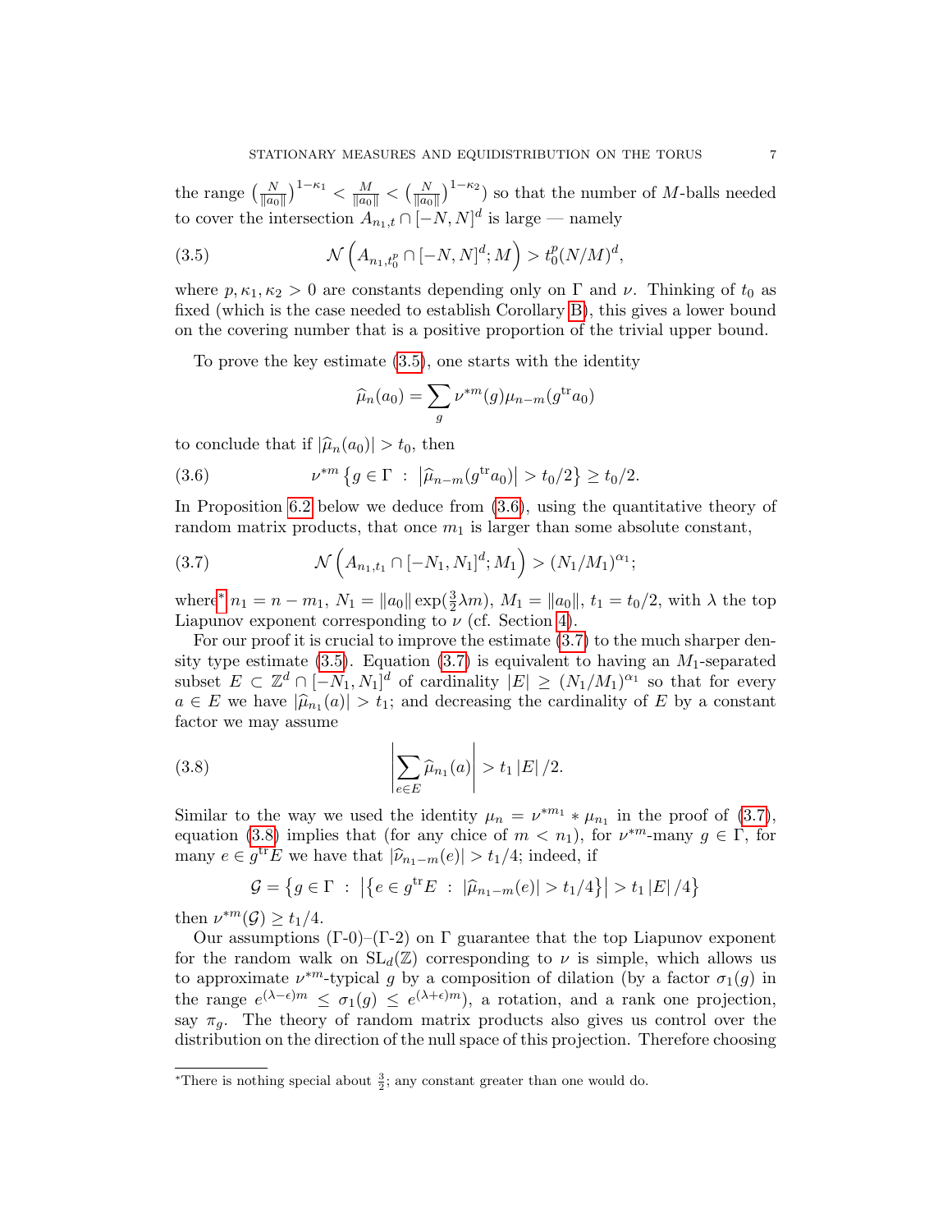the range $\left(\frac{N}{\|a_0\|}\right)^{1-\kappa_1} < \frac{M}{\|a_0\|} < \left(\frac{N}{\|a_0\|}\right)^{1-\kappa_2}$) so that the number of $M$-balls needed to cover the intersection $A_{n_1,t} \cap [-N,N]^d$ is large — namely

$$\mathcal{N}\left(A_{n_1,t_0^p} \cap [-N,N]^d; M\right) > t_0^p (N/M)^d, \tag{3.5}$$

where $p, \kappa_1, \kappa_2 > 0$ are constants depending only on $\Gamma$ and $\nu$. Thinking of $t_0$ as fixed (which is the case needed to establish Corollary B), this gives a lower bound on the covering number that is a positive proportion of the trivial upper bound.

To prove the key estimate (3.5), one starts with the identity

$$\widehat{\mu}_n(a_0) = \sum_g \nu^{*m}(g)\mu_{n-m}(g^{\mathrm{tr}}a_0)$$

to conclude that if $|\widehat{\mu}_n(a_0)| > t_0$, then

$$\nu^{*m}\left\{g \in \Gamma \;:\; \left|\widehat{\mu}_{n-m}(g^{\mathrm{tr}}a_0)\right| > t_0/2\right\} \geq t_0/2. \tag{3.6}$$

In Proposition 6.2 below we deduce from (3.6), using the quantitative theory of random matrix products, that once $m_1$ is larger than some absolute constant,

$$\mathcal{N}\left(A_{n_1,t_1} \cap [-N_1,N_1]^d; M_1\right) > (N_1/M_1)^{\alpha_1}; \tag{3.7}$$

where[*] $n_1 = n - m_1$, $N_1 = \|a_0\| \exp(\frac{3}{2}\lambda m)$, $M_1 = \|a_0\|$, $t_1 = t_0/2$, with $\lambda$ the top Liapunov exponent corresponding to $\nu$ (cf. Section 4).

For our proof it is crucial to improve the estimate (3.7) to the much sharper density type estimate (3.5). Equation (3.7) is equivalent to having an $M_1$-separated subset $E \subset \mathbb{Z}^d \cap [-N_1,N_1]^d$ of cardinality $|E| \geq (N_1/M_1)^{\alpha_1}$ so that for every $a \in E$ we have $|\widehat{\mu}_{n_1}(a)| > t_1$; and decreasing the cardinality of $E$ by a constant factor we may assume

$$\left|\sum_{e \in E} \widehat{\mu}_{n_1}(a)\right| > t_1 |E|/2. \tag{3.8}$$

Similar to the way we used the identity $\mu_n = \nu^{*m_1} * \mu_{n_1}$ in the proof of (3.7), equation (3.8) implies that (for any chice of $m < n_1$), for $\nu^{*m}$-many $g \in \Gamma$, for many $e \in g^{\mathrm{tr}}E$ we have that $|\widehat{\nu}_{n_1-m}(e)| > t_1/4$; indeed, if

$$\mathcal{G} = \left\{g \in \Gamma \;:\; \left|\left\{e \in g^{\mathrm{tr}}E \;:\; |\widehat{\mu}_{n_1-m}(e)| > t_1/4\right\}\right| > t_1|E|/4\right\}$$

then $\nu^{*m}(\mathcal{G}) \geq t_1/4$.

Our assumptions ($\Gamma$-0)–($\Gamma$-2) on $\Gamma$ guarantee that the top Liapunov exponent for the random walk on $\mathrm{SL}_d(\mathbb{Z})$ corresponding to $\nu$ is simple, which allows us to approximate $\nu^{*m}$-typical $g$ by a composition of dilation (by a factor $\sigma_1(g)$ in the range $e^{(\lambda-\epsilon)m} \leq \sigma_1(g) \leq e^{(\lambda+\epsilon)m}$), a rotation, and a rank one projection, say $\pi_g$. The theory of random matrix products also gives us control over the distribution on the direction of the null space of this projection. Therefore choosing

[*] There is nothing special about $\frac{3}{2}$; any constant greater than one would do.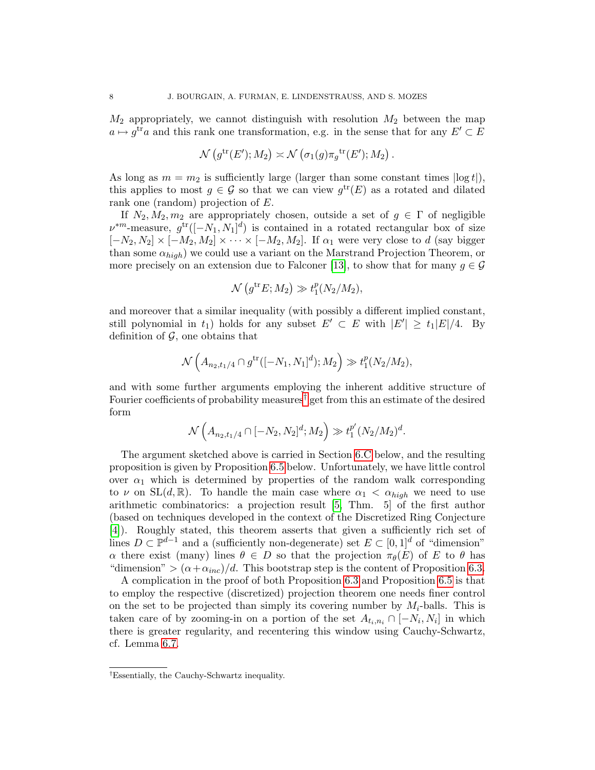$M_2$ appropriately, we cannot distinguish with resolution $M_2$ between the map $a \mapsto g^{\mathrm{tr}}a$ and this rank one transformation, e.g. in the sense that for any $E' \subset E$

$$\mathcal{N}\left(g^{\mathrm{tr}}(E'); M_2\right) \asymp \mathcal{N}\left(\sigma_1(g)\pi_g{}^{\mathrm{tr}}(E'); M_2\right).$$

As long as $m = m_2$ is sufficiently large (larger than some constant times $|\log t|$), this applies to most $g \in \mathcal{G}$ so that we can view $g^{\mathrm{tr}}(E)$ as a rotated and dilated rank one (random) projection of $E$.

If $N_2, M_2, m_2$ are appropriately chosen, outside a set of $g \in \Gamma$ of negligible $\nu^{*m}$-measure, $g^{\mathrm{tr}}([-N_1, N_1]^d)$ is contained in a rotated rectangular box of size $[-N_2, N_2] \times [-M_2, M_2] \times \cdots \times [-M_2, M_2]$. If $\alpha_1$ were very close to $d$ (say bigger than some $\alpha_{high}$) we could use a variant on the Marstrand Projection Theorem, or more precisely on an extension due to Falconer [13], to show that for many $g \in \mathcal{G}$

$$\mathcal{N}\left(g^{\mathrm{tr}}E; M_2\right) \gg t_1^p(N_2/M_2),$$

and moreover that a similar inequality (with possibly a different implied constant, still polynomial in $t_1$) holds for any subset $E' \subset E$ with $|E'| \geq t_1|E|/4$. By definition of $\mathcal{G}$, one obtains that

$$\mathcal{N}\left(A_{n_2,t_1/4} \cap g^{\mathrm{tr}}([-N_1, N_1]^d); M_2\right) \gg t_1^p(N_2/M_2),$$

and with some further arguments employing the inherent additive structure of Fourier coefficients of probability measures[†] get from this an estimate of the desired form

$$\mathcal{N}\left(A_{n_2,t_1/4} \cap [-N_2, N_2]^d; M_2\right) \gg t_1^{p'}(N_2/M_2)^d.$$

The argument sketched above is carried in Section 6.C below, and the resulting proposition is given by Proposition 6.5 below. Unfortunately, we have little control over $\alpha_1$ which is determined by properties of the random walk corresponding to $\nu$ on $\mathrm{SL}(d, \mathbb{R})$. To handle the main case where $\alpha_1 < \alpha_{high}$ we need to use arithmetic combinatorics: a projection result [5, Thm. 5] of the first author (based on techniques developed in the context of the Discretized Ring Conjecture [4]). Roughly stated, this theorem asserts that given a sufficiently rich set of lines $D \subset \mathbb{P}^{d-1}$ and a (sufficiently non-degenerate) set $E \subset [0, 1]^d$ of "dimension" $\alpha$ there exist (many) lines $\theta \in D$ so that the projection $\pi_\theta(E)$ of $E$ to $\theta$ has "dimension" $> (\alpha + \alpha_{inc})/d$. This bootstrap step is the content of Proposition 6.3.

A complication in the proof of both Proposition 6.3 and Proposition 6.5 is that to employ the respective (discretized) projection theorem one needs finer control on the set to be projected than simply its covering number by $M_i$-balls. This is taken care of by zooming-in on a portion of the set $A_{t_i,n_i} \cap [-N_i, N_i]$ in which there is greater regularity, and recentering this window using Cauchy-Schwartz, cf. Lemma 6.7.

---

[†] Essentially, the Cauchy-Schwartz inequality.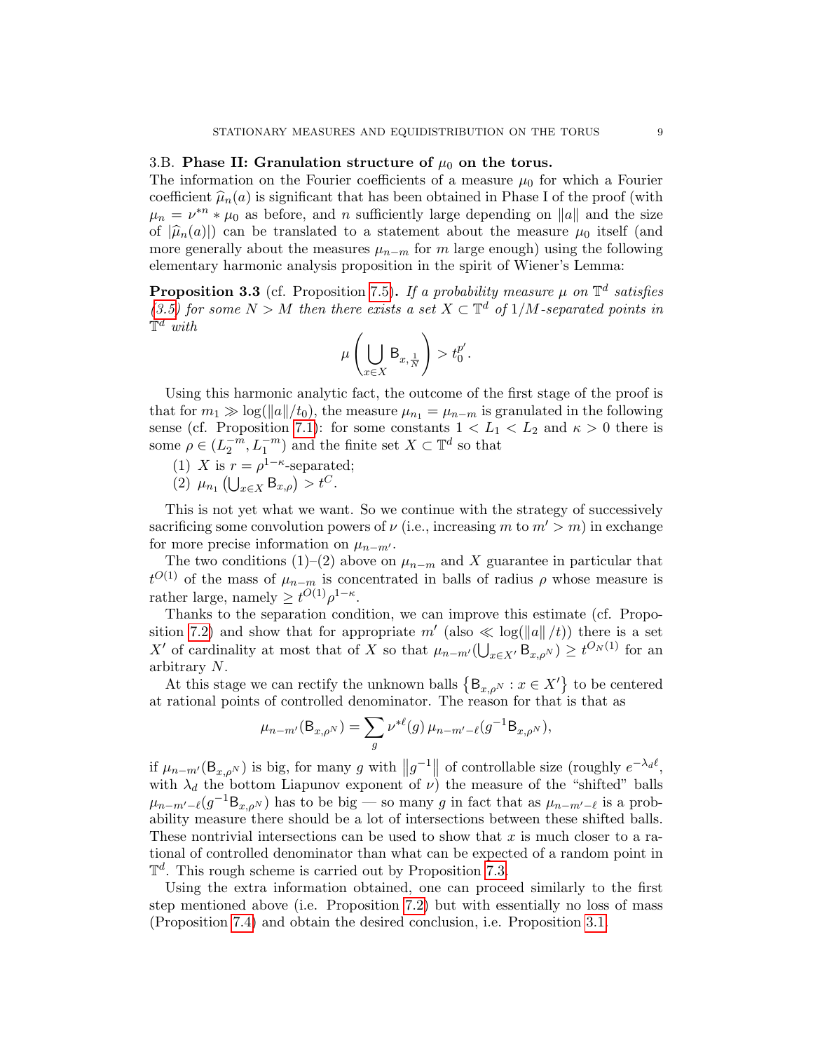### 3.B. **Phase II: Granulation structure of $\mu_0$ on the torus.**

The information on the Fourier coefficients of a measure $\mu_0$ for which a Fourier coefficient $\widehat{\mu}_n(a)$ is significant that has been obtained in Phase I of the proof (with $\mu_n = \nu^{*n} * \mu_0$ as before, and $n$ sufficiently large depending on $\|a\|$ and the size of $|\widehat{\mu}_n(a)|$) can be translated to a statement about the measure $\mu_0$ itself (and more generally about the measures $\mu_{n-m}$ for $m$ large enough) using the following elementary harmonic analysis proposition in the spirit of Wiener's Lemma:

**Proposition 3.3** (cf. Proposition 7.5)**.** *If a probability measure $\mu$ on $\mathbb{T}^d$ satisfies (3.5) for some $N > M$ then there exists a set $X \subset \mathbb{T}^d$ of $1/M$-separated points in $\mathbb{T}^d$ with*

$$\mu\left(\bigcup_{x\in X} \mathsf{B}_{x,\frac{1}{N}}\right) > t_0^{p'}.$$

Using this harmonic analytic fact, the outcome of the first stage of the proof is that for $m_1 \gg \log(\|a\|/t_0)$, the measure $\mu_{n_1} = \mu_{n-m}$ is granulated in the following sense (cf. Proposition 7.1): for some constants $1 < L_1 < L_2$ and $\kappa > 0$ there is some $\rho \in (L_2^{-m}, L_1^{-m})$ and the finite set $X \subset \mathbb{T}^d$ so that

1. $X$ is $r = \rho^{1-\kappa}$-separated;
2. $\mu_{n_1}\left(\bigcup_{x\in X} \mathsf{B}_{x,\rho}\right) > t^C$.

This is not yet what we want. So we continue with the strategy of successively sacrificing some convolution powers of $\nu$ (i.e., increasing $m$ to $m' > m$) in exchange for more precise information on $\mu_{n-m'}$.

The two conditions (1)–(2) above on $\mu_{n-m}$ and $X$ guarantee in particular that $t^{O(1)}$ of the mass of $\mu_{n-m}$ is concentrated in balls of radius $\rho$ whose measure is rather large, namely $\geq t^{O(1)}\rho^{1-\kappa}$.

Thanks to the separation condition, we can improve this estimate (cf. Proposition 7.2) and show that for appropriate $m'$ (also $\ll \log(\|a\|/t)$) there is a set $X'$ of cardinality at most that of $X$ so that $\mu_{n-m'}(\bigcup_{x\in X'} \mathsf{B}_{x,\rho^N}) \geq t^{O_N(1)}$ for an arbitrary $N$.

At this stage we can rectify the unknown balls $\left\{\mathsf{B}_{x,\rho^N} : x \in X'\right\}$ to be centered at rational points of controlled denominator. The reason for that is that as

$$\mu_{n-m'}(\mathsf{B}_{x,\rho^N}) = \sum_g \nu^{*\ell}(g)\, \mu_{n-m'-\ell}(g^{-1}\mathsf{B}_{x,\rho^N}),$$

if $\mu_{n-m'}(\mathsf{B}_{x,\rho^N})$ is big, for many $g$ with $\left\|g^{-1}\right\|$ of controllable size (roughly $e^{-\lambda_d \ell}$, with $\lambda_d$ the bottom Liapunov exponent of $\nu$) the measure of the "shifted" balls $\mu_{n-m'-\ell}(g^{-1}\mathsf{B}_{x,\rho^N})$ has to be big — so many $g$ in fact that as $\mu_{n-m'-\ell}$ is a probability measure there should be a lot of intersections between these shifted balls. These nontrivial intersections can be used to show that $x$ is much closer to a rational of controlled denominator than what can be expected of a random point in $\mathbb{T}^d$. This rough scheme is carried out by Proposition 7.3.

Using the extra information obtained, one can proceed similarly to the first step mentioned above (i.e. Proposition 7.2) but with essentially no loss of mass (Proposition 7.4) and obtain the desired conclusion, i.e. Proposition 3.1.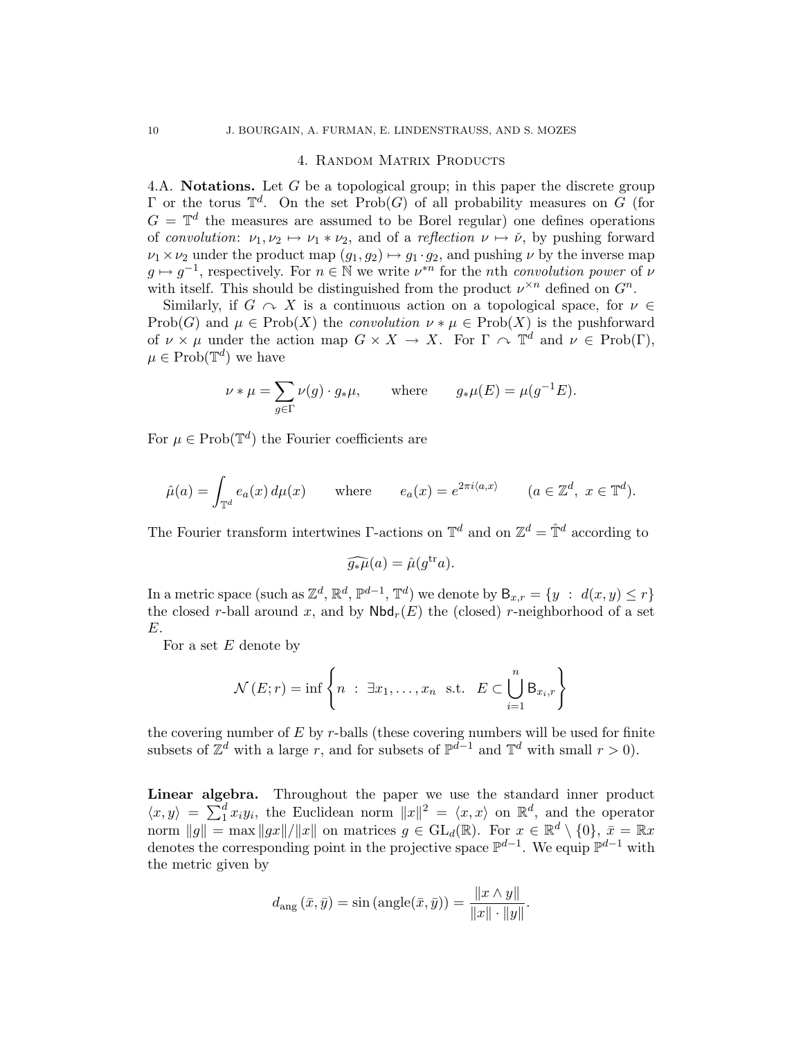## 4. Random Matrix Products

4.A. **Notations.** Let $G$ be a topological group; in this paper the discrete group $\Gamma$ or the torus $\mathbb{T}^d$. On the set $\mathrm{Prob}(G)$ of all probability measures on $G$ (for $G = \mathbb{T}^d$ the measures are assumed to be Borel regular) one defines operations of *convolution*: $\nu_1, \nu_2 \mapsto \nu_1 * \nu_2$, and of a *reflection* $\nu \mapsto \check{\nu}$, by pushing forward $\nu_1 \times \nu_2$ under the product map $(g_1, g_2) \mapsto g_1 \cdot g_2$, and pushing $\nu$ by the inverse map $g \mapsto g^{-1}$, respectively. For $n \in \mathbb{N}$ we write $\nu^{*n}$ for the $n$th *convolution power* of $\nu$ with itself. This should be distinguished from the product $\nu^{\times n}$ defined on $G^n$.

Similarly, if $G \curvearrowright X$ is a continuous action on a topological space, for $\nu \in \mathrm{Prob}(G)$ and $\mu \in \mathrm{Prob}(X)$ the *convolution* $\nu * \mu \in \mathrm{Prob}(X)$ is the pushforward of $\nu \times \mu$ under the action map $G \times X \to X$. For $\Gamma \curvearrowright \mathbb{T}^d$ and $\nu \in \mathrm{Prob}(\Gamma)$, $\mu \in \mathrm{Prob}(\mathbb{T}^d)$ we have

$$\nu * \mu = \sum_{g \in \Gamma} \nu(g) \cdot g_* \mu, \qquad \text{where} \qquad g_*\mu(E) = \mu(g^{-1}E).$$

For $\mu \in \mathrm{Prob}(\mathbb{T}^d)$ the Fourier coefficients are

$$\hat{\mu}(a) = \int_{\mathbb{T}^d} e_a(x)\, d\mu(x) \qquad \text{where} \qquad e_a(x) = e^{2\pi i \langle a, x\rangle} \qquad (a \in \mathbb{Z}^d,\ x \in \mathbb{T}^d).$$

The Fourier transform intertwines $\Gamma$-actions on $\mathbb{T}^d$ and on $\mathbb{Z}^d = \hat{\mathbb{T}}^d$ according to

$$\widehat{g_*\mu}(a) = \hat{\mu}(g^{\mathrm{tr}} a).$$

In a metric space (such as $\mathbb{Z}^d$, $\mathbb{R}^d$, $\mathbb{P}^{d-1}$, $\mathbb{T}^d$) we denote by $\mathsf{B}_{x,r} = \{y \ : \ d(x,y) \le r\}$ the closed $r$-ball around $x$, and by $\mathsf{Nbd}_r(E)$ the (closed) $r$-neighborhood of a set $E$.

For a set $E$ denote by

$$\mathcal{N}(E; r) = \inf \left\{ n \ : \ \exists x_1, \ldots, x_n \ \text{ s.t. } \ E \subset \bigcup_{i=1}^{n} \mathsf{B}_{x_i, r} \right\}$$

the covering number of $E$ by $r$-balls (these covering numbers will be used for finite subsets of $\mathbb{Z}^d$ with a large $r$, and for subsets of $\mathbb{P}^{d-1}$ and $\mathbb{T}^d$ with small $r > 0$).

**Linear algebra.** Throughout the paper we use the standard inner product $\langle x, y\rangle = \sum_1^d x_i y_i$, the Euclidean norm $\|x\|^2 = \langle x, x\rangle$ on $\mathbb{R}^d$, and the operator norm $\|g\| = \max \|gx\|/\|x\|$ on matrices $g \in \mathrm{GL}_d(\mathbb{R})$. For $x \in \mathbb{R}^d \setminus \{0\}$, $\bar{x} = \mathbb{R}x$ denotes the corresponding point in the projective space $\mathbb{P}^{d-1}$. We equip $\mathbb{P}^{d-1}$ with the metric given by

$$d_{\mathrm{ang}}(\bar{x}, \bar{y}) = \sin(\mathrm{angle}(\bar{x}, \bar{y})) = \frac{\|x \wedge y\|}{\|x\| \cdot \|y\|}.$$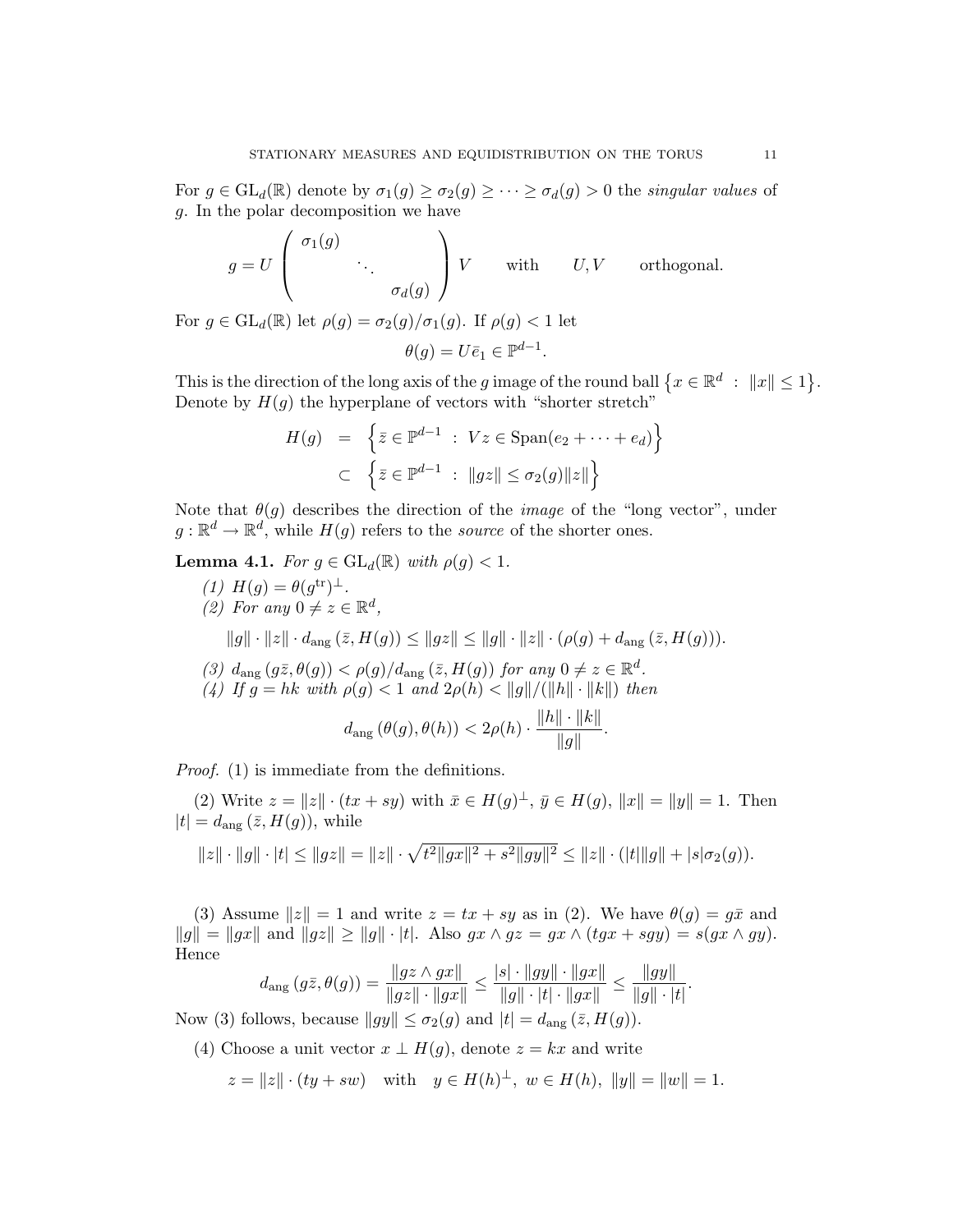For $g \in \mathrm{GL}_d(\mathbb{R})$ denote by $\sigma_1(g) \geq \sigma_2(g) \geq \cdots \geq \sigma_d(g) > 0$ the *singular values* of $g$. In the polar decomposition we have

$$g = U \begin{pmatrix} \sigma_1(g) & & \\ & \ddots & \\ & & \sigma_d(g) \end{pmatrix} V \qquad \text{with} \qquad U, V \qquad \text{orthogonal.}$$

For $g \in \mathrm{GL}_d(\mathbb{R})$ let $\rho(g) = \sigma_2(g)/\sigma_1(g)$. If $\rho(g) < 1$ let

$$\theta(g) = U\bar{e}_1 \in \mathbb{P}^{d-1}.$$

This is the direction of the long axis of the $g$ image of the round ball $\left\{x \in \mathbb{R}^d \ : \ \|x\| \leq 1\right\}$. Denote by $H(g)$ the hyperplane of vectors with "shorter stretch"

$$\begin{aligned} H(g) &= \left\{\bar{z} \in \mathbb{P}^{d-1} \ : \ Vz \in \mathrm{Span}(e_2 + \cdots + e_d)\right\} \\ &\subset \left\{\bar{z} \in \mathbb{P}^{d-1} \ : \ \|gz\| \leq \sigma_2(g)\|z\|\right\} \end{aligned}$$

Note that $\theta(g)$ describes the direction of the *image* of the "long vector", under $g : \mathbb{R}^d \to \mathbb{R}^d$, while $H(g)$ refers to the *source* of the shorter ones.

**Lemma 4.1.** *For $g \in \mathrm{GL}_d(\mathbb{R})$ with $\rho(g) < 1$.*

*(1) $H(g) = \theta(g^{\mathrm{tr}})^{\perp}$.*

*(2) For any $0 \neq z \in \mathbb{R}^d$,*

$$\|g\| \cdot \|z\| \cdot d_{\mathrm{ang}}\left(\bar{z}, H(g)\right) \leq \|gz\| \leq \|g\| \cdot \|z\| \cdot (\rho(g) + d_{\mathrm{ang}}\left(\bar{z}, H(g)\right)).$$

*(3) $d_{\mathrm{ang}}\left(g\bar{z}, \theta(g)\right) < \rho(g)/d_{\mathrm{ang}}\left(\bar{z}, H(g)\right)$ for any $0 \neq z \in \mathbb{R}^d$.*

*(4) If $g = hk$ with $\rho(g) < 1$ and $2\rho(h) < \|g\|/(\|h\| \cdot \|k\|)$ then*

$$d_{\mathrm{ang}}\left(\theta(g), \theta(h)\right) < 2\rho(h) \cdot \frac{\|h\| \cdot \|k\|}{\|g\|}.$$

*Proof.* (1) is immediate from the definitions.

(2) Write $z = \|z\| \cdot (tx + sy)$ with $\bar{x} \in H(g)^{\perp}$, $\bar{y} \in H(g)$, $\|x\| = \|y\| = 1$. Then $|t| = d_{\mathrm{ang}}\left(\bar{z}, H(g)\right)$, while

$$\|z\| \cdot \|g\| \cdot |t| \leq \|gz\| = \|z\| \cdot \sqrt{t^2\|gx\|^2 + s^2\|gy\|^2} \leq \|z\| \cdot (|t|\|g\| + |s|\sigma_2(g)).$$

(3) Assume $\|z\| = 1$ and write $z = tx + sy$ as in (2). We have $\theta(g) = g\bar{x}$ and $\|g\| = \|gx\|$ and $\|gz\| \geq \|g\| \cdot |t|$. Also $gx \wedge gz = gx \wedge (tgx + sgy) = s(gx \wedge gy)$. Hence

$$d_{\mathrm{ang}}\left(g\bar{z}, \theta(g)\right) = \frac{\|gz \wedge gx\|}{\|gz\| \cdot \|gx\|} \leq \frac{|s| \cdot \|gy\| \cdot \|gx\|}{\|g\| \cdot |t| \cdot \|gx\|} \leq \frac{\|gy\|}{\|g\| \cdot |t|}.$$

Now (3) follows, because $\|gy\| \leq \sigma_2(g)$ and $|t| = d_{\mathrm{ang}}\left(\bar{z}, H(g)\right)$.

(4) Choose a unit vector $x \perp H(g)$, denote $z = kx$ and write

$$z = \|z\| \cdot (ty + sw) \quad \text{with} \quad y \in H(h)^{\perp}, \ w \in H(h), \ \|y\| = \|w\| = 1.$$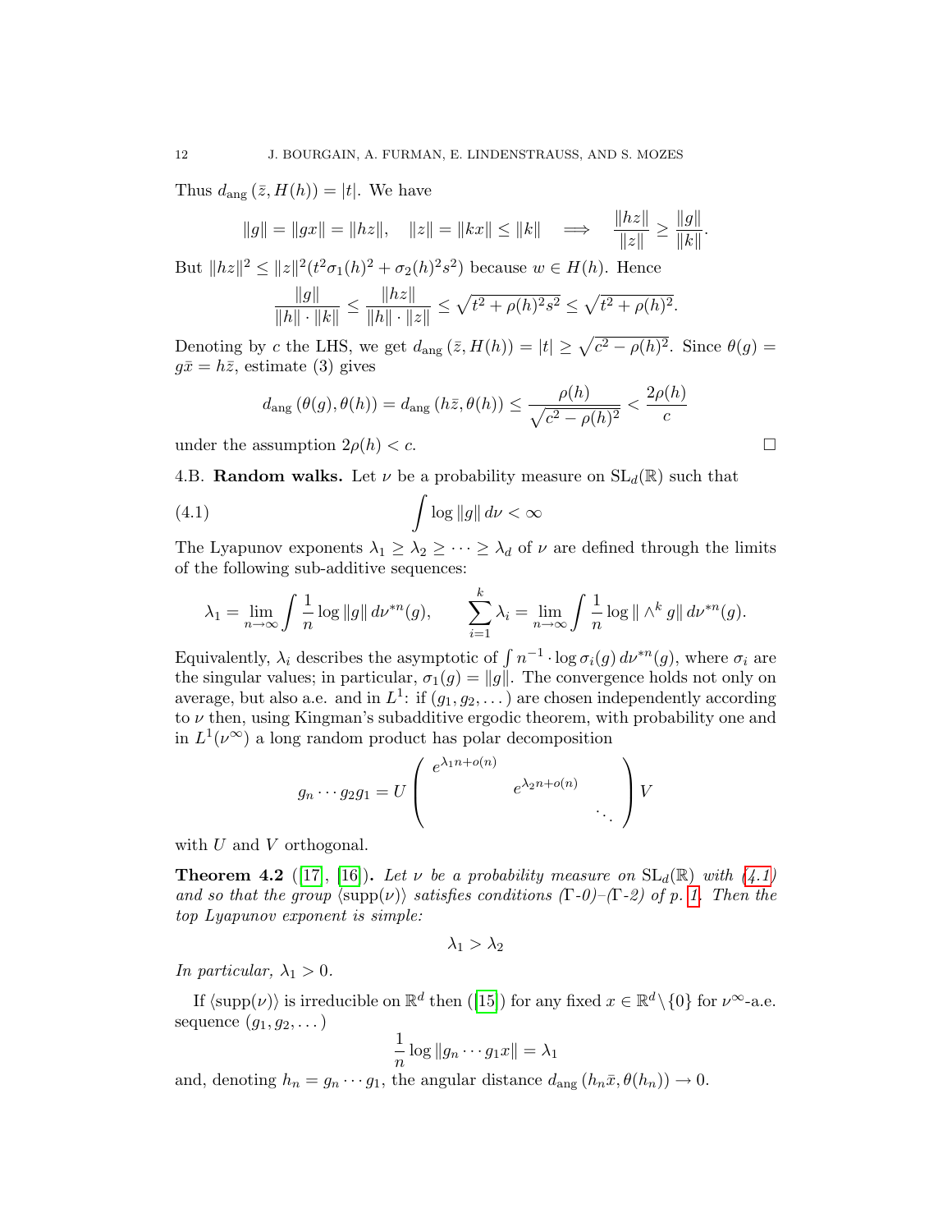Thus $d_{\text{ang}}(\bar{z}, H(h)) = |t|$. We have

$$\|g\| = \|gx\| = \|hz\|, \quad \|z\| = \|kx\| \leq \|k\| \quad \Longrightarrow \quad \frac{\|hz\|}{\|z\|} \geq \frac{\|g\|}{\|k\|}.$$

But $\|hz\|^2 \leq \|z\|^2(t^2\sigma_1(h)^2 + \sigma_2(h)^2 s^2)$ because $w \in H(h)$. Hence

$$\frac{\|g\|}{\|h\| \cdot \|k\|} \leq \frac{\|hz\|}{\|h\| \cdot \|z\|} \leq \sqrt{t^2 + \rho(h)^2 s^2} \leq \sqrt{t^2 + \rho(h)^2}.$$

Denoting by $c$ the LHS, we get $d_{\text{ang}}(\bar{z}, H(h)) = |t| \geq \sqrt{c^2 - \rho(h)^2}$. Since $\theta(g) = g\bar{x} = h\bar{z}$, estimate (3) gives

$$d_{\text{ang}}(\theta(g), \theta(h)) = d_{\text{ang}}(h\bar{z}, \theta(h)) \leq \frac{\rho(h)}{\sqrt{c^2 - \rho(h)^2}} < \frac{2\rho(h)}{c}$$

under the assumption $2\rho(h) < c$. $\square$

4.B. **Random walks.** Let $\nu$ be a probability measure on $\mathrm{SL}_d(\mathbb{R})$ such that

$$\int \log \|g\| \, d\nu < \infty \tag{4.1}$$

The Lyapunov exponents $\lambda_1 \geq \lambda_2 \geq \cdots \geq \lambda_d$ of $\nu$ are defined through the limits of the following sub-additive sequences:

$$\lambda_1 = \lim_{n\to\infty} \int \frac{1}{n} \log \|g\| \, d\nu^{*n}(g), \qquad \sum_{i=1}^{k} \lambda_i = \lim_{n\to\infty} \int \frac{1}{n} \log \| \wedge^k g\| \, d\nu^{*n}(g).$$

Equivalently, $\lambda_i$ describes the asymptotic of $\int n^{-1} \cdot \log \sigma_i(g) \, d\nu^{*n}(g)$, where $\sigma_i$ are the singular values; in particular, $\sigma_1(g) = \|g\|$. The convergence holds not only on average, but also a.e. and in $L^1$: if $(g_1, g_2, \dots)$ are chosen independently according to $\nu$ then, using Kingman's subadditive ergodic theorem, with probability one and in $L^1(\nu^\infty)$ a long random product has polar decomposition

$$g_n \cdots g_2 g_1 = U \begin{pmatrix} e^{\lambda_1 n + o(n)} & & \\ & e^{\lambda_2 n + o(n)} & \\ & & \ddots \end{pmatrix} V$$

with $U$ and $V$ orthogonal.

**Theorem 4.2** ([17], [16])**.** *Let $\nu$ be a probability measure on $\mathrm{SL}_d(\mathbb{R})$ with (4.1) and so that the group $\langle \mathrm{supp}(\nu) \rangle$ satisfies conditions ($\Gamma$-0)–($\Gamma$-2) of p. 1. Then the top Lyapunov exponent is simple:*

$$\lambda_1 > \lambda_2$$

*In particular, $\lambda_1 > 0$.*

If $\langle \mathrm{supp}(\nu) \rangle$ is irreducible on $\mathbb{R}^d$ then ([15]) for any fixed $x \in \mathbb{R}^d \setminus \{0\}$ for $\nu^\infty$-a.e. sequence $(g_1, g_2, \dots)$

$$\frac{1}{n} \log \|g_n \cdots g_1 x\| = \lambda_1$$

and, denoting $h_n = g_n \cdots g_1$, the angular distance $d_{\text{ang}}(h_n \bar{x}, \theta(h_n)) \to 0$.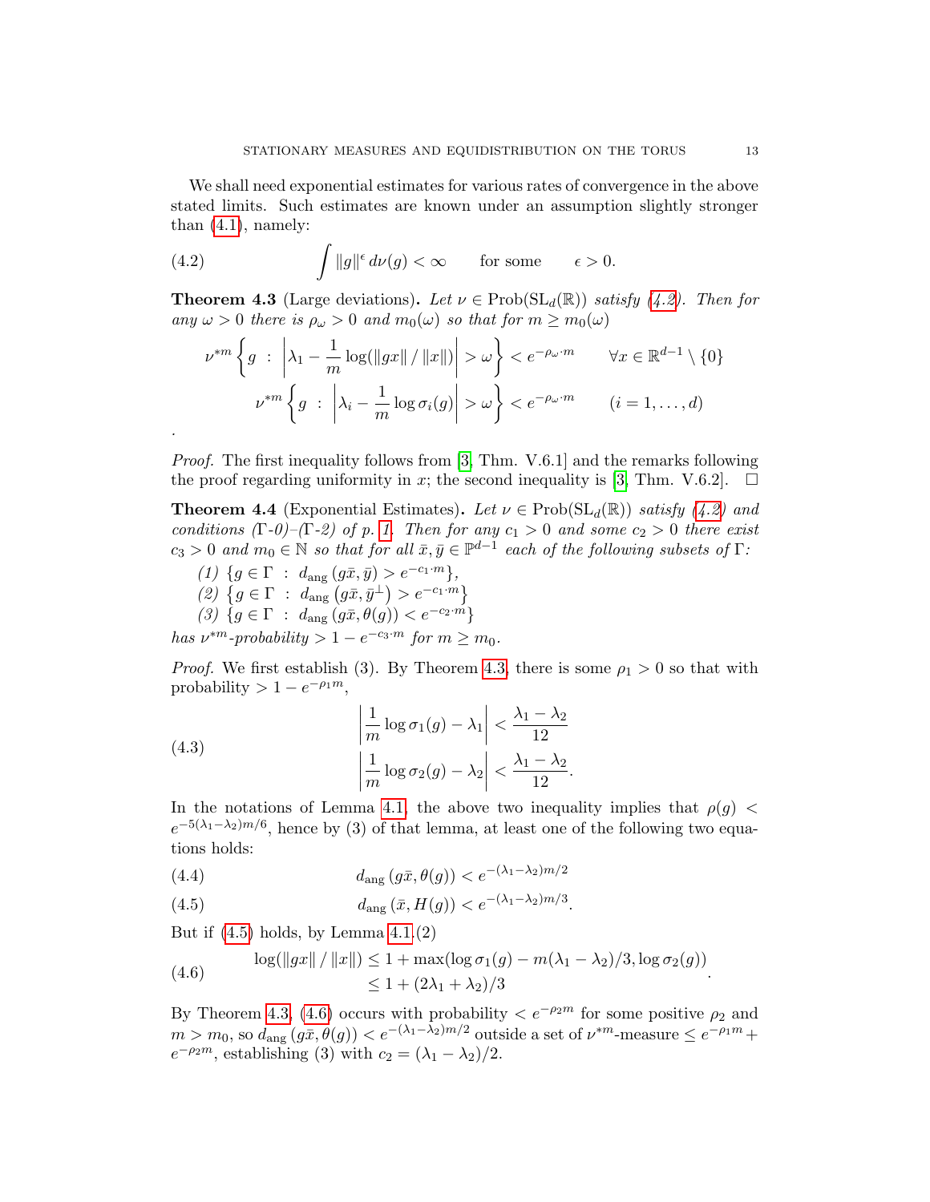We shall need exponential estimates for various rates of convergence in the above stated limits. Such estimates are known under an assumption slightly stronger than (4.1), namely:

$$\int \|g\|^\epsilon \, d\nu(g) < \infty \qquad \text{for some} \qquad \epsilon > 0. \tag{4.2}$$

**Theorem 4.3** (Large deviations)**.** *Let $\nu \in \operatorname{Prob}(\mathrm{SL}_d(\mathbb{R}))$ satisfy (4.2). Then for any $\omega > 0$ there is $\rho_\omega > 0$ and $m_0(\omega)$ so that for $m \geq m_0(\omega)$*

$$\nu^{*m}\left\{ g \;:\; \left| \lambda_1 - \frac{1}{m}\log(\|gx\| / \|x\|) \right| > \omega \right\} < e^{-\rho_\omega \cdot m} \qquad \forall x \in \mathbb{R}^{d-1} \setminus \{0\}$$

$$\nu^{*m}\left\{ g \;:\; \left| \lambda_i - \frac{1}{m}\log \sigma_i(g) \right| > \omega \right\} < e^{-\rho_\omega \cdot m} \qquad (i = 1, \dots, d)$$

.

*Proof.* The first inequality follows from [3, Thm. V.6.1] and the remarks following the proof regarding uniformity in $x$; the second inequality is [3, Thm. V.6.2]. $\square$

**Theorem 4.4** (Exponential Estimates)**.** *Let $\nu \in \operatorname{Prob}(\mathrm{SL}_d(\mathbb{R}))$ satisfy (4.2) and conditions ($\Gamma$-0)–($\Gamma$-2) of p. 1. Then for any $c_1 > 0$ and some $c_2 > 0$ there exist $c_3 > 0$ and $m_0 \in \mathbb{N}$ so that for all $\bar{x}, \bar{y} \in \mathbb{P}^{d-1}$ each of the following subsets of $\Gamma$:*

*(1) $\{g \in \Gamma \;:\; d_{\text{ang}}(g\bar{x}, \bar{y}) > e^{-c_1 \cdot m}\}$,*
*(2) $\{g \in \Gamma \;:\; d_{\text{ang}}(g\bar{x}, \bar{y}^\perp) > e^{-c_1 \cdot m}\}$*
*(3) $\{g \in \Gamma \;:\; d_{\text{ang}}(g\bar{x}, \theta(g)) < e^{-c_2 \cdot m}\}$*

*has $\nu^{*m}$-probability $> 1 - e^{-c_3 \cdot m}$ for $m \geq m_0$.*

*Proof.* We first establish (3). By Theorem 4.3, there is some $\rho_1 > 0$ so that with probability $> 1 - e^{-\rho_1 m}$,

$$\begin{aligned} \left| \frac{1}{m}\log \sigma_1(g) - \lambda_1 \right| &< \frac{\lambda_1 - \lambda_2}{12} \\ \left| \frac{1}{m}\log \sigma_2(g) - \lambda_2 \right| &< \frac{\lambda_1 - \lambda_2}{12}. \end{aligned} \tag{4.3}$$

In the notations of Lemma 4.1, the above two inequality implies that $\rho(g) < e^{-5(\lambda_1 - \lambda_2)m/6}$, hence by (3) of that lemma, at least one of the following two equations holds:

$$d_{\text{ang}}(g\bar{x}, \theta(g)) < e^{-(\lambda_1 - \lambda_2)m/2} \tag{4.4}$$

$$d_{\text{ang}}(\bar{x}, H(g)) < e^{-(\lambda_1 - \lambda_2)m/3}. \tag{4.5}$$

But if (4.5) holds, by Lemma 4.1.(2)

$$\begin{aligned} \log(\|gx\| / \|x\|) &\leq 1 + \max(\log \sigma_1(g) - m(\lambda_1 - \lambda_2)/3, \log \sigma_2(g)) \\ &\leq 1 + (2\lambda_1 + \lambda_2)/3 \end{aligned} \tag{4.6}$$

By Theorem 4.3, (4.6) occurs with probability $< e^{-\rho_2 m}$ for some positive $\rho_2$ and $m > m_0$, so $d_{\text{ang}}(g\bar{x}, \theta(g)) < e^{-(\lambda_1 - \lambda_2)m/2}$ outside a set of $\nu^{*m}$-measure $\leq e^{-\rho_1 m} + e^{-\rho_2 m}$, establishing (3) with $c_2 = (\lambda_1 - \lambda_2)/2$.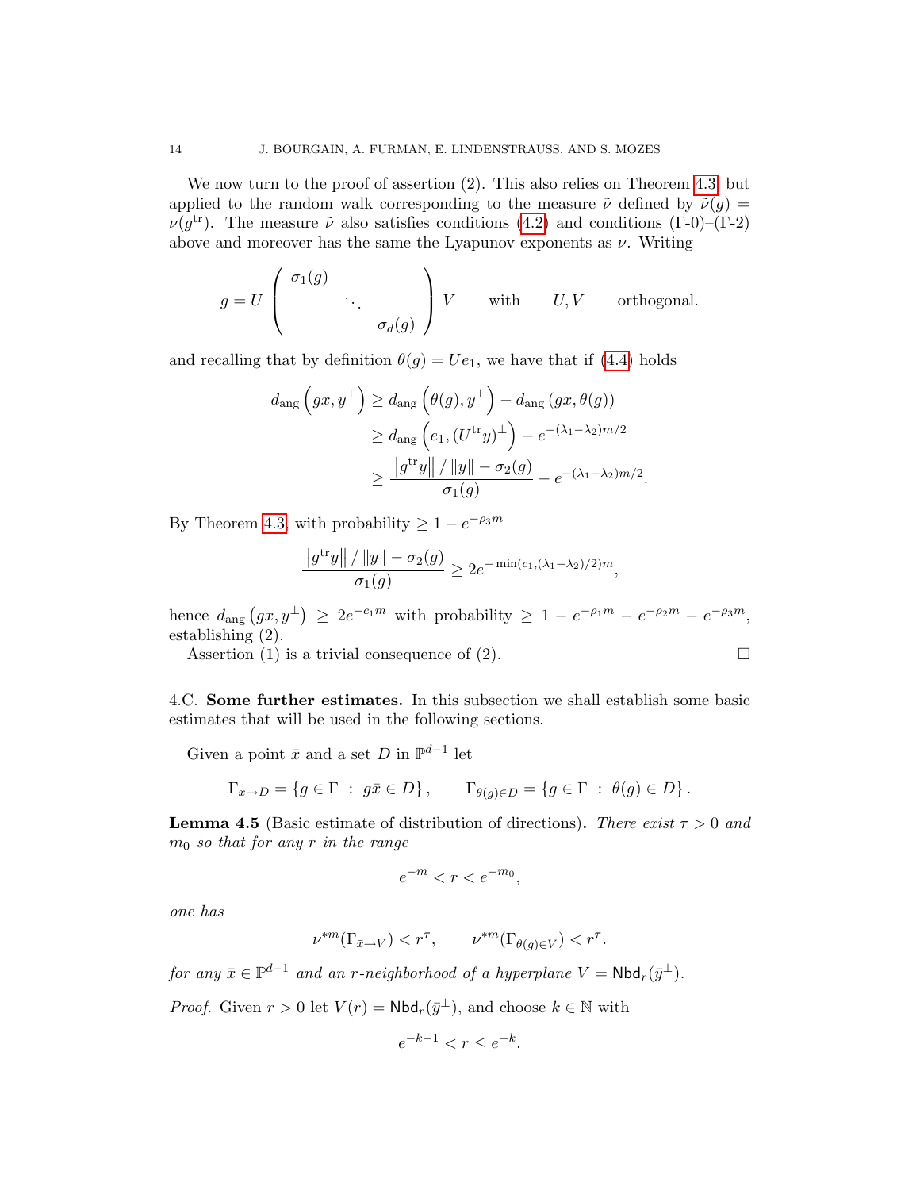We now turn to the proof of assertion (2). This also relies on Theorem 4.3, but applied to the random walk corresponding to the measure $\tilde{\nu}$ defined by $\tilde{\nu}(g) = \nu(g^{\mathrm{tr}})$. The measure $\tilde{\nu}$ also satisfies conditions (4.2) and conditions ($\Gamma$-0)–($\Gamma$-2) above and moreover has the same the Lyapunov exponents as $\nu$. Writing

$$g = U \begin{pmatrix} \sigma_1(g) & & \\ & \ddots & \\ & & \sigma_d(g) \end{pmatrix} V \qquad \text{with} \qquad U, V \qquad \text{orthogonal.}$$

and recalling that by definition $\theta(g) = Ue_1$, we have that if (4.4) holds

$$\begin{aligned} d_{\mathrm{ang}}\left(gx, y^{\perp}\right) &\geq d_{\mathrm{ang}}\left(\theta(g), y^{\perp}\right) - d_{\mathrm{ang}}\left(gx, \theta(g)\right) \\ &\geq d_{\mathrm{ang}}\left(e_1, (U^{\mathrm{tr}}y)^{\perp}\right) - e^{-(\lambda_1-\lambda_2)m/2} \\ &\geq \frac{\left\|g^{\mathrm{tr}}y\right\| / \|y\| - \sigma_2(g)}{\sigma_1(g)} - e^{-(\lambda_1-\lambda_2)m/2}. \end{aligned}$$

By Theorem 4.3, with probability $\geq 1 - e^{-\rho_3 m}$

$$\frac{\left\|g^{\mathrm{tr}}y\right\| / \|y\| - \sigma_2(g)}{\sigma_1(g)} \geq 2e^{-\min(c_1,(\lambda_1-\lambda_2)/2)m},$$

hence $d_{\mathrm{ang}}\left(gx, y^{\perp}\right) \geq 2e^{-c_1 m}$ with probability $\geq 1 - e^{-\rho_1 m} - e^{-\rho_2 m} - e^{-\rho_3 m}$, establishing (2).

Assertion (1) is a trivial consequence of (2). $\square$

4.C. **Some further estimates.** In this subsection we shall establish some basic estimates that will be used in the following sections.

Given a point $\bar{x}$ and a set $D$ in $\mathbb{P}^{d-1}$ let

$$\Gamma_{\bar{x}\to D} = \{g \in \Gamma \ : \ g\bar{x} \in D\}, \qquad \Gamma_{\theta(g)\in D} = \{g \in \Gamma \ : \ \theta(g) \in D\}.$$

**Lemma 4.5** (Basic estimate of distribution of directions)**.** *There exist $\tau > 0$ and $m_0$ so that for any $r$ in the range*

$$e^{-m} < r < e^{-m_0},$$

*one has*

$$\nu^{*m}(\Gamma_{\bar{x}\to V}) < r^{\tau}, \qquad \nu^{*m}(\Gamma_{\theta(g)\in V}) < r^{\tau}.$$

*for any $\bar{x} \in \mathbb{P}^{d-1}$ and an $r$-neighborhood of a hyperplane $V = \mathsf{Nbd}_r(\bar{y}^{\perp})$.*

*Proof.* Given $r > 0$ let $V(r) = \mathsf{Nbd}_r(\bar{y}^{\perp})$, and choose $k \in \mathbb{N}$ with

$$e^{-k-1} < r \leq e^{-k}.$$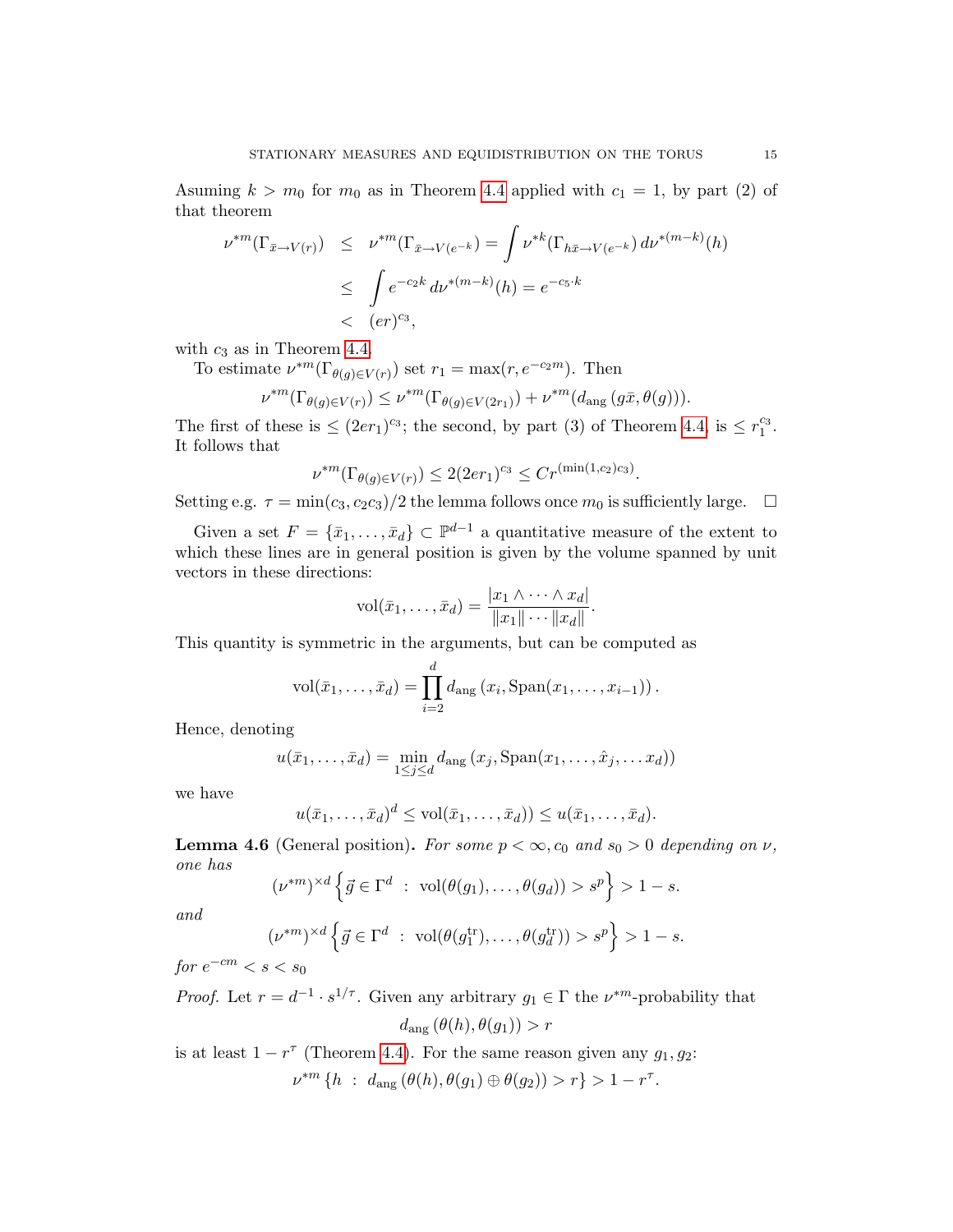Asuming $k > m_0$ for $m_0$ as in Theorem 4.4 applied with $c_1 = 1$, by part (2) of that theorem

$$\begin{aligned}
\nu^{*m}(\Gamma_{\bar{x}\to V(r)}) &\leq \nu^{*m}(\Gamma_{\bar{x}\to V(e^{-k})}) = \int \nu^{*k}(\Gamma_{h\bar{x}\to V(e^{-k})})\, d\nu^{*(m-k)}(h) \\
&\leq \int e^{-c_2 k}\, d\nu^{*(m-k)}(h) = e^{-c_5\cdot k} \\
&< (er)^{c_3},
\end{aligned}$$

with $c_3$ as in Theorem 4.4.

To estimate $\nu^{*m}(\Gamma_{\theta(g)\in V(r)})$ set $r_1 = \max(r, e^{-c_2 m})$. Then

$$\nu^{*m}(\Gamma_{\theta(g)\in V(r)}) \leq \nu^{*m}(\Gamma_{\theta(g)\in V(2r_1)}) + \nu^{*m}(d_{\mathrm{ang}}\,(g\bar{x}, \theta(g))).$$

The first of these is $\leq (2er_1)^{c_3}$; the second, by part (3) of Theorem 4.4, is $\leq r_1^{c_3}$. It follows that

$$\nu^{*m}(\Gamma_{\theta(g)\in V(r)}) \leq 2(2er_1)^{c_3} \leq Cr^{(\min(1,c_2)c_3)}.$$

Setting e.g. $\tau = \min(c_3, c_2c_3)/2$ the lemma follows once $m_0$ is sufficiently large. $\square$

Given a set $F = \{\bar{x}_1, \ldots, \bar{x}_d\} \subset \mathbb{P}^{d-1}$ a quantitative measure of the extent to which these lines are in general position is given by the volume spanned by unit vectors in these directions:

$$\mathrm{vol}(\bar{x}_1, \ldots, \bar{x}_d) = \frac{|x_1 \wedge \cdots \wedge x_d|}{\|x_1\| \cdots \|x_d\|}.$$

This quantity is symmetric in the arguments, but can be computed as

$$\mathrm{vol}(\bar{x}_1, \ldots, \bar{x}_d) = \prod_{i=2}^{d} d_{\mathrm{ang}}\left(x_i, \mathrm{Span}(x_1, \ldots, x_{i-1})\right).$$

Hence, denoting

$$u(\bar{x}_1, \ldots, \bar{x}_d) = \min_{1\leq j\leq d} d_{\mathrm{ang}}\left(x_j, \mathrm{Span}(x_1, \ldots, \hat{x}_j, \ldots x_d)\right)$$

we have

$$u(\bar{x}_1, \ldots, \bar{x}_d)^d \leq \mathrm{vol}(\bar{x}_1, \ldots, \bar{x}_d)) \leq u(\bar{x}_1, \ldots, \bar{x}_d).$$

**Lemma 4.6** (General position)**.** *For some $p < \infty, c_0$ and $s_0 > 0$ depending on $\nu$, one has*

$$(\nu^{*m})^{\times d}\left\{\vec{g} \in \Gamma^d \ :\ \mathrm{vol}(\theta(g_1), \ldots, \theta(g_d)) > s^p\right\} > 1 - s.$$

*and*

$$(\nu^{*m})^{\times d}\left\{\vec{g} \in \Gamma^d \ :\ \mathrm{vol}(\theta(g_1^{\mathrm{tr}}), \ldots, \theta(g_d^{\mathrm{tr}})) > s^p\right\} > 1 - s.$$

*for $e^{-cm} < s < s_0$*

*Proof.* Let $r = d^{-1} \cdot s^{1/\tau}$. Given any arbitrary $g_1 \in \Gamma$ the $\nu^{*m}$-probability that

$$d_{\mathrm{ang}}\left(\theta(h), \theta(g_1)\right) > r$$

is at least $1 - r^\tau$ (Theorem 4.4). For the same reason given any $g_1, g_2$:

$$\nu^{*m}\left\{h \ :\ d_{\mathrm{ang}}\left(\theta(h), \theta(g_1) \oplus \theta(g_2)\right) > r\right\} > 1 - r^\tau.$$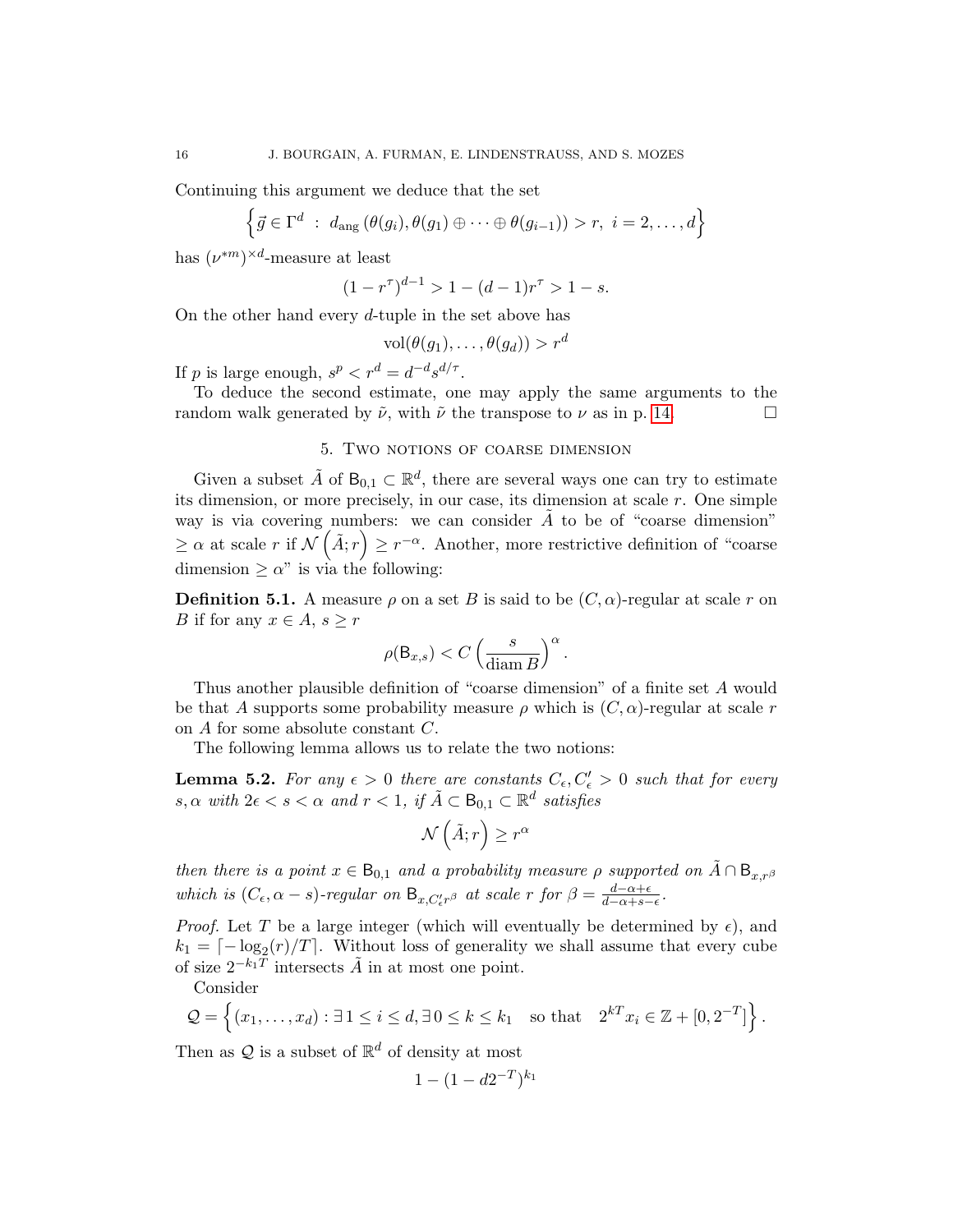Continuing this argument we deduce that the set

$$\left\{\vec{g} \in \Gamma^d \ : \ d_{\text{ang}}\left(\theta(g_i), \theta(g_1) \oplus \cdots \oplus \theta(g_{i-1})\right) > r, \ i = 2, \ldots, d\right\}$$

has $(\nu^{*m})^{\times d}$-measure at least

$$(1 - r^\tau)^{d-1} > 1 - (d-1)r^\tau > 1 - s.$$

On the other hand every $d$-tuple in the set above has

$$\text{vol}(\theta(g_1), \ldots, \theta(g_d)) > r^d$$

If $p$ is large enough, $s^p < r^d = d^{-d} s^{d/\tau}$.

To deduce the second estimate, one may apply the same arguments to the random walk generated by $\tilde{\nu}$, with $\tilde{\nu}$ the transpose to $\nu$ as in p. 14. □

## 5. Two notions of coarse dimension

Given a subset $\tilde{A}$ of $\mathsf{B}_{0,1} \subset \mathbb{R}^d$, there are several ways one can try to estimate its dimension, or more precisely, in our case, its dimension at scale $r$. One simple way is via covering numbers: we can consider $\tilde{A}$ to be of "coarse dimension" $\geq \alpha$ at scale $r$ if $\mathcal{N}\left(\tilde{A}; r\right) \geq r^{-\alpha}$. Another, more restrictive definition of "coarse dimension $\geq \alpha$" is via the following:

**Definition 5.1.** A measure $\rho$ on a set $B$ is said to be $(C, \alpha)$-regular at scale $r$ on $B$ if for any $x \in A$, $s \geq r$

$$\rho(\mathsf{B}_{x,s}) < C\left(\frac{s}{\operatorname{diam} B}\right)^\alpha.$$

Thus another plausible definition of "coarse dimension" of a finite set $A$ would be that $A$ supports some probability measure $\rho$ which is $(C, \alpha)$-regular at scale $r$ on $A$ for some absolute constant $C$.

The following lemma allows us to relate the two notions:

**Lemma 5.2.** *For any $\epsilon > 0$ there are constants $C_\epsilon, C'_\epsilon > 0$ such that for every $s, \alpha$ with $2\epsilon < s < \alpha$ and $r < 1$, if $\tilde{A} \subset \mathsf{B}_{0,1} \subset \mathbb{R}^d$ satisfies*

$$\mathcal{N}\left(\tilde{A}; r\right) \geq r^\alpha$$

*then there is a point $x \in \mathsf{B}_{0,1}$ and a probability measure $\rho$ supported on $\tilde{A} \cap \mathsf{B}_{x,r^\beta}$ which is $(C_\epsilon, \alpha - s)$-regular on $\mathsf{B}_{x,C'_\epsilon r^\beta}$ at scale $r$ for $\beta = \frac{d-\alpha+\epsilon}{d-\alpha+s-\epsilon}$.*

*Proof.* Let $T$ be a large integer (which will eventually be determined by $\epsilon$), and $k_1 = \lceil -\log_2(r)/T \rceil$. Without loss of generality we shall assume that every cube of size $2^{-k_1 T}$ intersects $\tilde{A}$ in at most one point.

Consider

$$\mathcal{Q} = \left\{(x_1, \ldots, x_d) : \exists\, 1 \leq i \leq d, \exists\, 0 \leq k \leq k_1 \quad \text{so that} \quad 2^{kT} x_i \in \mathbb{Z} + [0, 2^{-T}]\right\}.$$

Then as $\mathcal{Q}$ is a subset of $\mathbb{R}^d$ of density at most

$$1 - (1 - d 2^{-T})^{k_1}$$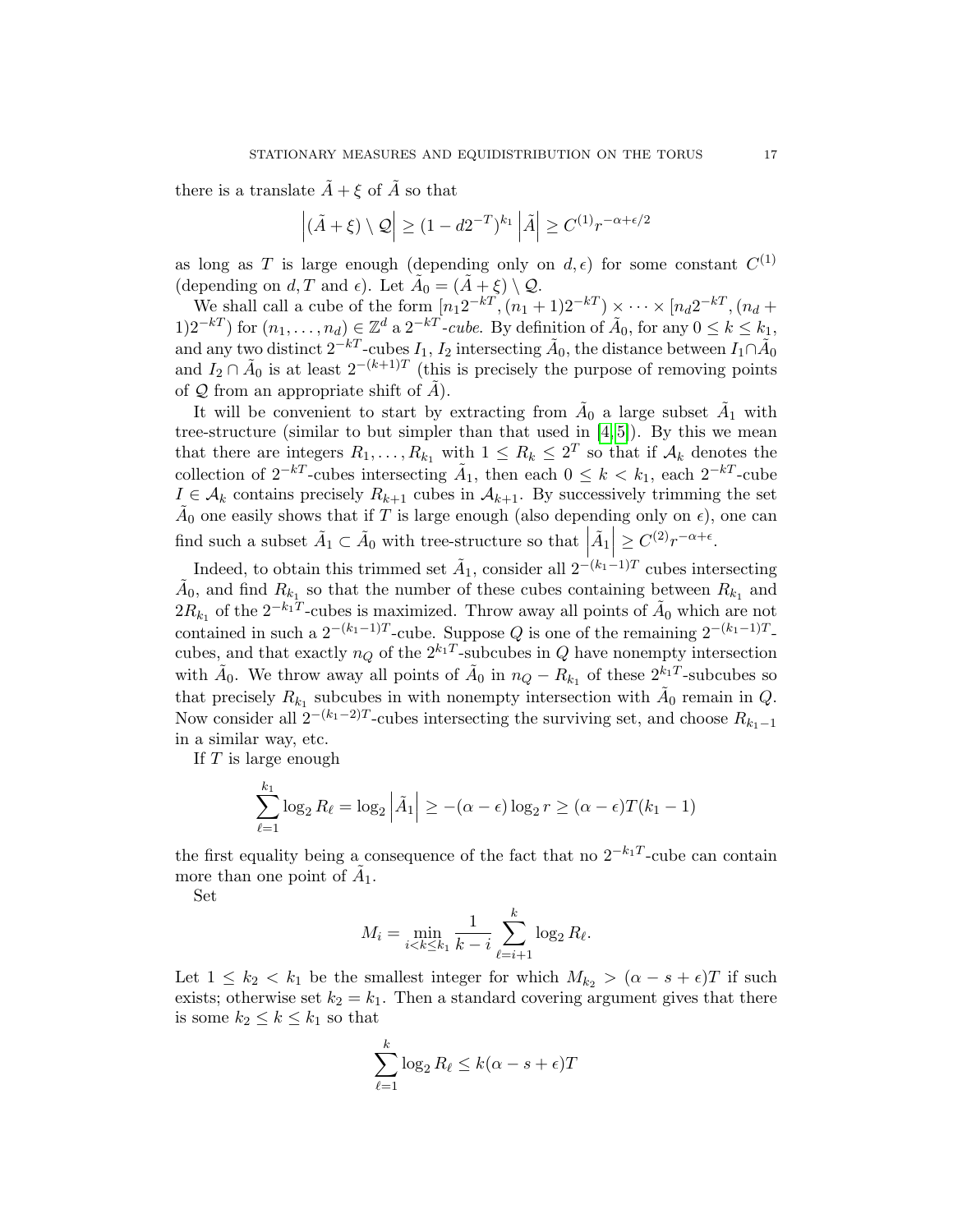there is a translate $\tilde{A} + \xi$ of $\tilde{A}$ so that

$$\left|(\tilde{A} + \xi) \setminus \mathcal{Q}\right| \geq (1 - d2^{-T})^{k_1} \left|\tilde{A}\right| \geq C^{(1)} r^{-\alpha + \epsilon/2}$$

as long as $T$ is large enough (depending only on $d, \epsilon$) for some constant $C^{(1)}$ (depending on $d, T$ and $\epsilon$). Let $\tilde{A}_0 = (\tilde{A} + \xi) \setminus \mathcal{Q}$.

We shall call a cube of the form $[n_1 2^{-kT}, (n_1 + 1)2^{-kT}) \times \cdots \times [n_d 2^{-kT}, (n_d + 1)2^{-kT})$ for $(n_1, \ldots, n_d) \in \mathbb{Z}^d$ a $2^{-kT}$*-cube.* By definition of $\tilde{A}_0$, for any $0 \leq k \leq k_1$, and any two distinct $2^{-kT}$-cubes $I_1$, $I_2$ intersecting $\tilde{A}_0$, the distance between $I_1 \cap \tilde{A}_0$ and $I_2 \cap \tilde{A}_0$ is at least $2^{-(k+1)T}$ (this is precisely the purpose of removing points of $\mathcal{Q}$ from an appropriate shift of $\tilde{A}$).

It will be convenient to start by extracting from $\tilde{A}_0$ a large subset $\tilde{A}_1$ with tree-structure (similar to but simpler than that used in [4, 5]). By this we mean that there are integers $R_1, \ldots, R_{k_1}$ with $1 \leq R_k \leq 2^T$ so that if $\mathcal{A}_k$ denotes the collection of $2^{-kT}$-cubes intersecting $\tilde{A}_1$, then each $0 \leq k < k_1$, each $2^{-kT}$-cube $I \in \mathcal{A}_k$ contains precisely $R_{k+1}$ cubes in $\mathcal{A}_{k+1}$. By successively trimming the set $\tilde{A}_0$ one easily shows that if $T$ is large enough (also depending only on $\epsilon$), one can find such a subset $\tilde{A}_1 \subset \tilde{A}_0$ with tree-structure so that $\left|\tilde{A}_1\right| \geq C^{(2)} r^{-\alpha+\epsilon}$.

Indeed, to obtain this trimmed set $\tilde{A}_1$, consider all $2^{-(k_1-1)T}$ cubes intersecting $\tilde{A}_0$, and find $R_{k_1}$ so that the number of these cubes containing between $R_{k_1}$ and $2R_{k_1}$ of the $2^{-k_1 T}$-cubes is maximized. Throw away all points of $\tilde{A}_0$ which are not contained in such a $2^{-(k_1-1)T}$-cube. Suppose $Q$ is one of the remaining $2^{-(k_1-1)T}$-cubes, and that exactly $n_Q$ of the $2^{k_1 T}$-subcubes in $Q$ have nonempty intersection with $\tilde{A}_0$. We throw away all points of $\tilde{A}_0$ in $n_Q - R_{k_1}$ of these $2^{k_1 T}$-subcubes so that precisely $R_{k_1}$ subcubes in with nonempty intersection with $\tilde{A}_0$ remain in $Q$. Now consider all $2^{-(k_1-2)T}$-cubes intersecting the surviving set, and choose $R_{k_1-1}$ in a similar way, etc.

If $T$ is large enough

$$\sum_{\ell=1}^{k_1} \log_2 R_\ell = \log_2 \left|\tilde{A}_1\right| \geq -(\alpha - \epsilon) \log_2 r \geq (\alpha - \epsilon) T (k_1 - 1)$$

the first equality being a consequence of the fact that no $2^{-k_1 T}$-cube can contain more than one point of $\tilde{A}_1$.

Set

$$M_i = \min_{i < k \leq k_1} \frac{1}{k - i} \sum_{\ell=i+1}^{k} \log_2 R_\ell.$$

Let $1 \leq k_2 < k_1$ be the smallest integer for which $M_{k_2} > (\alpha - s + \epsilon)T$ if such exists; otherwise set $k_2 = k_1$. Then a standard covering argument gives that there is some $k_2 \leq k \leq k_1$ so that

$$\sum_{\ell=1}^{k} \log_2 R_\ell \leq k(\alpha - s + \epsilon)T$$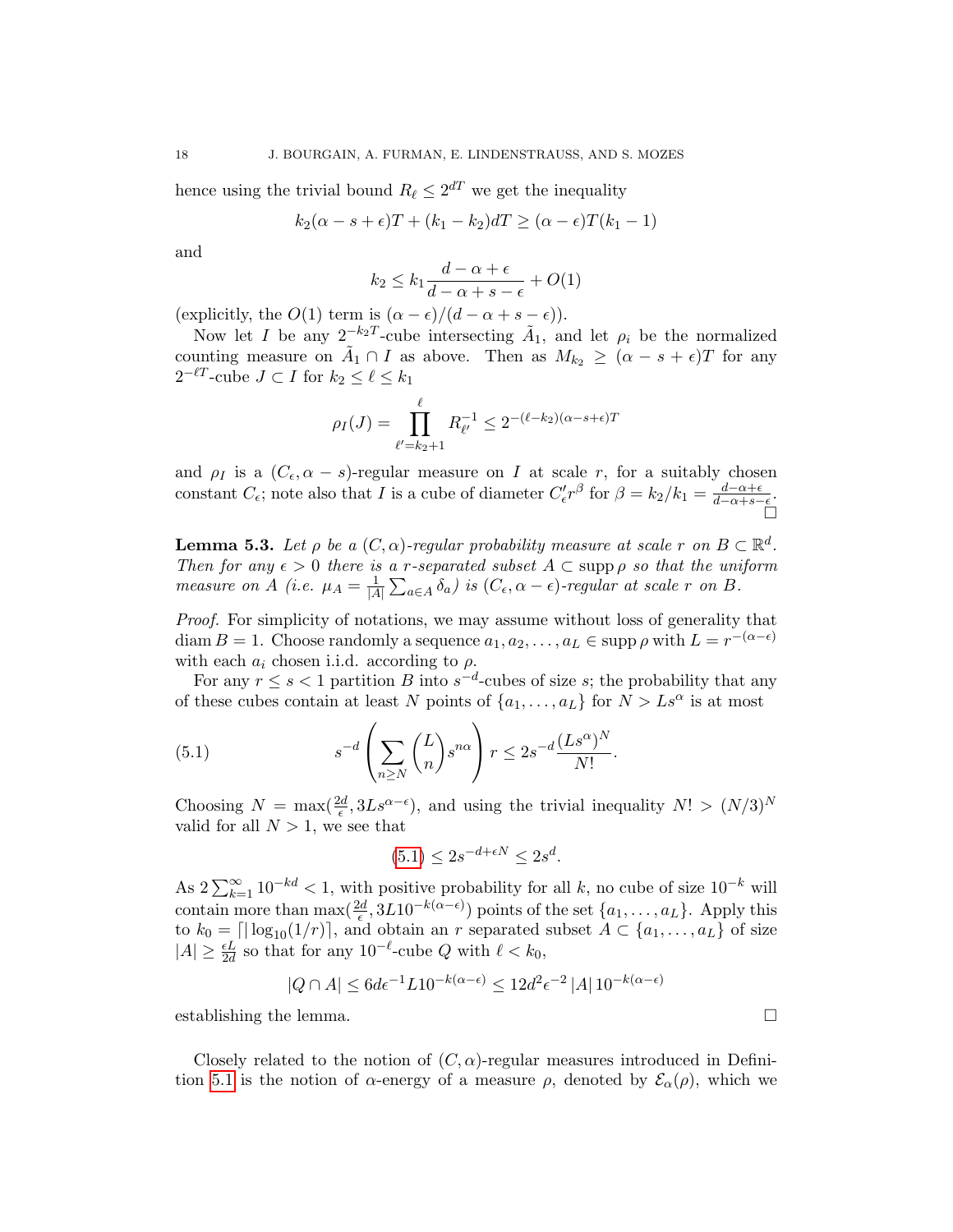hence using the trivial bound $R_\ell \leq 2^{dT}$ we get the inequality

$$k_2(\alpha - s + \epsilon)T + (k_1 - k_2)dT \geq (\alpha - \epsilon)T(k_1 - 1)$$

and

$$k_2 \leq k_1 \frac{d - \alpha + \epsilon}{d - \alpha + s - \epsilon} + O(1)$$

(explicitly, the $O(1)$ term is $(\alpha - \epsilon)/(d - \alpha + s - \epsilon)$).

Now let $I$ be any $2^{-k_2 T}$-cube intersecting $\tilde{A}_1$, and let $\rho_i$ be the normalized counting measure on $\tilde{A}_1 \cap I$ as above. Then as $M_{k_2} \geq (\alpha - s + \epsilon)T$ for any $2^{-\ell T}$-cube $J \subset I$ for $k_2 \leq \ell \leq k_1$

$$\rho_I(J) = \prod_{\ell'=k_2+1}^{\ell} R_{\ell'}^{-1} \leq 2^{-(\ell - k_2)(\alpha - s + \epsilon)T}$$

and $\rho_I$ is a $(C_\epsilon, \alpha - s)$-regular measure on $I$ at scale $r$, for a suitably chosen constant $C_\epsilon$; note also that $I$ is a cube of diameter $C'_\epsilon r^\beta$ for $\beta = k_2/k_1 = \frac{d - \alpha + \epsilon}{d - \alpha + s - \epsilon}$. □

**Lemma 5.3.** *Let $\rho$ be a $(C, \alpha)$-regular probability measure at scale $r$ on $B \subset \mathbb{R}^d$. Then for any $\epsilon > 0$ there is a $r$-separated subset $A \subset \operatorname{supp} \rho$ so that the uniform measure on $A$ (i.e. $\mu_A = \frac{1}{|A|}\sum_{a \in A} \delta_a$) is $(C_\epsilon, \alpha - \epsilon)$-regular at scale $r$ on $B$.*

*Proof.* For simplicity of notations, we may assume without loss of generality that $\operatorname{diam} B = 1$. Choose randomly a sequence $a_1, a_2, \ldots, a_L \in \operatorname{supp} \rho$ with $L = r^{-(\alpha - \epsilon)}$ with each $a_i$ chosen i.i.d. according to $\rho$.

For any $r \leq s < 1$ partition $B$ into $s^{-d}$-cubes of size $s$; the probability that any of these cubes contain at least $N$ points of $\{a_1, \ldots, a_L\}$ for $N > Ls^\alpha$ is at most

$$s^{-d}\left(\sum_{n \geq N} \binom{L}{n} s^{n\alpha}\right) r \leq 2s^{-d}\frac{(Ls^\alpha)^N}{N!}. \tag{5.1}$$

Choosing $N = \max(\frac{2d}{\epsilon}, 3Ls^{\alpha - \epsilon})$, and using the trivial inequality $N! > (N/3)^N$ valid for all $N > 1$, we see that

$$(5.1) \leq 2s^{-d + \epsilon N} \leq 2s^d.$$

As $2\sum_{k=1}^\infty 10^{-kd} < 1$, with positive probability for all $k$, no cube of size $10^{-k}$ will contain more than $\max(\frac{2d}{\epsilon}, 3L10^{-k(\alpha - \epsilon)})$ points of the set $\{a_1, \ldots, a_L\}$. Apply this to $k_0 = \lceil |\log_{10}(1/r)| \rceil$, and obtain an $r$ separated subset $A \subset \{a_1, \ldots, a_L\}$ of size $|A| \geq \frac{\epsilon L}{2d}$ so that for any $10^{-\ell}$-cube $Q$ with $\ell < k_0$,

$$|Q \cap A| \leq 6d\epsilon^{-1}L10^{-k(\alpha - \epsilon)} \leq 12d^2\epsilon^{-2}\,|A|\,10^{-k(\alpha - \epsilon)}$$

establishing the lemma. □

Closely related to the notion of $(C, \alpha)$-regular measures introduced in Definition 5.1 is the notion of $\alpha$-energy of a measure $\rho$, denoted by $\mathcal{E}_\alpha(\rho)$, which we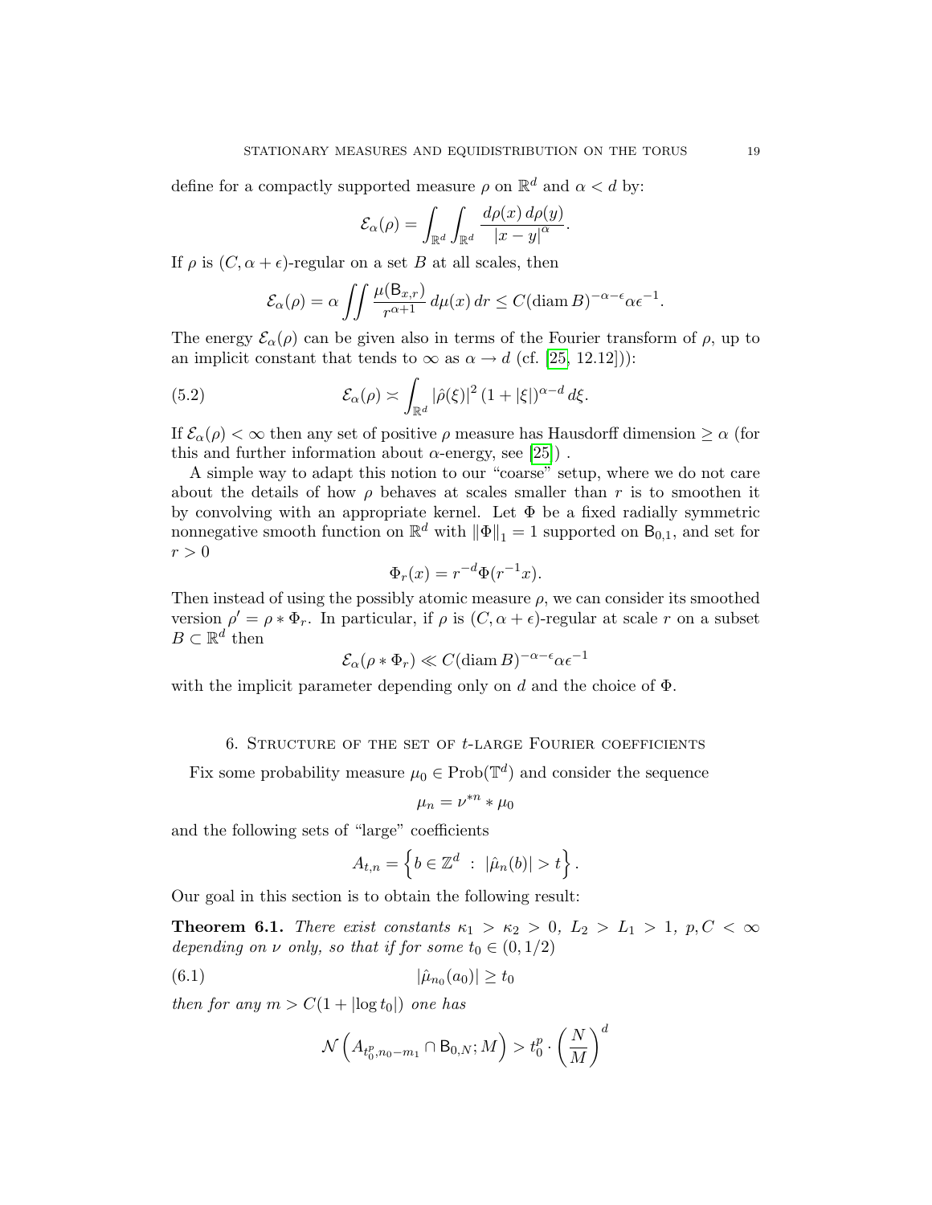define for a compactly supported measure $\rho$ on $\mathbb{R}^d$ and $\alpha < d$ by:

$$\mathcal{E}_\alpha(\rho) = \int_{\mathbb{R}^d} \int_{\mathbb{R}^d} \frac{d\rho(x)\, d\rho(y)}{|x-y|^\alpha}.$$

If $\rho$ is $(C, \alpha+\epsilon)$-regular on a set $B$ at all scales, then

$$\mathcal{E}_\alpha(\rho) = \alpha \iint \frac{\mu(\mathsf{B}_{x,r})}{r^{\alpha+1}}\, d\mu(x)\, dr \leq C(\operatorname{diam} B)^{-\alpha-\epsilon}\alpha\epsilon^{-1}.$$

The energy $\mathcal{E}_\alpha(\rho)$ can be given also in terms of the Fourier transform of $\rho$, up to an implicit constant that tends to $\infty$ as $\alpha \to d$ (cf. [25, 12.12])):

$$\mathcal{E}_\alpha(\rho) \asymp \int_{\mathbb{R}^d} |\hat{\rho}(\xi)|^2 (1+|\xi|)^{\alpha-d}\, d\xi. \tag{5.2}$$

If $\mathcal{E}_\alpha(\rho) < \infty$ then any set of positive $\rho$ measure has Hausdorff dimension $\geq \alpha$ (for this and further information about $\alpha$-energy, see [25]) .

A simple way to adapt this notion to our "coarse" setup, where we do not care about the details of how $\rho$ behaves at scales smaller than $r$ is to smoothen it by convolving with an appropriate kernel. Let $\Phi$ be a fixed radially symmetric nonnegative smooth function on $\mathbb{R}^d$ with $\|\Phi\|_1 = 1$ supported on $\mathsf{B}_{0,1}$, and set for $r > 0$

$$\Phi_r(x) = r^{-d}\Phi(r^{-1}x).$$

Then instead of using the possibly atomic measure $\rho$, we can consider its smoothed version $\rho' = \rho * \Phi_r$. In particular, if $\rho$ is $(C, \alpha+\epsilon)$-regular at scale $r$ on a subset $B \subset \mathbb{R}^d$ then

$$\mathcal{E}_\alpha(\rho * \Phi_r) \ll C(\operatorname{diam} B)^{-\alpha-\epsilon}\alpha\epsilon^{-1}$$

with the implicit parameter depending only on $d$ and the choice of $\Phi$.

## 6. Structure of the set of $t$-large Fourier coefficients

Fix some probability measure $\mu_0 \in \operatorname{Prob}(\mathbb{T}^d)$ and consider the sequence

$$\mu_n = \nu^{*n} * \mu_0$$

and the following sets of "large" coefficients

$$A_{t,n} = \left\{ b \in \mathbb{Z}^d \;:\; |\hat{\mu}_n(b)| > t \right\}.$$

Our goal in this section is to obtain the following result:

**Theorem 6.1.** *There exist constants $\kappa_1 > \kappa_2 > 0$, $L_2 > L_1 > 1$, $p, C < \infty$ depending on $\nu$ only, so that if for some $t_0 \in (0, 1/2)$*

$$|\hat{\mu}_{n_0}(a_0)| \geq t_0 \tag{6.1}$$

*then for any $m > C(1 + |\log t_0|)$ one has*

$$\mathcal{N}\left(A_{t_0^p, n_0-m_1} \cap \mathsf{B}_{0,N}; M\right) > t_0^p \cdot \left(\frac{N}{M}\right)^d$$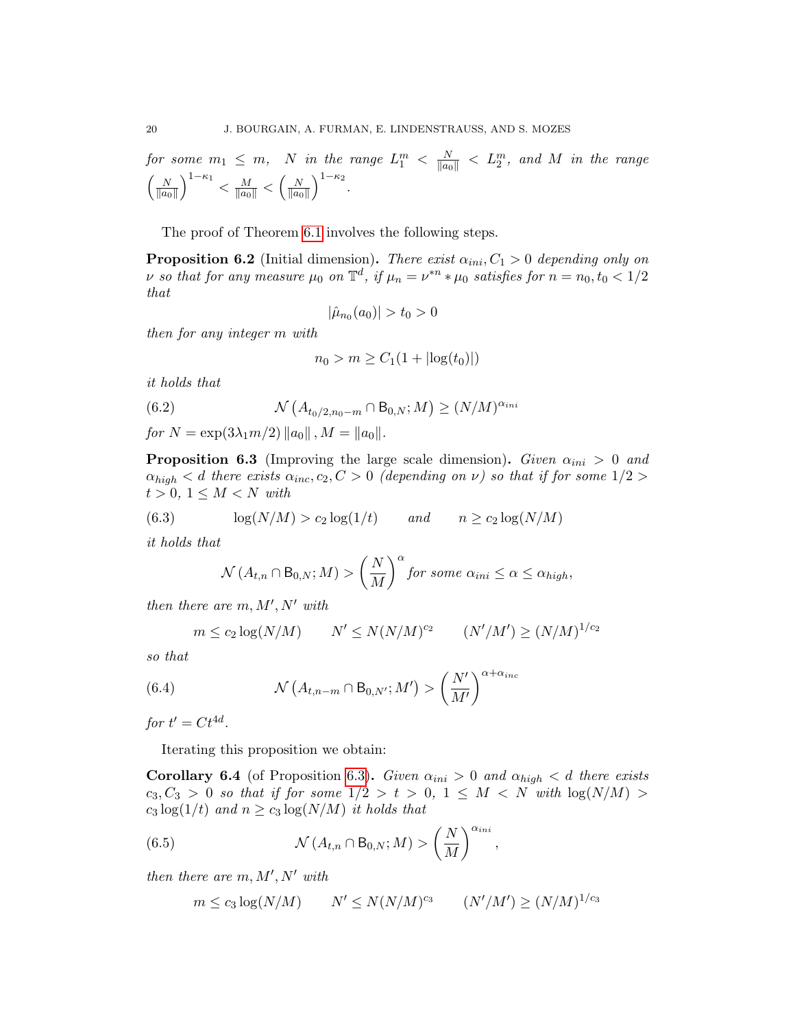*for some $m_1 \leq m$, $N$ in the range $L_1^m < \frac{N}{\|a_0\|} < L_2^m$, and $M$ in the range $\left(\frac{N}{\|a_0\|}\right)^{1-\kappa_1} < \frac{M}{\|a_0\|} < \left(\frac{N}{\|a_0\|}\right)^{1-\kappa_2}$.*

The proof of Theorem 6.1 involves the following steps.

**Proposition 6.2** (Initial dimension)**.** *There exist $\alpha_{ini}, C_1 > 0$ depending only on $\nu$ so that for any measure $\mu_0$ on $\mathbb{T}^d$, if $\mu_n = \nu^{*n} * \mu_0$ satisfies for $n = n_0, t_0 < 1/2$ that*

$$|\hat{\mu}_{n_0}(a_0)| > t_0 > 0$$

*then for any integer $m$ with*

$$n_0 > m \geq C_1(1 + |\log(t_0)|)$$

*it holds that*

$$\mathcal{N}\left(A_{t_0/2, n_0 - m} \cap \mathsf{B}_{0,N}; M\right) \geq (N/M)^{\alpha_{ini}} \tag{6.2}$$

*for $N = \exp(3\lambda_1 m/2)\|a_0\|$, $M = \|a_0\|$.*

**Proposition 6.3** (Improving the large scale dimension)**.** *Given $\alpha_{ini} > 0$ and $\alpha_{high} < d$ there exists $\alpha_{inc}, c_2, C > 0$ (depending on $\nu$) so that if for some $1/2 > t > 0$, $1 \leq M < N$ with*

$$\log(N/M) > c_2 \log(1/t) \qquad \text{and} \qquad n \geq c_2 \log(N/M) \tag{6.3}$$

*it holds that*

$$\mathcal{N}\left(A_{t,n} \cap \mathsf{B}_{0,N}; M\right) > \left(\frac{N}{M}\right)^{\alpha} \text{for some } \alpha_{ini} \leq \alpha \leq \alpha_{high},$$

*then there are $m, M', N'$ with*

$$m \leq c_2 \log(N/M) \qquad N' \leq N(N/M)^{c_2} \qquad (N'/M') \geq (N/M)^{1/c_2}$$

*so that*

$$\mathcal{N}\left(A_{t,n-m} \cap \mathsf{B}_{0,N'}; M'\right) > \left(\frac{N'}{M'}\right)^{\alpha + \alpha_{inc}} \tag{6.4}$$

*for $t' = Ct^{4d}$.*

Iterating this proposition we obtain:

**Corollary 6.4** (of Proposition 6.3)**.** *Given $\alpha_{ini} > 0$ and $\alpha_{high} < d$ there exists $c_3, C_3 > 0$ so that if for some $1/2 > t > 0$, $1 \leq M < N$ with $\log(N/M) > c_3 \log(1/t)$ and $n \geq c_3 \log(N/M)$ it holds that*

$$\mathcal{N}\left(A_{t,n} \cap \mathsf{B}_{0,N}; M\right) > \left(\frac{N}{M}\right)^{\alpha_{ini}}, \tag{6.5}$$

*then there are $m, M', N'$ with*

$$m \leq c_3 \log(N/M) \qquad N' \leq N(N/M)^{c_3} \qquad (N'/M') \geq (N/M)^{1/c_3}$$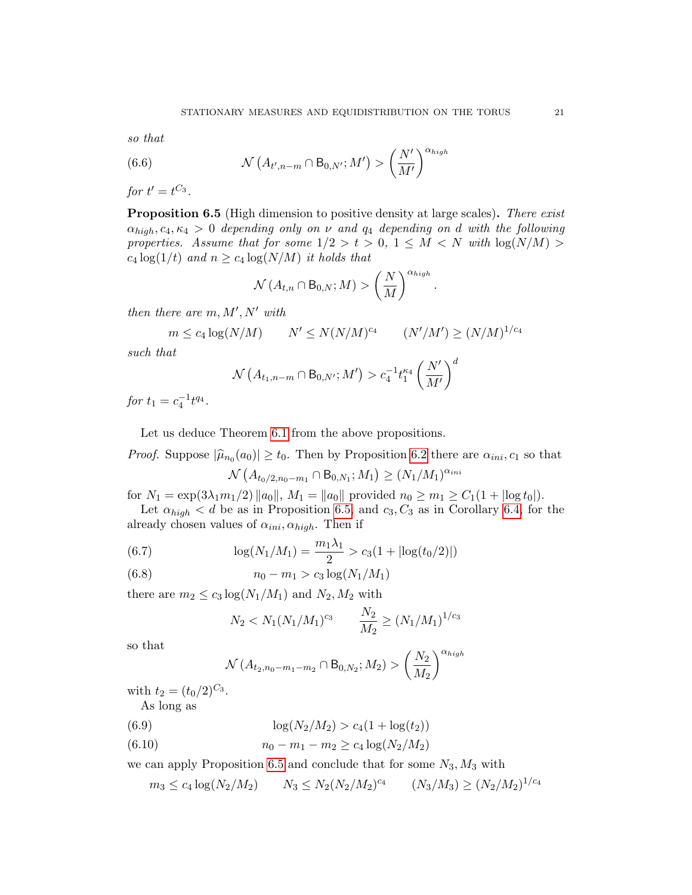*so that*

$$\mathcal{N}\left(A_{t',n-m} \cap \mathsf{B}_{0,N'}; M'\right) > \left(\frac{N'}{M'}\right)^{\alpha_{high}} \tag{6.6}$$

*for* $t' = t^{C_3}$.

**Proposition 6.5** (High dimension to positive density at large scales)**.** *There exist* $\alpha_{high}, c_4, \kappa_4 > 0$ *depending only on* $\nu$ *and* $q_4$ *depending on* $d$ *with the following properties. Assume that for some* $1/2 > t > 0$, $1 \leq M < N$ *with* $\log(N/M) > c_4 \log(1/t)$ *and* $n \geq c_4 \log(N/M)$ *it holds that*

$$\mathcal{N}\left(A_{t,n} \cap \mathsf{B}_{0,N}; M\right) > \left(\frac{N}{M}\right)^{\alpha_{high}}.$$

*then there are* $m, M', N'$ *with*

$$m \leq c_4 \log(N/M) \qquad N' \leq N(N/M)^{c_4} \qquad (N'/M') \geq (N/M)^{1/c_4}$$

*such that*

$$\mathcal{N}\left(A_{t_1,n-m} \cap \mathsf{B}_{0,N'}; M'\right) > c_4^{-1} t_1^{\kappa_4} \left(\frac{N'}{M'}\right)^d$$

*for* $t_1 = c_4^{-1} t^{q_4}$.

Let us deduce Theorem 6.1 from the above propositions.

*Proof.* Suppose $|\widehat{\mu}_{n_0}(a_0)| \geq t_0$. Then by Proposition 6.2 there are $\alpha_{ini}, c_1$ so that

$$\mathcal{N}\left(A_{t_0/2, n_0 - m_1} \cap \mathsf{B}_{0,N_1}; M_1\right) \geq (N_1/M_1)^{\alpha_{ini}}$$

for $N_1 = \exp(3\lambda_1 m_1/2) \|a_0\|$, $M_1 = \|a_0\|$ provided $n_0 \geq m_1 \geq C_1(1 + |\log t_0|)$.

Let $\alpha_{high} < d$ be as in Proposition 6.5, and $c_3, C_3$ as in Corollary 6.4, for the already chosen values of $\alpha_{ini}, \alpha_{high}$. Then if

$$\log(N_1/M_1) = \frac{m_1 \lambda_1}{2} > c_3(1 + |\log(t_0/2)|) \tag{6.7}$$

$$n_0 - m_1 > c_3 \log(N_1/M_1) \tag{6.8}$$

there are $m_2 \leq c_3 \log(N_1/M_1)$ and $N_2, M_2$ with

$$N_2 < N_1 (N_1/M_1)^{c_3} \qquad \frac{N_2}{M_2} \geq (N_1/M_1)^{1/c_3}$$

so that

$$\mathcal{N}\left(A_{t_2, n_0 - m_1 - m_2} \cap \mathsf{B}_{0,N_2}; M_2\right) > \left(\frac{N_2}{M_2}\right)^{\alpha_{high}}$$

with $t_2 = (t_0/2)^{C_3}$.

As long as

$$\log(N_2/M_2) > c_4(1 + \log(t_2)) \tag{6.9}$$

$$n_0 - m_1 - m_2 \geq c_4 \log(N_2/M_2) \tag{6.10}$$

we can apply Proposition 6.5 and conclude that for some $N_3, M_3$ with

$$m_3 \leq c_4 \log(N_2/M_2) \qquad N_3 \leq N_2 (N_2/M_2)^{c_4} \qquad (N_3/M_3) \geq (N_2/M_2)^{1/c_4}$$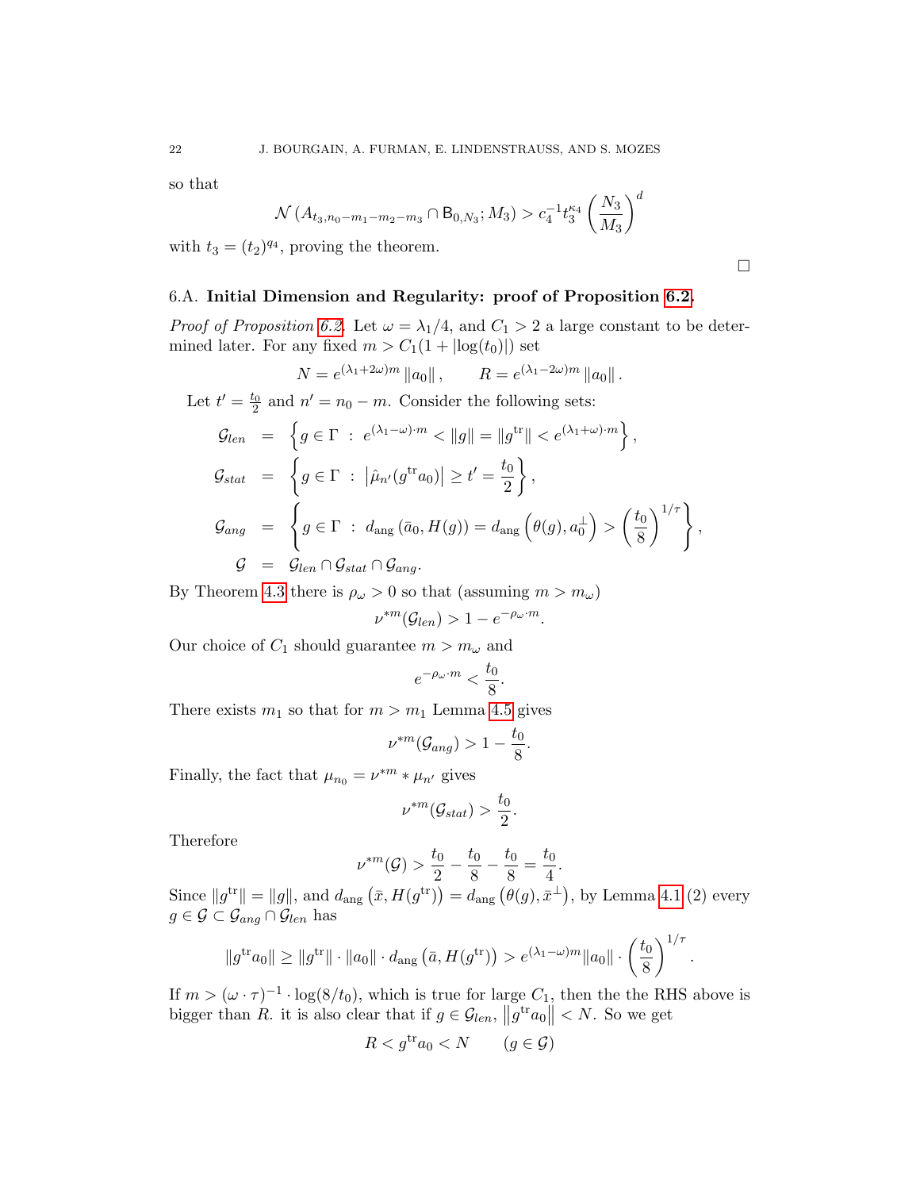so that

$$\mathcal{N}\left(A_{t_3,n_0-m_1-m_2-m_3}\cap \mathsf{B}_{0,N_3};M_3\right) > c_4^{-1}t_3^{\kappa_4}\left(\frac{N_3}{M_3}\right)^d$$

with $t_3 = (t_2)^{q_4}$, proving the theorem.

□

### 6.A. Initial Dimension and Regularity: proof of Proposition 6.2.

*Proof of Proposition 6.2.* Let $\omega = \lambda_1/4$, and $C_1 > 2$ a large constant to be determined later. For any fixed $m > C_1(1+|\log(t_0)|)$ set

$$N = e^{(\lambda_1+2\omega)m}\left\|a_0\right\|, \qquad R = e^{(\lambda_1-2\omega)m}\left\|a_0\right\|.$$

Let $t' = \frac{t_0}{2}$ and $n' = n_0 - m$. Consider the following sets:

$$\begin{aligned}
\mathcal{G}_{len} &= \left\{g\in\Gamma \;:\; e^{(\lambda_1-\omega)\cdot m} < \|g\| = \|g^{\mathrm{tr}}\| < e^{(\lambda_1+\omega)\cdot m}\right\},\\
\mathcal{G}_{stat} &= \left\{g\in\Gamma \;:\; \left|\hat{\mu}_{n'}(g^{\mathrm{tr}}a_0)\right| \geq t' = \frac{t_0}{2}\right\},\\
\mathcal{G}_{ang} &= \left\{g\in\Gamma \;:\; d_{\mathrm{ang}}\left(\bar{a}_0, H(g)\right) = d_{\mathrm{ang}}\left(\theta(g), a_0^{\perp}\right) > \left(\frac{t_0}{8}\right)^{1/\tau}\right\},\\
\mathcal{G} &= \mathcal{G}_{len}\cap\mathcal{G}_{stat}\cap\mathcal{G}_{ang}.
\end{aligned}$$

By Theorem 4.3 there is $\rho_\omega > 0$ so that (assuming $m > m_\omega$)

$$\nu^{*m}(\mathcal{G}_{len}) > 1 - e^{-\rho_\omega\cdot m}.$$

Our choice of $C_1$ should guarantee $m > m_\omega$ and

$$e^{-\rho_\omega\cdot m} < \frac{t_0}{8}.$$

There exists $m_1$ so that for $m > m_1$ Lemma 4.5 gives

$$\nu^{*m}(\mathcal{G}_{ang}) > 1 - \frac{t_0}{8}.$$

Finally, the fact that $\mu_{n_0} = \nu^{*m} * \mu_{n'}$ gives

$$\nu^{*m}(\mathcal{G}_{stat}) > \frac{t_0}{2}.$$

Therefore

$$\nu^{*m}(\mathcal{G}) > \frac{t_0}{2} - \frac{t_0}{8} - \frac{t_0}{8} = \frac{t_0}{4}.$$

Since $\|g^{\mathrm{tr}}\| = \|g\|$, and $d_{\mathrm{ang}}\left(\bar{x}, H(g^{\mathrm{tr}})\right) = d_{\mathrm{ang}}\left(\theta(g), \bar{x}^{\perp}\right)$, by Lemma 4.1 (2) every $g\in\mathcal{G}\subset\mathcal{G}_{ang}\cap\mathcal{G}_{len}$ has

$$\|g^{\mathrm{tr}}a_0\| \geq \|g^{\mathrm{tr}}\|\cdot\|a_0\|\cdot d_{\mathrm{ang}}\left(\bar{a}, H(g^{\mathrm{tr}})\right) > e^{(\lambda_1-\omega)m}\|a_0\|\cdot\left(\frac{t_0}{8}\right)^{1/\tau}.$$

If $m > (\omega\cdot\tau)^{-1}\cdot\log(8/t_0)$, which is true for large $C_1$, then the the RHS above is bigger than $R$. it is also clear that if $g\in\mathcal{G}_{len}$, $\left\|g^{\mathrm{tr}}a_0\right\| < N$. So we get

$$R < g^{\mathrm{tr}}a_0 < N \qquad (g\in\mathcal{G})$$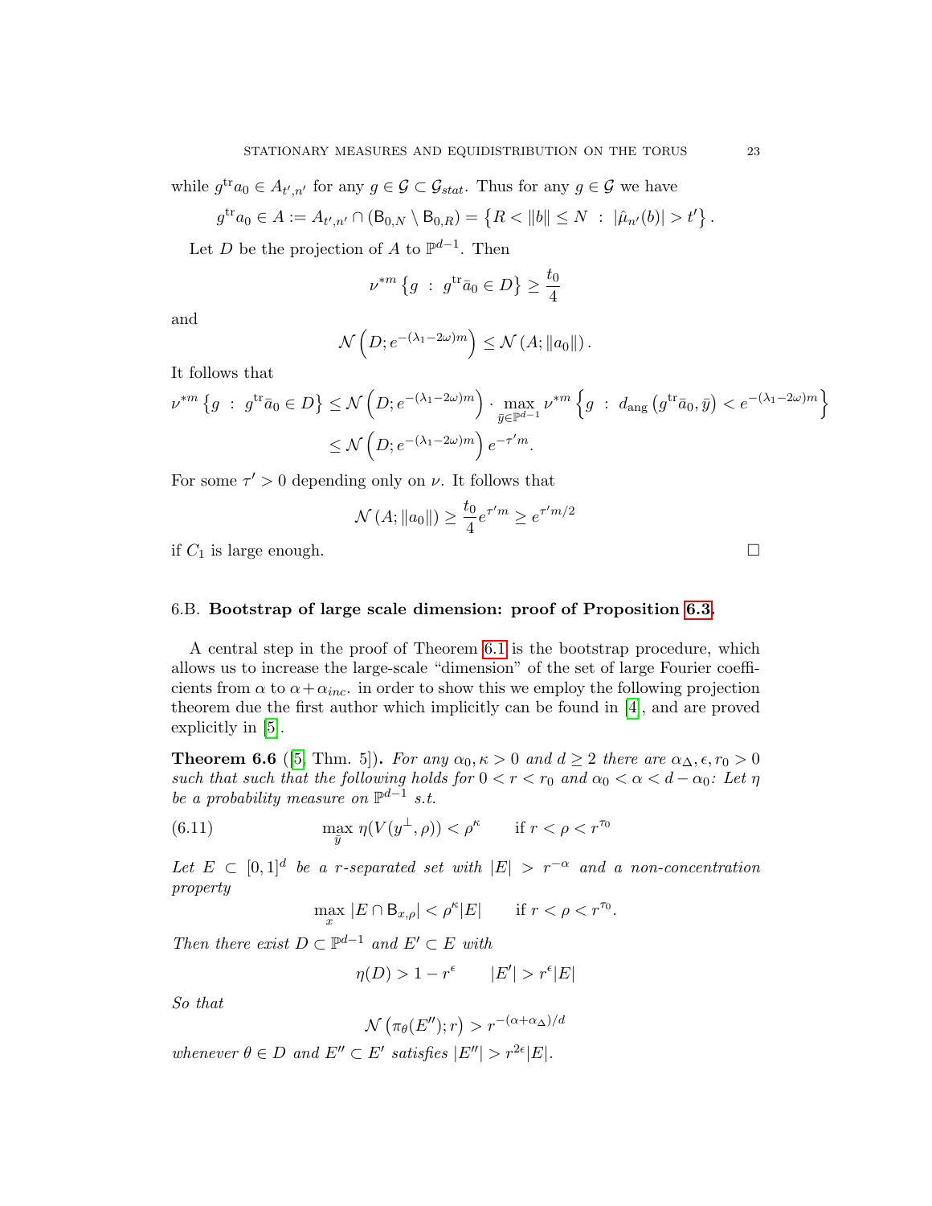while $g^{\mathrm{tr}} a_0 \in A_{t',n'}$ for any $g \in \mathcal{G} \subset \mathcal{G}_{stat}$. Thus for any $g \in \mathcal{G}$ we have

$$g^{\mathrm{tr}} a_0 \in A := A_{t',n'} \cap (\mathsf{B}_{0,N} \setminus \mathsf{B}_{0,R}) = \left\{ R < \|b\| \leq N \ : \ |\hat{\mu}_{n'}(b)| > t' \right\}.$$

Let $D$ be the projection of $A$ to $\mathbb{P}^{d-1}$. Then

$$\nu^{*m} \left\{ g \ : \ g^{\mathrm{tr}} \bar{a}_0 \in D \right\} \geq \frac{t_0}{4}$$

and

$$\mathcal{N}\left(D; e^{-(\lambda_1 - 2\omega)m}\right) \leq \mathcal{N}\left(A; \|a_0\|\right).$$

It follows that

$$\begin{aligned}
\nu^{*m} \left\{ g \ : \ g^{\mathrm{tr}} \bar{a}_0 \in D \right\} &\leq \mathcal{N}\left(D; e^{-(\lambda_1 - 2\omega)m}\right) \cdot \max_{\bar{y} \in \mathbb{P}^{d-1}} \nu^{*m} \left\{ g \ : \ d_{\mathrm{ang}}\left(g^{\mathrm{tr}} \bar{a}_0, \bar{y}\right) < e^{-(\lambda_1 - 2\omega)m} \right\} \\
&\leq \mathcal{N}\left(D; e^{-(\lambda_1 - 2\omega)m}\right) e^{-\tau' m}.
\end{aligned}$$

For some $\tau' > 0$ depending only on $\nu$. It follows that

$$\mathcal{N}\left(A; \|a_0\|\right) \geq \frac{t_0}{4} e^{\tau' m} \geq e^{\tau' m/2}$$

if $C_1$ is large enough. $\square$

### 6.B. **Bootstrap of large scale dimension: proof of Proposition 6.3.**

A central step in the proof of Theorem 6.1 is the bootstrap procedure, which allows us to increase the large-scale "dimension" of the set of large Fourier coefficients from $\alpha$ to $\alpha + \alpha_{inc}$. in order to show this we employ the following projection theorem due the first author which implicitly can be found in [4], and are proved explicitly in [5].

**Theorem 6.6** ([5, Thm. 5])**.** *For any $\alpha_0, \kappa > 0$ and $d \geq 2$ there are $\alpha_\Delta, \epsilon, r_0 > 0$ such that such that the following holds for $0 < r < r_0$ and $\alpha_0 < \alpha < d - \alpha_0$: Let $\eta$ be a probability measure on $\mathbb{P}^{d-1}$ s.t.*

$$\max_{\bar{y}} \eta(V(y^\perp, \rho)) < \rho^\kappa \qquad \text{if } r < \rho < r^{\tau_0} \tag{6.11}$$

*Let $E \subset [0,1]^d$ be a $r$-separated set with $|E| > r^{-\alpha}$ and a non-concentration property*

$$\max_x |E \cap \mathsf{B}_{x,\rho}| < \rho^\kappa |E| \qquad \text{if } r < \rho < r^{\tau_0}.$$

*Then there exist $D \subset \mathbb{P}^{d-1}$ and $E' \subset E$ with*

$$\eta(D) > 1 - r^\epsilon \qquad |E'| > r^\epsilon |E|$$

*So that*

$$\mathcal{N}\left(\pi_\theta(E''); r\right) > r^{-(\alpha + \alpha_\Delta)/d}$$

*whenever $\theta \in D$ and $E'' \subset E'$ satisfies $|E''| > r^{2\epsilon}|E|$.*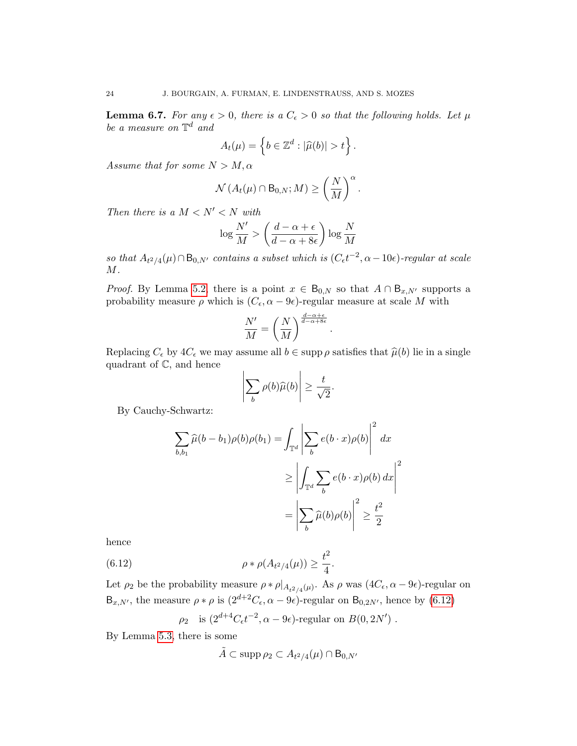**Lemma 6.7.** *For any $\epsilon > 0$, there is a $C_\epsilon > 0$ so that the following holds. Let $\mu$ be a measure on $\mathbb{T}^d$ and*

$$A_t(\mu) = \left\{ b \in \mathbb{Z}^d : |\widehat{\mu}(b)| > t \right\}.$$

*Assume that for some $N > M, \alpha$*

$$\mathcal{N}\left(A_t(\mu) \cap \mathsf{B}_{0,N}; M\right) \geq \left(\frac{N}{M}\right)^{\alpha}.$$

*Then there is a $M < N' < N$ with*

$$\log \frac{N'}{M} > \left(\frac{d - \alpha + \epsilon}{d - \alpha + 8\epsilon}\right) \log \frac{N}{M}$$

*so that $A_{t^2/4}(\mu) \cap \mathsf{B}_{0,N'}$ contains a subset which is $(C_\epsilon t^{-2}, \alpha - 10\epsilon)$-regular at scale $M$.*

*Proof.* By Lemma 5.2 there is a point $x \in \mathsf{B}_{0,N}$ so that $A \cap \mathsf{B}_{x,N'}$ supports a probability measure $\rho$ which is $(C_\epsilon, \alpha - 9\epsilon)$-regular measure at scale $M$ with

$$\frac{N'}{M} = \left(\frac{N}{M}\right)^{\frac{d-\alpha+\epsilon}{d-\alpha+8\epsilon}}.$$

Replacing $C_\epsilon$ by $4C_\epsilon$ we may assume all $b \in \operatorname{supp} \rho$ satisfies that $\widehat{\mu}(b)$ lie in a single quadrant of $\mathbb{C}$, and hence

$$\left| \sum_b \rho(b) \widehat{\mu}(b) \right| \geq \frac{t}{\sqrt{2}}.$$

By Cauchy-Schwartz:

$$\begin{aligned}
\sum_{b, b_1} \widehat{\mu}(b - b_1) \rho(b) \rho(b_1) &= \int_{\mathbb{T}^d} \left| \sum_b e(b \cdot x) \rho(b) \right|^2 dx \\
&\geq \left| \int_{\mathbb{T}^d} \sum_b e(b \cdot x) \rho(b) \, dx \right|^2 \\
&= \left| \sum_b \widehat{\mu}(b) \rho(b) \right|^2 \geq \frac{t^2}{2}
\end{aligned}$$

hence

$$\rho * \rho(A_{t^2/4}(\mu)) \geq \frac{t^2}{4}. \tag{6.12}$$

Let $\rho_2$ be the probability measure $\rho * \rho|_{A_{t^2/4}(\mu)}$. As $\rho$ was $(4C_\epsilon, \alpha - 9\epsilon)$-regular on $\mathsf{B}_{x,N'}$, the measure $\rho * \rho$ is $(2^{d+2} C_\epsilon, \alpha - 9\epsilon)$-regular on $\mathsf{B}_{0,2N'}$, hence by (6.12)

$$\rho_2 \quad \text{is } (2^{d+4} C_\epsilon t^{-2}, \alpha - 9\epsilon)\text{-regular on } B(0, 2N')\ .$$

By Lemma 5.3, there is some

$$\tilde{A} \subset \operatorname{supp} \rho_2 \subset A_{t^2/4}(\mu) \cap \mathsf{B}_{0,N'}$$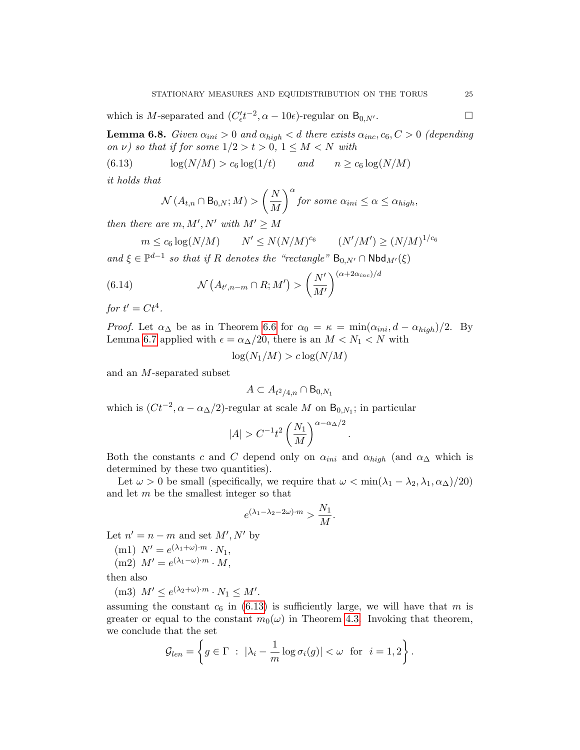which is $M$-separated and $(C'_\epsilon t^{-2}, \alpha - 10\epsilon)$-regular on $\mathsf{B}_{0,N'}$. $\square$

**Lemma 6.8.** *Given $\alpha_{ini} > 0$ and $\alpha_{high} < d$ there exists $\alpha_{inc}, c_6, C > 0$ (depending on $\nu$) so that if for some $1/2 > t > 0$, $1 \leq M < N$ with*

$$\log(N/M) > c_6 \log(1/t) \qquad \text{and} \qquad n \geq c_6 \log(N/M) \tag{6.13}$$

*it holds that*

$$\mathcal{N}\left(A_{t,n} \cap \mathsf{B}_{0,N}; M\right) > \left(\frac{N}{M}\right)^{\alpha} \text{ for some } \alpha_{ini} \leq \alpha \leq \alpha_{high},$$

*then there are $m, M', N'$ with $M' \geq M$*

$$m \leq c_6 \log(N/M) \qquad N' \leq N(N/M)^{c_6} \qquad (N'/M') \geq (N/M)^{1/c_6}$$

*and $\xi \in \mathbb{P}^{d-1}$ so that if $R$ denotes the "rectangle" $\mathsf{B}_{0,N'} \cap \mathsf{Nbd}_{M'}(\xi)$*

$$\mathcal{N}\left(A_{t',n-m} \cap R; M'\right) > \left(\frac{N'}{M'}\right)^{(\alpha+2\alpha_{inc})/d} \tag{6.14}$$

*for $t' = Ct^4$.*

*Proof.* Let $\alpha_\Delta$ be as in Theorem 6.6 for $\alpha_0 = \kappa = \min(\alpha_{ini}, d - \alpha_{high})/2$. By Lemma 6.7 applied with $\epsilon = \alpha_\Delta/20$, there is an $M < N_1 < N$ with

$$\log(N_1/M) > c \log(N/M)$$

and an $M$-separated subset

$$A \subset A_{t^2/4,n} \cap \mathsf{B}_{0,N_1}$$

which is $(Ct^{-2}, \alpha - \alpha_\Delta/2)$-regular at scale $M$ on $\mathsf{B}_{0,N_1}$; in particular

$$|A| > C^{-1} t^2 \left(\frac{N_1}{M}\right)^{\alpha - \alpha_\Delta/2}.$$

Both the constants $c$ and $C$ depend only on $\alpha_{ini}$ and $\alpha_{high}$ (and $\alpha_\Delta$ which is determined by these two quantities).

Let $\omega > 0$ be small (specifically, we require that $\omega < \min(\lambda_1 - \lambda_2, \lambda_1, \alpha_\Delta)/20$) and let $m$ be the smallest integer so that

$$e^{(\lambda_1 - \lambda_2 - 2\omega)\cdot m} > \frac{N_1}{M}.$$

Let $n' = n - m$ and set $M', N'$ by

(m1) $N' = e^{(\lambda_1+\omega)\cdot m} \cdot N_1$,
(m2) $M' = e^{(\lambda_1-\omega)\cdot m} \cdot M$,

then also

(m3) $M' \leq e^{(\lambda_2+\omega)\cdot m} \cdot N_1 \leq M'$.

assuming the constant $c_6$ in (6.13) is sufficiently large, we will have that $m$ is greater or equal to the constant $m_0(\omega)$ in Theorem 4.3. Invoking that theorem, we conclude that the set

$$\mathcal{G}_{len} = \left\{ g \in \Gamma \;:\; |\lambda_i - \frac{1}{m} \log \sigma_i(g)| < \omega \;\text{ for }\; i = 1, 2 \right\}.$$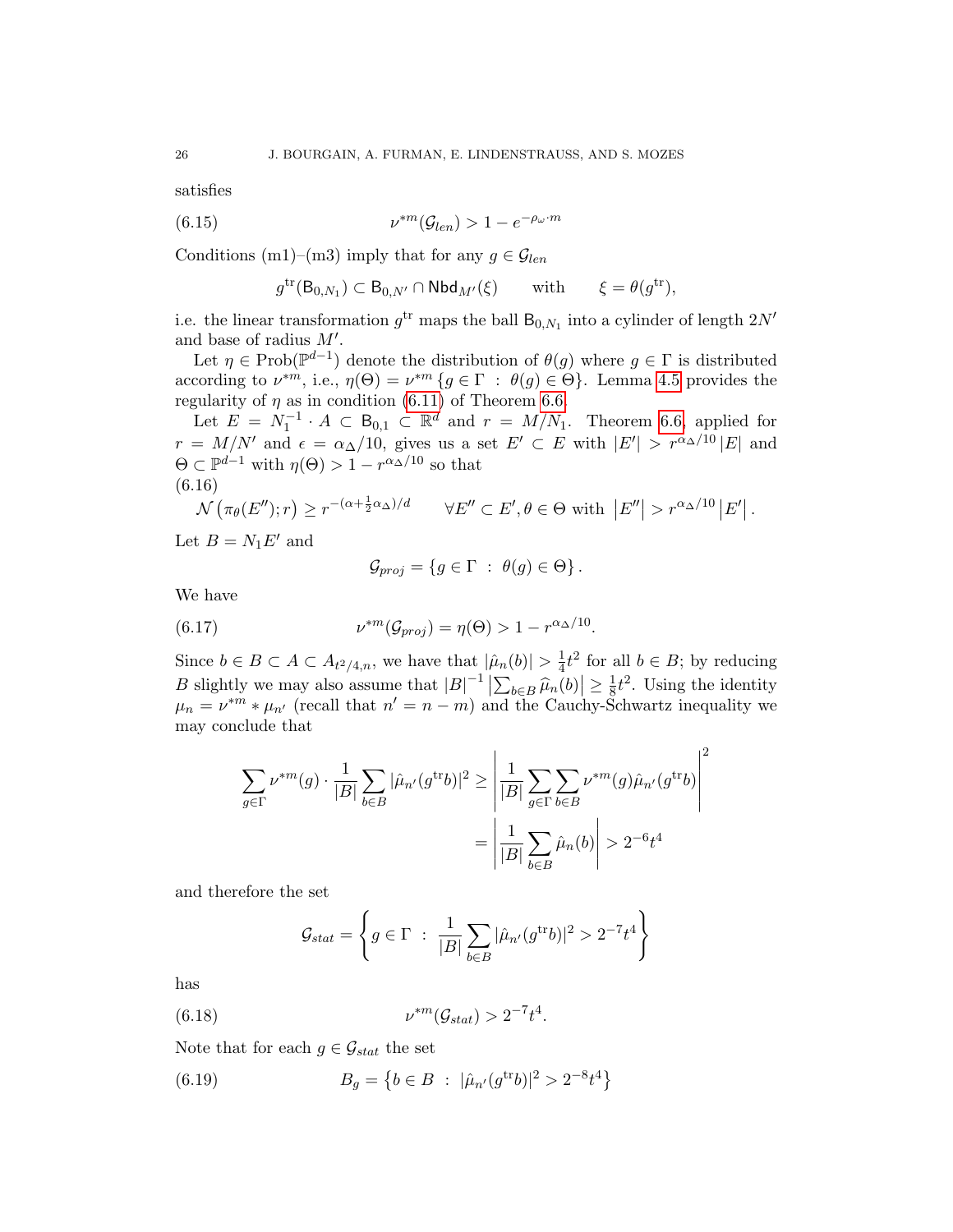satisfies

$$\nu^{*m}(\mathcal{G}_{len}) > 1 - e^{-\rho_\omega \cdot m} \tag{6.15}$$

Conditions (m1)–(m3) imply that for any $g \in \mathcal{G}_{len}$

$$g^{\mathrm{tr}}(\mathsf{B}_{0,N_1}) \subset \mathsf{B}_{0,N'} \cap \mathsf{Nbd}_{M'}(\xi) \qquad \text{with} \qquad \xi = \theta(g^{\mathrm{tr}}),$$

i.e. the linear transformation $g^{\mathrm{tr}}$ maps the ball $\mathsf{B}_{0,N_1}$ into a cylinder of length $2N'$ and base of radius $M'$.

Let $\eta \in \mathrm{Prob}(\mathbb{P}^{d-1})$ denote the distribution of $\theta(g)$ where $g \in \Gamma$ is distributed according to $\nu^{*m}$, i.e., $\eta(\Theta) = \nu^{*m}\{g \in \Gamma \;:\; \theta(g) \in \Theta\}$. Lemma 4.5 provides the regularity of $\eta$ as in condition (6.11) of Theorem 6.6.

Let $E = N_1^{-1} \cdot A \subset \mathsf{B}_{0,1} \subset \mathbb{R}^d$ and $r = M/N_1$. Theorem 6.6 applied for $r = M/N'$ and $\epsilon = \alpha_\Delta/10$, gives us a set $E' \subset E$ with $|E'| > r^{\alpha_\Delta/10}|E|$ and $\Theta \subset \mathbb{P}^{d-1}$ with $\eta(\Theta) > 1 - r^{\alpha_\Delta/10}$ so that

$$\mathcal{N}\left(\pi_\theta(E''); r\right) \geq r^{-(\alpha + \frac{1}{2}\alpha_\Delta)/d} \qquad \forall E'' \subset E', \theta \in \Theta \text{ with } \left|E''\right| > r^{\alpha_\Delta/10}\left|E'\right|. \tag{6.16}$$

Let $B = N_1 E'$ and

$$\mathcal{G}_{proj} = \{g \in \Gamma \;:\; \theta(g) \in \Theta\}.$$

We have

$$\nu^{*m}(\mathcal{G}_{proj}) = \eta(\Theta) > 1 - r^{\alpha_\Delta/10}. \tag{6.17}$$

Since $b \in B \subset A \subset A_{t^2/4,n}$, we have that $|\hat{\mu}_n(b)| > \frac{1}{4}t^2$ for all $b \in B$; by reducing $B$ slightly we may also assume that $|B|^{-1}\left|\sum_{b\in B} \widehat{\mu}_n(b)\right| \geq \frac{1}{8}t^2$. Using the identity $\mu_n = \nu^{*m} * \mu_{n'}$ (recall that $n' = n - m$) and the Cauchy-Schwartz inequality we may conclude that

$$\begin{aligned}
\sum_{g\in\Gamma} \nu^{*m}(g) \cdot \frac{1}{|B|}\sum_{b\in B} |\hat{\mu}_{n'}(g^{\mathrm{tr}}b)|^2 &\geq \left|\frac{1}{|B|}\sum_{g\in\Gamma}\sum_{b\in B} \nu^{*m}(g)\hat{\mu}_{n'}(g^{\mathrm{tr}}b)\right|^2 \\
&= \left|\frac{1}{|B|}\sum_{b\in B}\hat{\mu}_n(b)\right| > 2^{-6}t^4
\end{aligned}$$

and therefore the set

$$\mathcal{G}_{stat} = \left\{g \in \Gamma \;:\; \frac{1}{|B|}\sum_{b\in B}|\hat{\mu}_{n'}(g^{\mathrm{tr}}b)|^2 > 2^{-7}t^4\right\}$$

has

$$\nu^{*m}(\mathcal{G}_{stat}) > 2^{-7}t^4. \tag{6.18}$$

Note that for each $g \in \mathcal{G}_{stat}$ the set

$$B_g = \left\{b \in B \;:\; |\hat{\mu}_{n'}(g^{\mathrm{tr}}b)|^2 > 2^{-8}t^4\right\} \tag{6.19}$$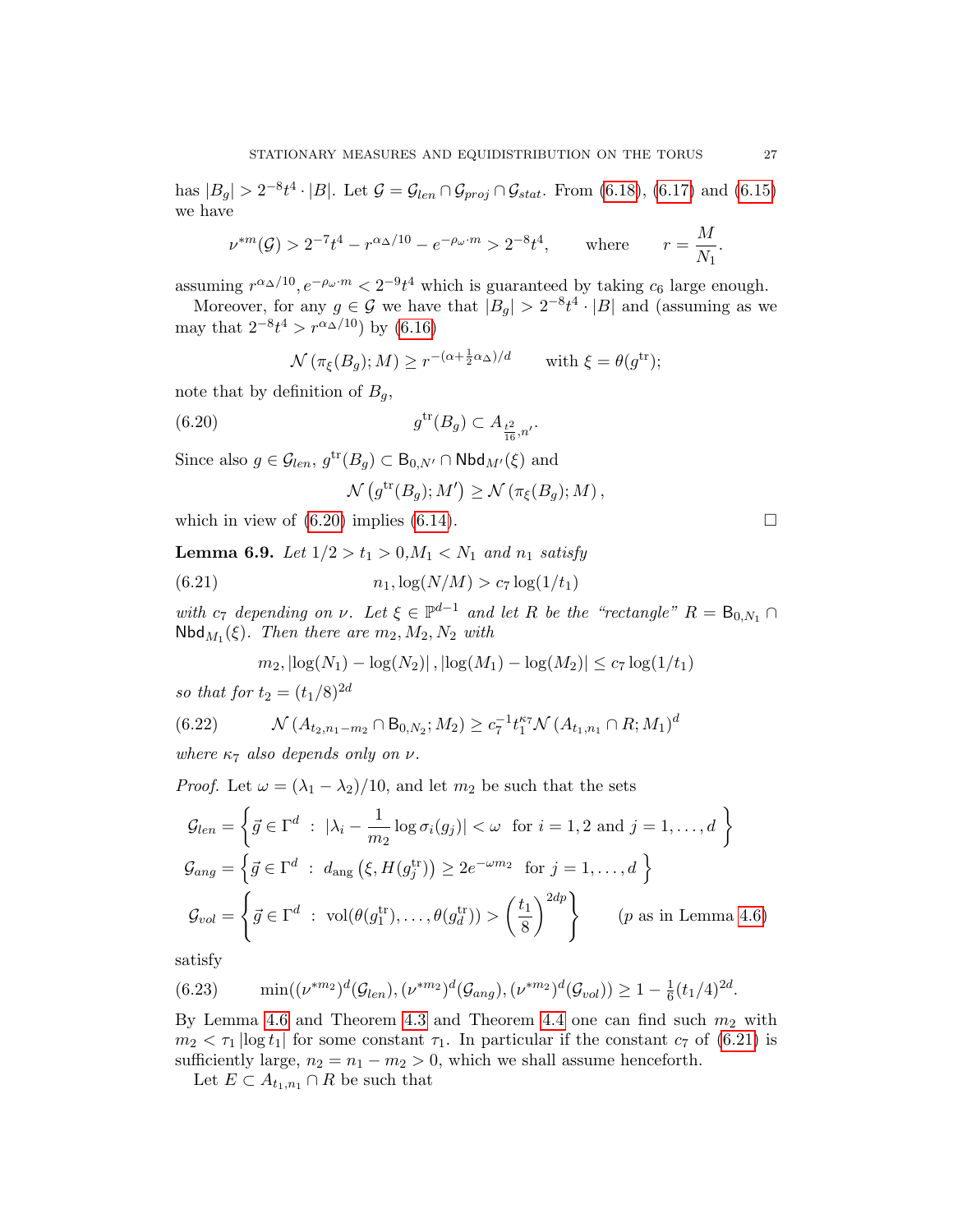has $|B_g| > 2^{-8}t^4 \cdot |B|$. Let $\mathcal{G} = \mathcal{G}_{len} \cap \mathcal{G}_{proj} \cap \mathcal{G}_{stat}$. From (6.18), (6.17) and (6.15) we have

$$\nu^{*m}(\mathcal{G}) > 2^{-7}t^4 - r^{\alpha_\Delta/10} - e^{-\rho_\omega \cdot m} > 2^{-8}t^4, \qquad \text{where} \qquad r = \frac{M}{N_1}.$$

assuming $r^{\alpha_\Delta/10}, e^{-\rho_\omega \cdot m} < 2^{-9}t^4$ which is guaranteed by taking $c_6$ large enough.

Moreover, for any $g \in \mathcal{G}$ we have that $|B_g| > 2^{-8}t^4 \cdot |B|$ and (assuming as we may that $2^{-8}t^4 > r^{\alpha_\Delta/10}$) by (6.16)

$$\mathcal{N}\left(\pi_\xi(B_g); M\right) \geq r^{-(\alpha + \frac{1}{2}\alpha_\Delta)/d} \qquad \text{with } \xi = \theta(g^{\text{tr}});$$

note that by definition of $B_g$,

$$g^{\text{tr}}(B_g) \subset A_{\frac{t^2}{16}, n'}. \tag{6.20}$$

Since also $g \in \mathcal{G}_{len}$, $g^{\text{tr}}(B_g) \subset \mathsf{B}_{0,N'} \cap \mathsf{Nbd}_{M'}(\xi)$ and

$$\mathcal{N}\left(g^{\text{tr}}(B_g); M'\right) \geq \mathcal{N}\left(\pi_\xi(B_g); M\right),$$

which in view of (6.20) implies (6.14). $\square$

**Lemma 6.9.** *Let $1/2 > t_1 > 0, M_1 < N_1$ and $n_1$ satisfy*

$$n_1, \log(N/M) > c_7 \log(1/t_1) \tag{6.21}$$

*with $c_7$ depending on $\nu$. Let $\xi \in \mathbb{P}^{d-1}$ and let $R$ be the "rectangle" $R = \mathsf{B}_{0,N_1} \cap \mathsf{Nbd}_{M_1}(\xi)$. Then there are $m_2, M_2, N_2$ with*

$$m_2, \left|\log(N_1) - \log(N_2)\right|, \left|\log(M_1) - \log(M_2)\right| \leq c_7 \log(1/t_1)$$

*so that for $t_2 = (t_1/8)^{2d}$*

$$\mathcal{N}\left(A_{t_2, n_1 - m_2} \cap \mathsf{B}_{0,N_2}; M_2\right) \geq c_7^{-1} t_1^{\kappa_7} \mathcal{N}\left(A_{t_1,n_1} \cap R; M_1\right)^d \tag{6.22}$$

*where $\kappa_7$ also depends only on $\nu$.*

*Proof.* Let $\omega = (\lambda_1 - \lambda_2)/10$, and let $m_2$ be such that the sets

$$\mathcal{G}_{len} = \left\{ \vec{g} \in \Gamma^d \ : \ |\lambda_i - \frac{1}{m_2} \log \sigma_i(g_j)| < \omega \ \text{ for } i = 1, 2 \text{ and } j = 1, \ldots, d \right\}$$

$$\mathcal{G}_{ang} = \left\{ \vec{g} \in \Gamma^d \ : \ d_{\text{ang}}\left(\xi, H(g_j^{\text{tr}})\right) \geq 2e^{-\omega m_2} \ \text{ for } j = 1, \ldots, d \right\}$$

$$\mathcal{G}_{vol} = \left\{ \vec{g} \in \Gamma^d \ : \ \text{vol}(\theta(g_1^{\text{tr}}), \ldots, \theta(g_d^{\text{tr}})) > \left(\frac{t_1}{8}\right)^{2dp} \right\} \qquad (p \text{ as in Lemma 4.6})$$

satisfy

$$\min((\nu^{*m_2})^d(\mathcal{G}_{len}), (\nu^{*m_2})^d(\mathcal{G}_{ang}), (\nu^{*m_2})^d(\mathcal{G}_{vol})) \geq 1 - \tfrac{1}{6}(t_1/4)^{2d}. \tag{6.23}$$

By Lemma 4.6 and Theorem 4.3 and Theorem 4.4 one can find such $m_2$ with $m_2 < \tau_1 |\log t_1|$ for some constant $\tau_1$. In particular if the constant $c_7$ of (6.21) is sufficiently large, $n_2 = n_1 - m_2 > 0$, which we shall assume henceforth.

Let $E \subset A_{t_1,n_1} \cap R$ be such that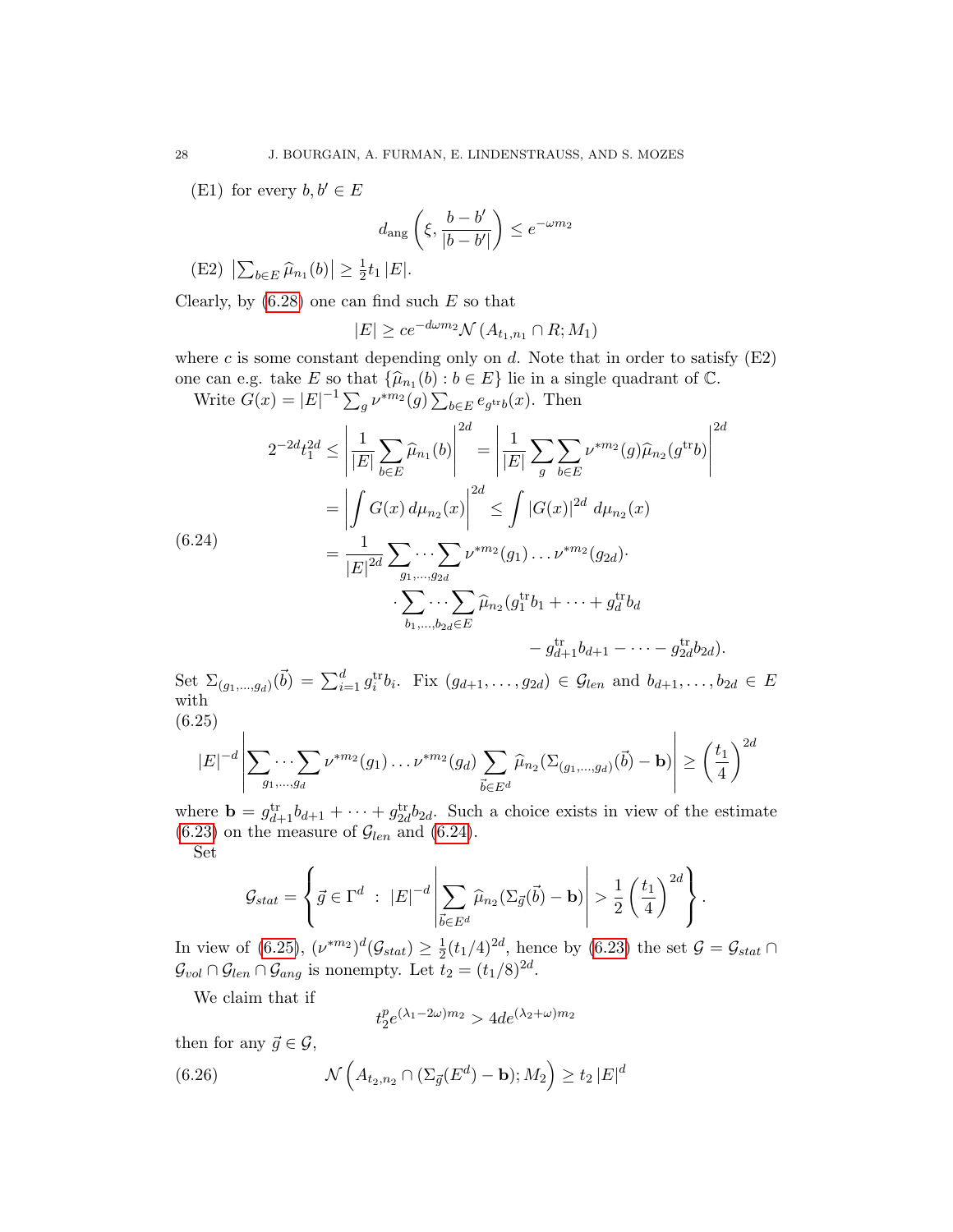(E1) for every $b, b' \in E$

$$d_{\text{ang}}\left(\xi, \frac{b-b'}{|b-b'|}\right) \le e^{-\omega m_2}$$

(E2) $\left|\sum_{b\in E} \widehat{\mu}_{n_1}(b)\right| \ge \frac{1}{2} t_1 |E|$.

Clearly, by (6.28) one can find such $E$ so that

$$|E| \ge c e^{-d\omega m_2} \mathcal{N}\left(A_{t_1,n_1} \cap R; M_1\right)$$

where $c$ is some constant depending only on $d$. Note that in order to satisfy (E2) one can e.g. take $E$ so that $\{\widehat{\mu}_{n_1}(b) : b \in E\}$ lie in a single quadrant of $\mathbb{C}$.

Write $G(x) = |E|^{-1} \sum_g \nu^{*m_2}(g) \sum_{b\in E} e_{g^{\text{tr}}b}(x)$. Then

$$
\begin{aligned}
2^{-2d} t_1^{2d} &\le \left| \frac{1}{|E|} \sum_{b\in E} \widehat{\mu}_{n_1}(b) \right|^{2d} = \left| \frac{1}{|E|} \sum_g \sum_{b\in E} \nu^{*m_2}(g) \widehat{\mu}_{n_2}(g^{\text{tr}} b) \right|^{2d} \\
&= \left| \int G(x)\, d\mu_{n_2}(x) \right|^{2d} \le \int |G(x)|^{2d}\, d\mu_{n_2}(x) \\
&= \frac{1}{|E|^{2d}} \sum_{g_1,\dots,g_{2d}} \!\!\cdots\!\! \sum \nu^{*m_2}(g_1) \dots \nu^{*m_2}(g_{2d}) \cdot \\
&\qquad \cdot \sum_{b_1,\dots,b_{2d}\in E} \!\!\cdots\!\! \sum \widehat{\mu}_{n_2}(g_1^{\text{tr}} b_1 + \dots + g_d^{\text{tr}} b_d \\
&\qquad\qquad - g_{d+1}^{\text{tr}} b_{d+1} - \dots - g_{2d}^{\text{tr}} b_{2d}).
\end{aligned}
\tag{6.24}
$$

Set $\Sigma_{(g_1,\dots,g_d)}(\vec{b}) = \sum_{i=1}^d g_i^{\text{tr}} b_i$. Fix $(g_{d+1},\dots,g_{2d}) \in \mathcal{G}_{len}$ and $b_{d+1},\dots,b_{2d} \in E$ with

$$|E|^{-d} \left| \sum_{g_1,\dots,g_d} \!\!\cdots\!\! \sum \nu^{*m_2}(g_1) \dots \nu^{*m_2}(g_d) \sum_{\vec{b}\in E^d} \widehat{\mu}_{n_2}(\Sigma_{(g_1,\dots,g_d)}(\vec{b}) - \mathbf{b}) \right| \ge \left(\frac{t_1}{4}\right)^{2d} \tag{6.25}$$

where $\mathbf{b} = g_{d+1}^{\text{tr}} b_{d+1} + \dots + g_{2d}^{\text{tr}} b_{2d}$. Such a choice exists in view of the estimate (6.23) on the measure of $\mathcal{G}_{len}$ and (6.24).

Set

$$\mathcal{G}_{stat} = \left\{ \vec{g} \in \Gamma^d \ : \ |E|^{-d} \left| \sum_{\vec{b}\in E^d} \widehat{\mu}_{n_2}(\Sigma_{\vec{g}}(\vec{b}) - \mathbf{b}) \right| > \frac{1}{2}\left(\frac{t_1}{4}\right)^{2d} \right\}.$$

In view of (6.25), $(\nu^{*m_2})^d(\mathcal{G}_{stat}) \ge \frac{1}{2}(t_1/4)^{2d}$, hence by (6.23) the set $\mathcal{G} = \mathcal{G}_{stat} \cap \mathcal{G}_{vol} \cap \mathcal{G}_{len} \cap \mathcal{G}_{ang}$ is nonempty. Let $t_2 = (t_1/8)^{2d}$.

We claim that if

$$t_2^p e^{(\lambda_1 - 2\omega)m_2} > 4d e^{(\lambda_2+\omega)m_2}$$

then for any $\vec{g} \in \mathcal{G}$,

$$\mathcal{N}\left(A_{t_2,n_2} \cap (\Sigma_{\vec{g}}(E^d) - \mathbf{b}); M_2\right) \ge t_2 |E|^d \tag{6.26}$$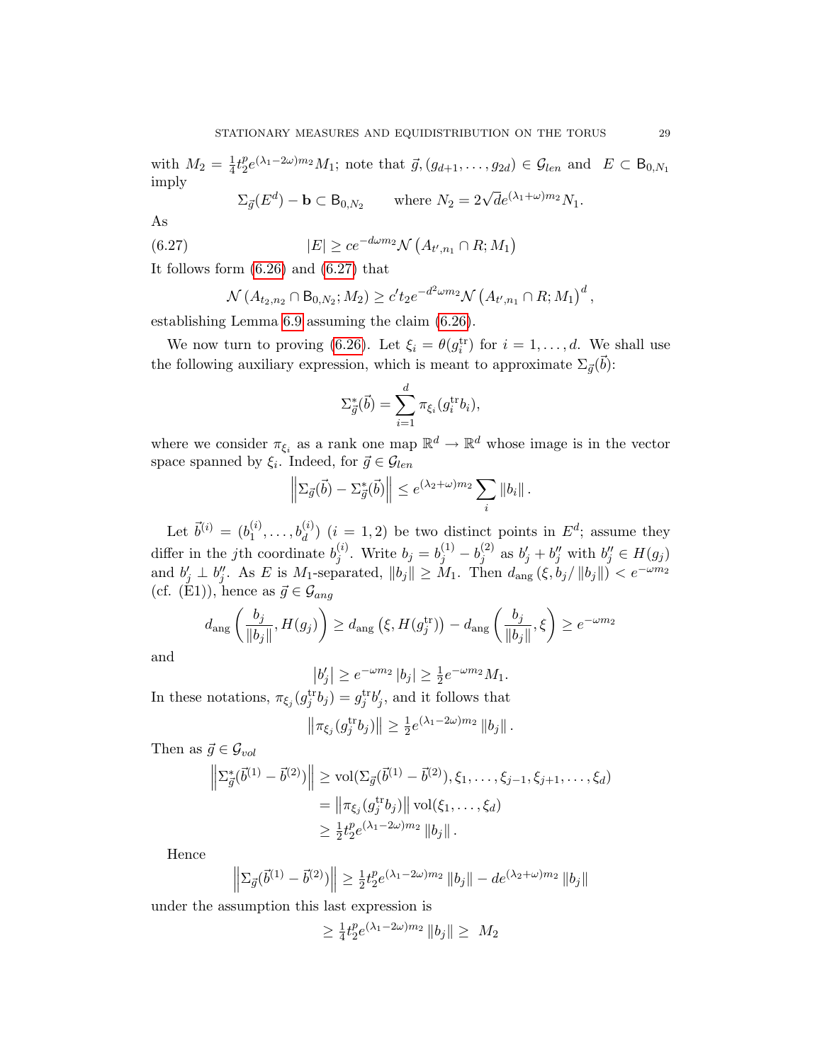with $M_2 = \frac{1}{4}t_2^p e^{(\lambda_1 - 2\omega)m_2} M_1$; note that $\vec{g}, (g_{d+1}, \ldots, g_{2d}) \in \mathcal{G}_{len}$ and $E \subset \mathsf{B}_{0,N_1}$ imply

$$\Sigma_{\vec{g}}(E^d) - \mathbf{b} \subset \mathsf{B}_{0,N_2} \qquad \text{where } N_2 = 2\sqrt{d}e^{(\lambda_1+\omega)m_2}N_1.$$

As

$$|E| \geq ce^{-d\omega m_2}\mathcal{N}\left(A_{t',n_1} \cap R; M_1\right) \tag{6.27}$$

It follows form (6.26) and (6.27) that

$$\mathcal{N}\left(A_{t_2,n_2} \cap \mathsf{B}_{0,N_2}; M_2\right) \geq c' t_2 e^{-d^2\omega m_2}\mathcal{N}\left(A_{t',n_1} \cap R; M_1\right)^d,$$

establishing Lemma 6.9 assuming the claim (6.26).

We now turn to proving (6.26). Let $\xi_i = \theta(g_i^{\mathrm{tr}})$ for $i = 1, \ldots, d$. We shall use the following auxiliary expression, which is meant to approximate $\Sigma_{\vec{g}}(\vec{b})$:

$$\Sigma^*_{\vec{g}}(\vec{b}) = \sum_{i=1}^{d} \pi_{\xi_i}(g_i^{\mathrm{tr}} b_i),$$

where we consider $\pi_{\xi_i}$ as a rank one map $\mathbb{R}^d \to \mathbb{R}^d$ whose image is in the vector space spanned by $\xi_i$. Indeed, for $\vec{g} \in \mathcal{G}_{len}$

$$\left\| \Sigma_{\vec{g}}(\vec{b}) - \Sigma^*_{\vec{g}}(\vec{b}) \right\| \leq e^{(\lambda_2+\omega)m_2} \sum_i \|b_i\|.$$

Let $\vec{b}^{(i)} = (b_1^{(i)}, \ldots, b_d^{(i)})$ $(i = 1, 2)$ be two distinct points in $E^d$; assume they differ in the $j$th coordinate $b_j^{(i)}$. Write $b_j = b_j^{(1)} - b_j^{(2)}$ as $b'_j + b''_j$ with $b''_j \in H(g_j)$ and $b'_j \perp b''_j$. As $E$ is $M_1$-separated, $\|b_j\| \geq M_1$. Then $d_{\mathrm{ang}}\left(\xi, b_j / \|b_j\|\right) < e^{-\omega m_2}$ (cf. (E1)), hence as $\vec{g} \in \mathcal{G}_{ang}$

$$d_{\mathrm{ang}}\left(\frac{b_j}{\|b_j\|}, H(g_j)\right) \geq d_{\mathrm{ang}}\left(\xi, H(g_j^{\mathrm{tr}})\right) - d_{\mathrm{ang}}\left(\frac{b_j}{\|b_j\|}, \xi\right) \geq e^{-\omega m_2}$$

and

$$\left|b'_j\right| \geq e^{-\omega m_2}\left|b_j\right| \geq \tfrac{1}{2}e^{-\omega m_2} M_1.$$

In these notations, $\pi_{\xi_j}(g_j^{\mathrm{tr}} b_j) = g_j^{\mathrm{tr}} b'_j$, and it follows that

$$\left\|\pi_{\xi_j}(g_j^{\mathrm{tr}} b_j)\right\| \geq \tfrac{1}{2}e^{(\lambda_1 - 2\omega)m_2}\|b_j\|.$$

Then as $\vec{g} \in \mathcal{G}_{vol}$

$$\begin{aligned}
\left\|\Sigma^*_{\vec{g}}(\vec{b}^{(1)} - \vec{b}^{(2)})\right\| &\geq \mathrm{vol}(\Sigma_{\vec{g}}(\vec{b}^{(1)} - \vec{b}^{(2)}), \xi_1, \ldots, \xi_{j-1}, \xi_{j+1}, \ldots, \xi_d) \\
&= \left\|\pi_{\xi_j}(g_j^{\mathrm{tr}} b_j)\right\| \mathrm{vol}(\xi_1, \ldots, \xi_d) \\
&\geq \tfrac{1}{2}t_2^p e^{(\lambda_1 - 2\omega)m_2}\|b_j\|.
\end{aligned}$$

Hence

$$\left\|\Sigma_{\vec{g}}(\vec{b}^{(1)} - \vec{b}^{(2)})\right\| \geq \tfrac{1}{2}t_2^p e^{(\lambda_1 - 2\omega)m_2}\|b_j\| - de^{(\lambda_2+\omega)m_2}\|b_j\|$$

under the assumption this last expression is

$$\geq \tfrac{1}{4}t_2^p e^{(\lambda_1 - 2\omega)m_2}\|b_j\| \geq M_2$$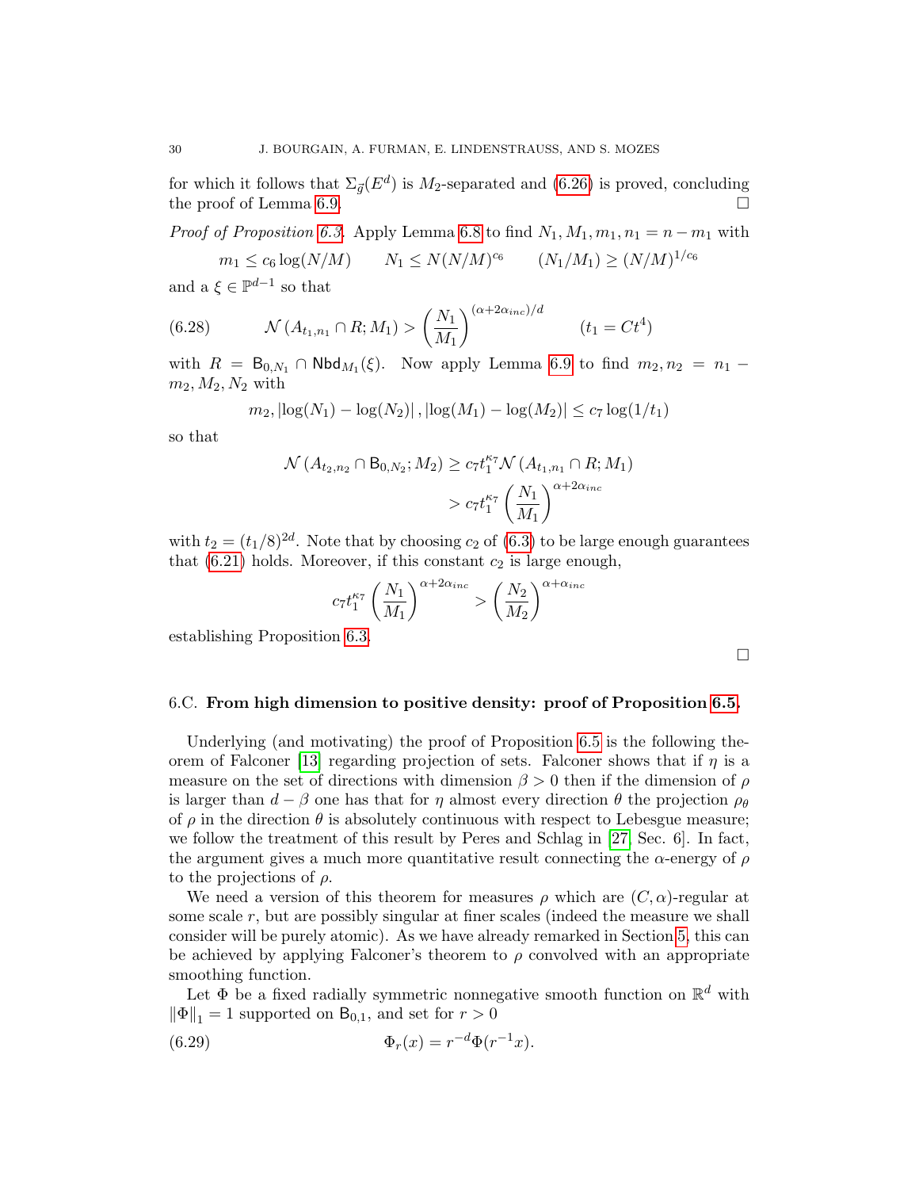for which it follows that $\Sigma_{\vec{g}}(E^d)$ is $M_2$-separated and (6.26) is proved, concluding the proof of Lemma 6.9. □

*Proof of Proposition 6.3.* Apply Lemma 6.8 to find $N_1, M_1, m_1, n_1 = n - m_1$ with

$$m_1 \leq c_6 \log(N/M) \qquad N_1 \leq N(N/M)^{c_6} \qquad (N_1/M_1) \geq (N/M)^{1/c_6}$$

and a $\xi \in \mathbb{P}^{d-1}$ so that

$$\mathcal{N}\left(A_{t_1,n_1} \cap R; M_1\right) > \left(\frac{N_1}{M_1}\right)^{(\alpha+2\alpha_{inc})/d} \qquad (t_1 = Ct^4) \tag{6.28}$$

with $R = \mathsf{B}_{0,N_1} \cap \mathsf{Nbd}_{M_1}(\xi)$. Now apply Lemma 6.9 to find $m_2, n_2 = n_1 - m_2, M_2, N_2$ with

$$m_2, \left|\log(N_1) - \log(N_2)\right|, \left|\log(M_1) - \log(M_2)\right| \leq c_7 \log(1/t_1)$$

so that

$$\begin{aligned}\mathcal{N}\left(A_{t_2,n_2} \cap \mathsf{B}_{0,N_2}; M_2\right) &\geq c_7 t_1^{\kappa_7} \mathcal{N}\left(A_{t_1,n_1} \cap R; M_1\right) \\ &> c_7 t_1^{\kappa_7} \left(\frac{N_1}{M_1}\right)^{\alpha+2\alpha_{inc}}\end{aligned}$$

with $t_2 = (t_1/8)^{2d}$. Note that by choosing $c_2$ of (6.3) to be large enough guarantees that (6.21) holds. Moreover, if this constant $c_2$ is large enough,

$$c_7 t_1^{\kappa_7} \left(\frac{N_1}{M_1}\right)^{\alpha+2\alpha_{inc}} > \left(\frac{N_2}{M_2}\right)^{\alpha+\alpha_{inc}}$$

establishing Proposition 6.3. □

## 6.C. From high dimension to positive density: proof of Proposition 6.5.

Underlying (and motivating) the proof of Proposition 6.5 is the following theorem of Falconer [13] regarding projection of sets. Falconer shows that if $\eta$ is a measure on the set of directions with dimension $\beta > 0$ then if the dimension of $\rho$ is larger than $d - \beta$ one has that for $\eta$ almost every direction $\theta$ the projection $\rho_\theta$ of $\rho$ in the direction $\theta$ is absolutely continuous with respect to Lebesgue measure; we follow the treatment of this result by Peres and Schlag in [27, Sec. 6]. In fact, the argument gives a much more quantitative result connecting the $\alpha$-energy of $\rho$ to the projections of $\rho$.

We need a version of this theorem for measures $\rho$ which are $(C, \alpha)$-regular at some scale $r$, but are possibly singular at finer scales (indeed the measure we shall consider will be purely atomic). As we have already remarked in Section 5, this can be achieved by applying Falconer's theorem to $\rho$ convolved with an appropriate smoothing function.

Let $\Phi$ be a fixed radially symmetric nonnegative smooth function on $\mathbb{R}^d$ with $\|\Phi\|_1 = 1$ supported on $\mathsf{B}_{0,1}$, and set for $r > 0$

$$\Phi_r(x) = r^{-d}\Phi(r^{-1}x). \tag{6.29}$$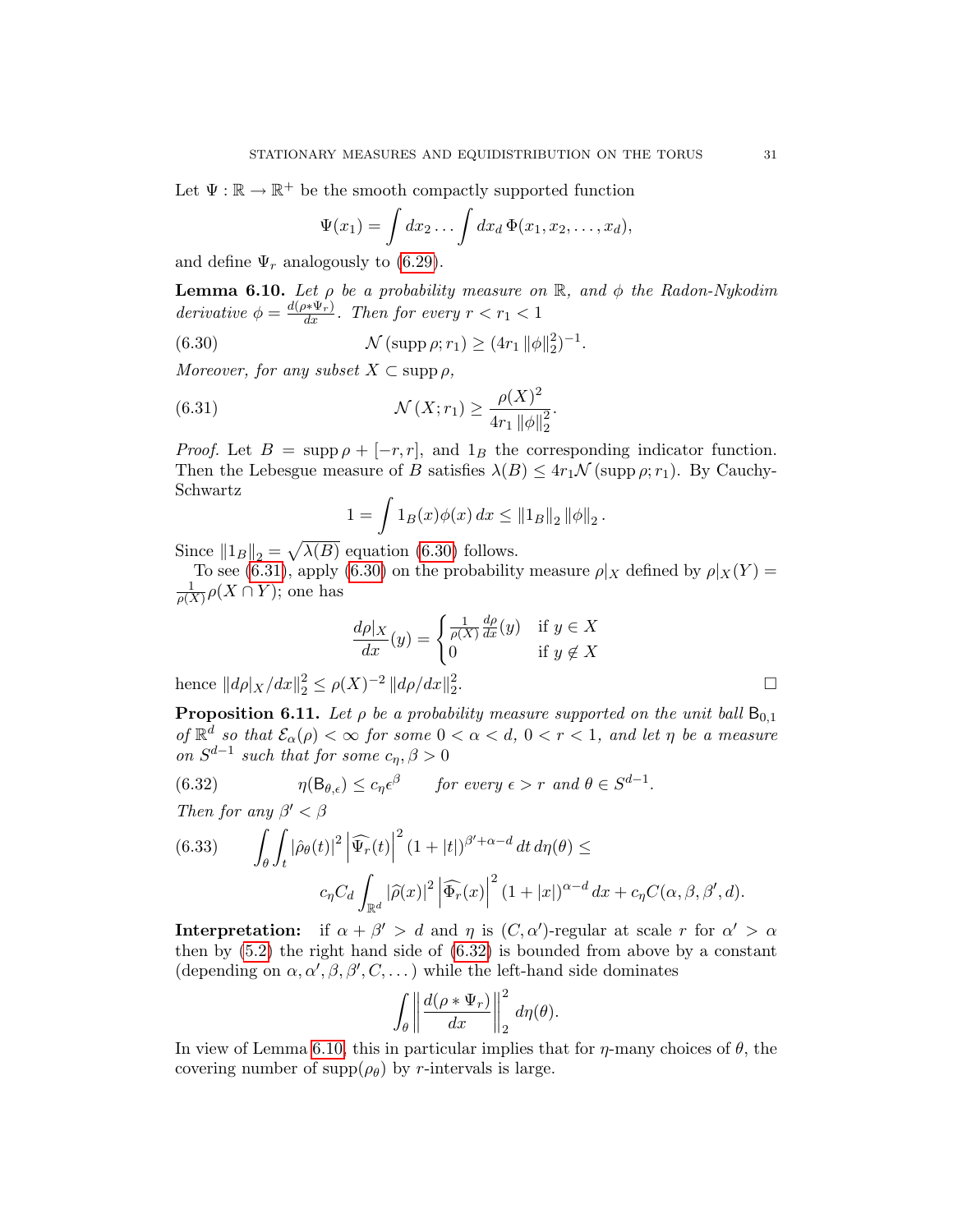Let $\Psi : \mathbb{R} \to \mathbb{R}^+$ be the smooth compactly supported function

$$\Psi(x_1) = \int dx_2 \ldots \int dx_d \, \Phi(x_1, x_2, \ldots, x_d),$$

and define $\Psi_r$ analogously to (6.29).

**Lemma 6.10.** *Let $\rho$ be a probability measure on $\mathbb{R}$, and $\phi$ the Radon-Nykodim derivative $\phi = \frac{d(\rho * \Psi_r)}{dx}$. Then for every $r < r_1 < 1$*

$$\mathcal{N}(\operatorname{supp} \rho; r_1) \geq (4r_1 \|\phi\|_2^2)^{-1}. \tag{6.30}$$

*Moreover, for any subset $X \subset \operatorname{supp} \rho$,*

$$\mathcal{N}(X; r_1) \geq \frac{\rho(X)^2}{4r_1 \|\phi\|_2^2}. \tag{6.31}$$

*Proof.* Let $B = \operatorname{supp} \rho + [-r, r]$, and $1_B$ the corresponding indicator function. Then the Lebesgue measure of $B$ satisfies $\lambda(B) \leq 4r_1 \mathcal{N}(\operatorname{supp} \rho; r_1)$. By Cauchy-Schwartz

$$1 = \int 1_B(x) \phi(x) \, dx \leq \|1_B\|_2 \|\phi\|_2 .$$

Since $\|1_B\|_2 = \sqrt{\lambda(B)}$ equation (6.30) follows.

To see (6.31), apply (6.30) on the probability measure $\rho|_X$ defined by $\rho|_X(Y) = \frac{1}{\rho(X)} \rho(X \cap Y)$; one has

$$\frac{d\rho|_X}{dx}(y) = \begin{cases} \frac{1}{\rho(X)} \frac{d\rho}{dx}(y) & \text{if } y \in X \\ 0 & \text{if } y \notin X \end{cases}$$

hence $\|d\rho|_X/dx\|_2^2 \leq \rho(X)^{-2} \|d\rho/dx\|_2^2$. $\square$

**Proposition 6.11.** *Let $\rho$ be a probability measure supported on the unit ball $\mathsf{B}_{0,1}$ of $\mathbb{R}^d$ so that $\mathcal{E}_\alpha(\rho) < \infty$ for some $0 < \alpha < d$, $0 < r < 1$, and let $\eta$ be a measure on $S^{d-1}$ such that for some $c_\eta, \beta > 0$*

$$\eta(\mathsf{B}_{\theta,\epsilon}) \leq c_\eta \epsilon^\beta \qquad \text{for every } \epsilon > r \text{ and } \theta \in S^{d-1}. \tag{6.32}$$

*Then for any $\beta' < \beta$*

$$\int_\theta \int_t |\hat{\rho}_\theta(t)|^2 \left|\widehat{\Psi_r}(t)\right|^2 (1 + |t|)^{\beta' + \alpha - d} \, dt \, d\eta(\theta) \leq \\ c_\eta C_d \int_{\mathbb{R}^d} |\widehat{\rho}(x)|^2 \left|\widehat{\Phi_r}(x)\right|^2 (1 + |x|)^{\alpha - d} \, dx + c_\eta C(\alpha, \beta, \beta', d). \tag{6.33}$$

**Interpretation:** if $\alpha + \beta' > d$ and $\eta$ is $(C, \alpha')$-regular at scale $r$ for $\alpha' > \alpha$ then by (5.2) the right hand side of (6.32) is bounded from above by a constant (depending on $\alpha, \alpha', \beta, \beta', C, \ldots$) while the left-hand side dominates

$$\int_\theta \left\| \frac{d(\rho * \Psi_r)}{dx} \right\|_2^2 d\eta(\theta).$$

In view of Lemma 6.10, this in particular implies that for $\eta$-many choices of $\theta$, the covering number of $\operatorname{supp}(\rho_\theta)$ by $r$-intervals is large.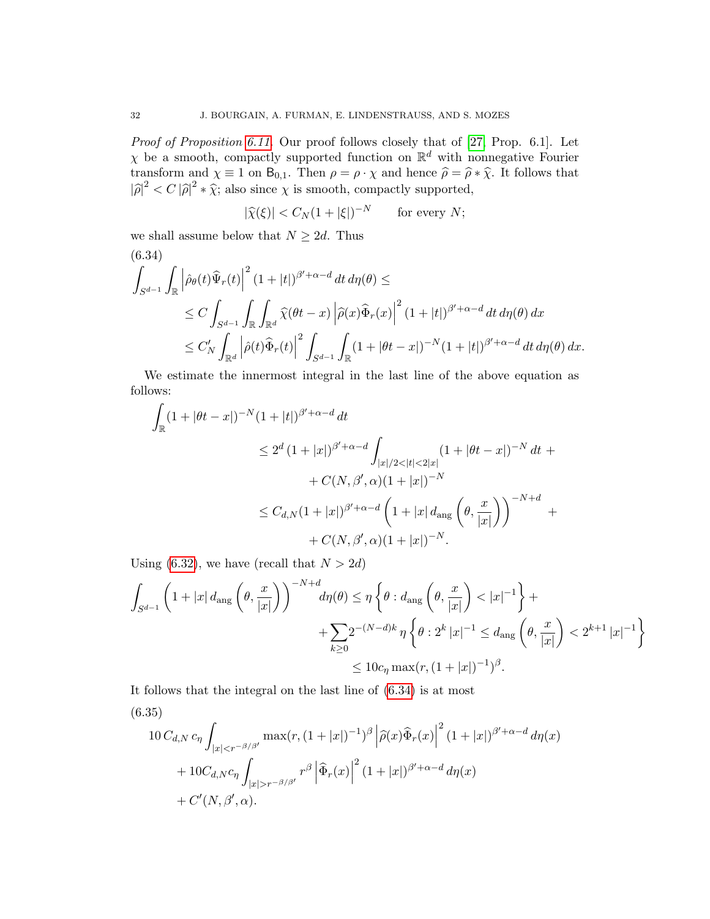*Proof of Proposition 6.11.* Our proof follows closely that of [27, Prop. 6.1]. Let $\chi$ be a smooth, compactly supported function on $\mathbb{R}^d$ with nonnegative Fourier transform and $\chi \equiv 1$ on $\mathsf{B}_{0,1}$. Then $\rho = \rho \cdot \chi$ and hence $\widehat{\rho} = \widehat{\rho} * \widehat{\chi}$. It follows that $|\widehat{\rho}|^2 < C\,|\widehat{\rho}|^2 * \widehat{\chi}$; also since $\chi$ is smooth, compactly supported,

$$|\widehat{\chi}(\xi)| < C_N (1+|\xi|)^{-N} \qquad \text{for every } N;$$

we shall assume below that $N \geq 2d$. Thus

(6.34)
$$\begin{aligned}
\int_{S^{d-1}} \int_{\mathbb{R}} \left| \hat{\rho}_\theta(t) \widehat{\Psi}_r(t) \right|^2 (1+|t|)^{\beta'+\alpha-d} \, dt \, d\eta(\theta) &\leq \\
&\leq C \int_{S^{d-1}} \int_{\mathbb{R}} \int_{\mathbb{R}^d} \widehat{\chi}(\theta t - x) \left| \widehat{\rho}(x) \widehat{\Phi}_r(x) \right|^2 (1+|t|)^{\beta'+\alpha-d} \, dt \, d\eta(\theta) \, dx \\
&\leq C'_N \int_{\mathbb{R}^d} \left| \hat{\rho}(t) \widehat{\Phi}_r(t) \right|^2 \int_{S^{d-1}} \int_{\mathbb{R}} (1+|\theta t - x|)^{-N} (1+|t|)^{\beta'+\alpha-d} \, dt \, d\eta(\theta) \, dx.
\end{aligned}$$

We estimate the innermost integral in the last line of the above equation as follows:

$$\begin{aligned}
\int_{\mathbb{R}} (1+|\theta t - x|)^{-N} (1+|t|)^{\beta'+\alpha-d} \, dt \qquad& \\
\leq 2^d \,(1+|x|)^{\beta'+\alpha-d} &\int_{|x|/2<|t|<2|x|} (1+|\theta t - x|)^{-N} \, dt \,+ \\
&+ C(N,\beta',\alpha)(1+|x|)^{-N} \\
\leq C_{d,N} (1+|x|)^{\beta'+\alpha-d} &\left( 1 + |x| \, d_{\mathrm{ang}}\left(\theta, \frac{x}{|x|}\right) \right)^{-N+d} + \\
&+ C(N,\beta',\alpha)(1+|x|)^{-N}.
\end{aligned}$$

Using (6.32), we have (recall that $N > 2d$)

$$\begin{aligned}
\int_{S^{d-1}} \left( 1 + |x| \, d_{\mathrm{ang}}\left(\theta, \frac{x}{|x|}\right) \right)^{-N+d} d\eta(\theta) &\leq \eta\left\{ \theta : d_{\mathrm{ang}}\left(\theta, \frac{x}{|x|}\right) < |x|^{-1} \right\} + \\
&+ \sum_{k\geq 0} 2^{-(N-d)k} \, \eta\left\{ \theta : 2^k\,|x|^{-1} \leq d_{\mathrm{ang}}\left(\theta, \frac{x}{|x|}\right) < 2^{k+1}\,|x|^{-1} \right\} \\
&\leq 10 c_\eta \max(r, (1+|x|)^{-1})^\beta.
\end{aligned}$$

It follows that the integral on the last line of (6.34) is at most

(6.35)
$$\begin{aligned}
&10\, C_{d,N}\, c_\eta \int_{|x|<r^{-\beta/\beta'}} \max(r, (1+|x|)^{-1})^\beta \left| \widehat{\rho}(x) \widehat{\Phi}_r(x) \right|^2 (1+|x|)^{\beta'+\alpha-d} \, d\eta(x) \\
&+ 10 C_{d,N} c_\eta \int_{|x|>r^{-\beta/\beta'}} r^\beta \left| \widehat{\Phi}_r(x) \right|^2 (1+|x|)^{\beta'+\alpha-d} \, d\eta(x) \\
&+ C'(N,\beta',\alpha).
\end{aligned}$$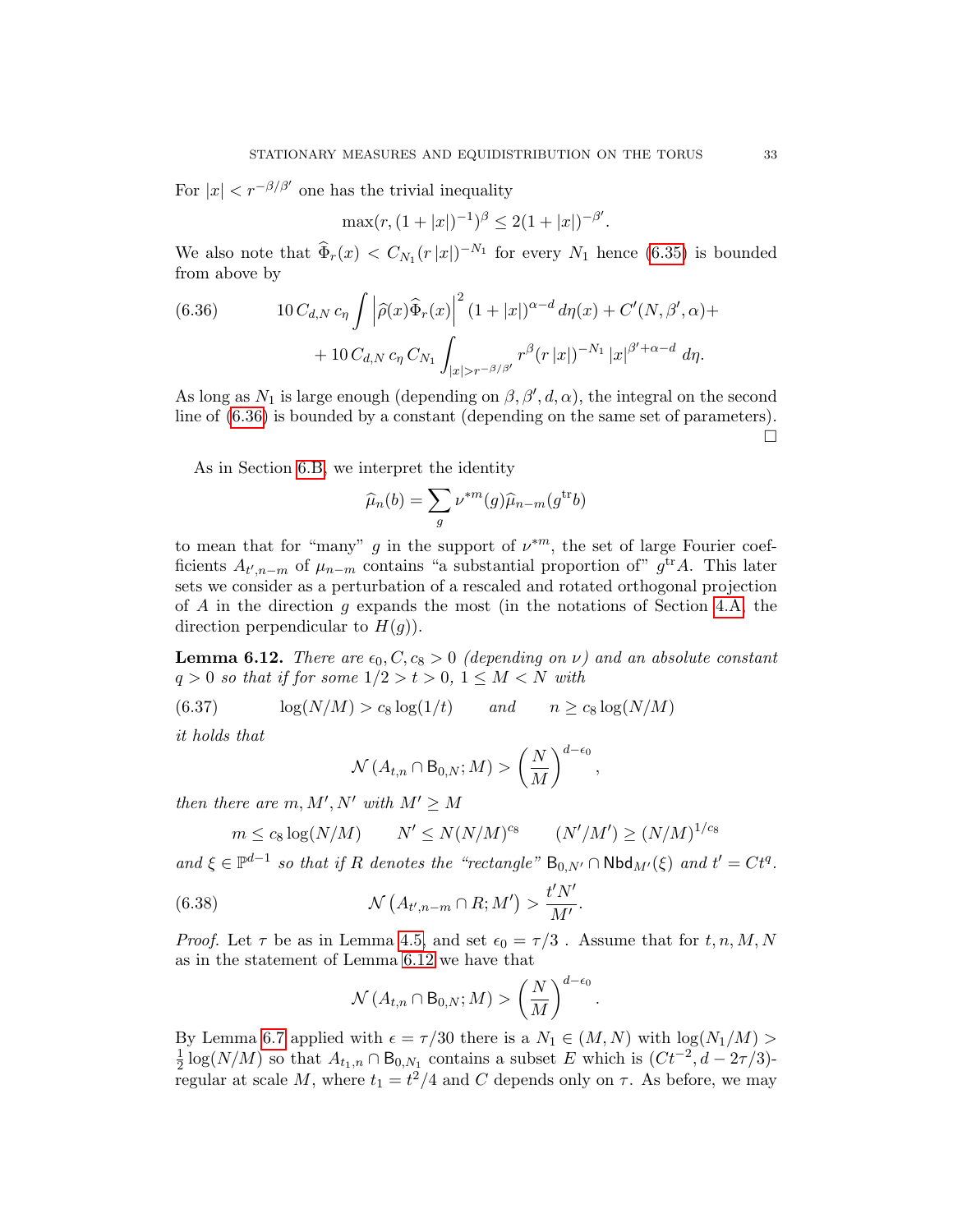For $|x| < r^{-\beta/\beta'}$ one has the trivial inequality

$$\max(r, (1+|x|)^{-1})^\beta \leq 2(1+|x|)^{-\beta'}.$$

We also note that $\widehat{\Phi}_r(x) < C_{N_1}(r\,|x|)^{-N_1}$ for every $N_1$ hence (6.35) is bounded from above by

$$\begin{aligned}(6.36)\qquad & 10\, C_{d,N}\, c_\eta \int \left|\widehat{\rho}(x)\widehat{\Phi}_r(x)\right|^2 (1+|x|)^{\alpha-d}\, d\eta(x) + C'(N,\beta',\alpha) + \\ & + 10\, C_{d,N}\, c_\eta\, C_{N_1} \int_{|x|>r^{-\beta/\beta'}} r^\beta (r\,|x|)^{-N_1}\, |x|^{\beta'+\alpha-d}\, d\eta.\end{aligned}$$

As long as $N_1$ is large enough (depending on $\beta, \beta', d, \alpha$), the integral on the second line of (6.36) is bounded by a constant (depending on the same set of parameters). $\square$

As in Section 6.B, we interpret the identity

$$\widehat{\mu}_n(b) = \sum_g \nu^{*m}(g)\widehat{\mu}_{n-m}(g^{\mathrm{tr}} b)$$

to mean that for "many" $g$ in the support of $\nu^{*m}$, the set of large Fourier coefficients $A_{t',n-m}$ of $\mu_{n-m}$ contains "a substantial proportion of" $g^{\mathrm{tr}}A$. This later sets we consider as a perturbation of a rescaled and rotated orthogonal projection of $A$ in the direction $g$ expands the most (in the notations of Section 4.A, the direction perpendicular to $H(g)$).

**Lemma 6.12.** *There are $\epsilon_0, C, c_8 > 0$ (depending on $\nu$) and an absolute constant $q > 0$ so that if for some $1/2 > t > 0$, $1 \leq M < N$ with*

$$(6.37)\qquad \log(N/M) > c_8 \log(1/t) \qquad \textit{and} \qquad n \geq c_8 \log(N/M)$$

*it holds that*

$$\mathcal{N}\left(A_{t,n} \cap \mathsf{B}_{0,N}; M\right) > \left(\frac{N}{M}\right)^{d-\epsilon_0},$$

*then there are $m, M', N'$ with $M' \geq M$*

$$m \leq c_8 \log(N/M) \qquad N' \leq N(N/M)^{c_8} \qquad (N'/M') \geq (N/M)^{1/c_8}$$

*and $\xi \in \mathbb{P}^{d-1}$ so that if $R$ denotes the "rectangle" $\mathsf{B}_{0,N'} \cap \mathsf{Nbd}_{M'}(\xi)$ and $t' = Ct^q$.*

$$(6.38)\qquad \mathcal{N}\left(A_{t',n-m} \cap R; M'\right) > \frac{t'N'}{M'}.$$

*Proof.* Let $\tau$ be as in Lemma 4.5, and set $\epsilon_0 = \tau/3$ . Assume that for $t, n, M, N$ as in the statement of Lemma 6.12 we have that

$$\mathcal{N}\left(A_{t,n} \cap \mathsf{B}_{0,N}; M\right) > \left(\frac{N}{M}\right)^{d-\epsilon_0}.$$

By Lemma 6.7 applied with $\epsilon = \tau/30$ there is a $N_1 \in (M, N)$ with $\log(N_1/M) > \frac{1}{2}\log(N/M)$ so that $A_{t_1,n} \cap \mathsf{B}_{0,N_1}$ contains a subset $E$ which is $(Ct^{-2}, d - 2\tau/3)$-regular at scale $M$, where $t_1 = t^2/4$ and $C$ depends only on $\tau$. As before, we may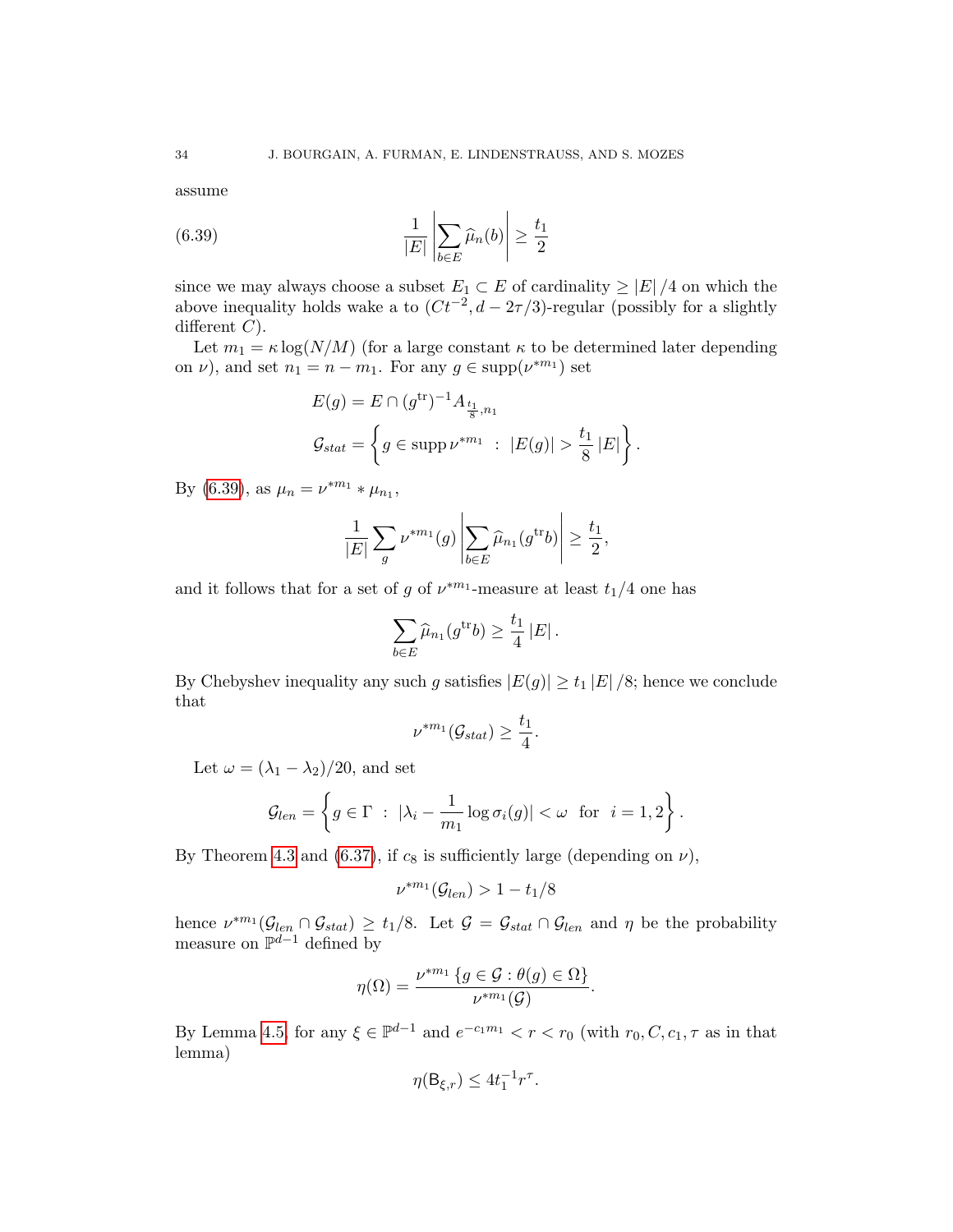assume

$$\frac{1}{|E|}\left|\sum_{b\in E}\widehat{\mu}_n(b)\right| \geq \frac{t_1}{2} \tag{6.39}$$

since we may always choose a subset $E_1 \subset E$ of cardinality $\geq |E|/4$ on which the above inequality holds wake a to $(Ct^{-2}, d-2\tau/3)$-regular (possibly for a slightly different $C$).

Let $m_1 = \kappa \log(N/M)$ (for a large constant $\kappa$ to be determined later depending on $\nu$), and set $n_1 = n - m_1$. For any $g \in \operatorname{supp}(\nu^{*m_1})$ set

$$E(g) = E \cap (g^{\mathrm{tr}})^{-1} A_{\frac{t_1}{8}, n_1}$$

$$\mathcal{G}_{stat} = \left\{ g \in \operatorname{supp} \nu^{*m_1} \;:\; |E(g)| > \frac{t_1}{8}|E| \right\}.$$

By (6.39), as $\mu_n = \nu^{*m_1} * \mu_{n_1}$,

$$\frac{1}{|E|}\sum_g \nu^{*m_1}(g)\left|\sum_{b\in E}\widehat{\mu}_{n_1}(g^{\mathrm{tr}}b)\right| \geq \frac{t_1}{2},$$

and it follows that for a set of $g$ of $\nu^{*m_1}$-measure at least $t_1/4$ one has

$$\sum_{b\in E}\widehat{\mu}_{n_1}(g^{\mathrm{tr}}b) \geq \frac{t_1}{4}|E|.$$

By Chebyshev inequality any such $g$ satisfies $|E(g)| \geq t_1|E|/8$; hence we conclude that

$$\nu^{*m_1}(\mathcal{G}_{stat}) \geq \frac{t_1}{4}.$$

Let $\omega = (\lambda_1 - \lambda_2)/20$, and set

$$\mathcal{G}_{len} = \left\{ g \in \Gamma \;:\; |\lambda_i - \frac{1}{m_1}\log \sigma_i(g)| < \omega \;\text{ for }\; i = 1, 2 \right\}.$$

By Theorem 4.3 and (6.37), if $c_8$ is sufficiently large (depending on $\nu$),

$$\nu^{*m_1}(\mathcal{G}_{len}) > 1 - t_1/8$$

hence $\nu^{*m_1}(\mathcal{G}_{len} \cap \mathcal{G}_{stat}) \geq t_1/8$. Let $\mathcal{G} = \mathcal{G}_{stat} \cap \mathcal{G}_{len}$ and $\eta$ be the probability measure on $\mathbb{P}^{d-1}$ defined by

$$\eta(\Omega) = \frac{\nu^{*m_1}\{g \in \mathcal{G} : \theta(g) \in \Omega\}}{\nu^{*m_1}(\mathcal{G})}.$$

By Lemma 4.5 for any $\xi \in \mathbb{P}^{d-1}$ and $e^{-c_1 m_1} < r < r_0$ (with $r_0, C, c_1, \tau$ as in that lemma)

$$\eta(\mathsf{B}_{\xi,r}) \leq 4t_1^{-1} r^{\tau}.$$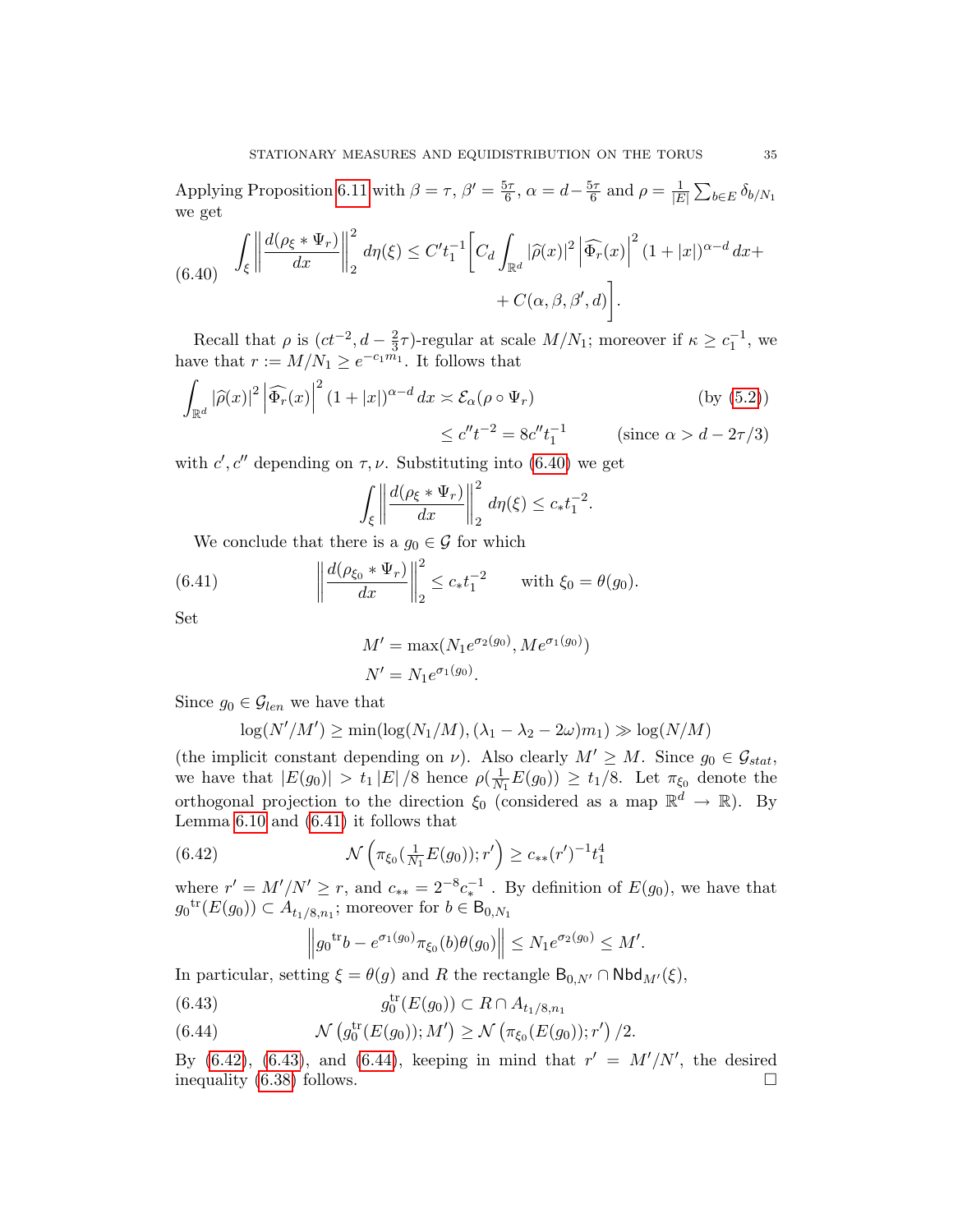Applying Proposition 6.11 with $\beta = \tau$, $\beta' = \frac{5\tau}{6}$, $\alpha = d - \frac{5\tau}{6}$ and $\rho = \frac{1}{|E|}\sum_{b\in E}\delta_{b/N_1}$ we get

$$\int_\xi \left\| \frac{d(\rho_\xi * \Psi_r)}{dx} \right\|_2^2 d\eta(\xi) \le C' t_1^{-1} \Bigg[ C_d \int_{\mathbb{R}^d} |\widehat{\rho}(x)|^2 \left|\widehat{\Phi_r}(x)\right|^2 (1+|x|)^{\alpha - d}\, dx + \\ + C(\alpha, \beta, \beta', d) \Bigg]. \tag{6.40}$$

Recall that $\rho$ is $(ct^{-2}, d - \frac{2}{3}\tau)$-regular at scale $M/N_1$; moreover if $\kappa \ge c_1^{-1}$, we have that $r := M/N_1 \ge e^{-c_1 m_1}$. It follows that

$$\begin{aligned} \int_{\mathbb{R}^d} |\widehat{\rho}(x)|^2 \left|\widehat{\Phi_r}(x)\right|^2 (1+|x|)^{\alpha-d}\, dx &\asymp \mathcal{E}_\alpha(\rho \circ \Psi_r) && \text{(by (5.2))} \\ &\le c'' t^{-2} = 8c'' t_1^{-1} && (\text{since } \alpha > d - 2\tau/3) \end{aligned}$$

with $c', c''$ depending on $\tau, \nu$. Substituting into (6.40) we get

$$\int_\xi \left\| \frac{d(\rho_\xi * \Psi_r)}{dx} \right\|_2^2 d\eta(\xi) \le c_* t_1^{-2}.$$

We conclude that there is a $g_0 \in \mathcal{G}$ for which

$$\left\| \frac{d(\rho_{\xi_0} * \Psi_r)}{dx} \right\|_2^2 \le c_* t_1^{-2} \qquad \text{with } \xi_0 = \theta(g_0). \tag{6.41}$$

Set

$$\begin{aligned} M' &= \max(N_1 e^{\sigma_2(g_0)}, M e^{\sigma_1(g_0)}) \\ N' &= N_1 e^{\sigma_1(g_0)}. \end{aligned}$$

Since $g_0 \in \mathcal{G}_{len}$ we have that

$$\log(N'/M') \ge \min(\log(N_1/M), (\lambda_1 - \lambda_2 - 2\omega)m_1) \gg \log(N/M)$$

(the implicit constant depending on $\nu$). Also clearly $M' \ge M$. Since $g_0 \in \mathcal{G}_{stat}$, we have that $|E(g_0)| > t_1 |E|/8$ hence $\rho(\frac{1}{N_1}E(g_0)) \ge t_1/8$. Let $\pi_{\xi_0}$ denote the orthogonal projection to the direction $\xi_0$ (considered as a map $\mathbb{R}^d \to \mathbb{R}$). By Lemma 6.10 and (6.41) it follows that

$$\mathcal{N}\left(\pi_{\xi_0}(\tfrac{1}{N_1}E(g_0)); r'\right) \ge c_{**}(r')^{-1} t_1^4 \tag{6.42}$$

where $r' = M'/N' \ge r$, and $c_{**} = 2^{-8} c_*^{-1}$ . By definition of $E(g_0)$, we have that ${g_0}^{\mathrm{tr}}(E(g_0)) \subset A_{t_1/8, n_1}$; moreover for $b \in \mathsf{B}_{0,N_1}$

$$\left\| {g_0}^{\mathrm{tr}} b - e^{\sigma_1(g_0)} \pi_{\xi_0}(b)\theta(g_0) \right\| \le N_1 e^{\sigma_2(g_0)} \le M'.$$

In particular, setting $\xi = \theta(g)$ and $R$ the rectangle $\mathsf{B}_{0,N'} \cap \mathsf{Nbd}_{M'}(\xi)$,

$$g_0^{\mathrm{tr}}(E(g_0)) \subset R \cap A_{t_1/8, n_1} \tag{6.43}$$

$$\mathcal{N}\left(g_0^{\mathrm{tr}}(E(g_0)); M'\right) \ge \mathcal{N}\left(\pi_{\xi_0}(E(g_0)); r'\right)/2. \tag{6.44}$$

By (6.42), (6.43), and (6.44), keeping in mind that $r' = M'/N'$, the desired inequality (6.38) follows. □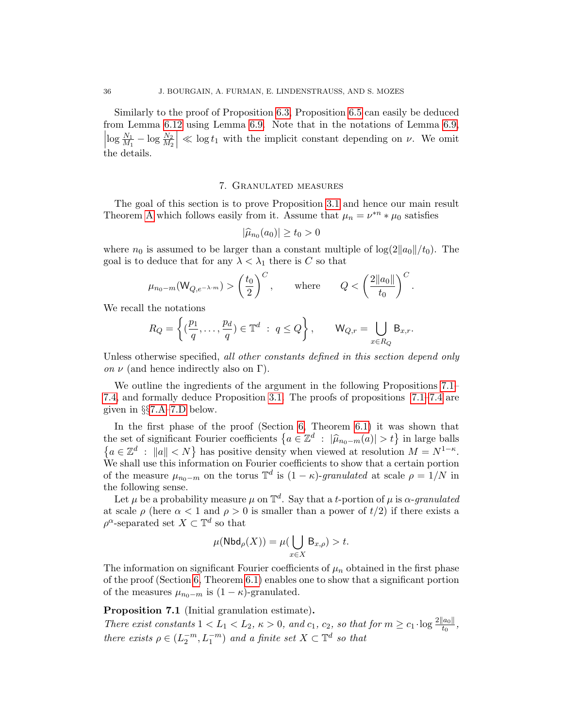Similarly to the proof of Proposition 6.3, Proposition 6.5 can easily be deduced from Lemma 6.12 using Lemma 6.9. Note that in the notations of Lemma 6.9, $\left|\log \frac{N_1}{M_1} - \log \frac{N_2}{M_2}\right| \ll \log t_1$ with the implicit constant depending on $\nu$. We omit the details.

## 7. Granulated measures

The goal of this section is to prove Proposition 3.1 and hence our main result Theorem A which follows easily from it. Assume that $\mu_n = \nu^{*n} * \mu_0$ satisfies

$$|\widehat{\mu}_{n_0}(a_0)| \geq t_0 > 0$$

where $n_0$ is assumed to be larger than a constant multiple of $\log(2\|a_0\|/t_0)$. The goal is to deduce that for any $\lambda < \lambda_1$ there is $C$ so that

$$\mu_{n_0-m}(\mathsf{W}_{Q,e^{-\lambda\cdot m}}) > \left(\frac{t_0}{2}\right)^C, \qquad \text{where} \qquad Q < \left(\frac{2\|a_0\|}{t_0}\right)^C.$$

We recall the notations

$$R_Q = \left\{ (\frac{p_1}{q}, \ldots, \frac{p_d}{q}) \in \mathbb{T}^d \ : \ q \leq Q \right\}, \qquad \mathsf{W}_{Q,r} = \bigcup_{x \in R_Q} \mathsf{B}_{x,r}.$$

Unless otherwise specified, *all other constants defined in this section depend only on* $\nu$ (and hence indirectly also on $\Gamma$).

We outline the ingredients of the argument in the following Propositions 7.1–7.4, and formally deduce Proposition 3.1. The proofs of propositions 7.1–7.4 are given in §§7.A–7.D below.

In the first phase of the proof (Section 6, Theorem 6.1) it was shown that the set of significant Fourier coefficients $\left\{a \in \mathbb{Z}^d \ : \ |\widehat{\mu}_{n_0-m}(a)| > t\right\}$ in large balls $\left\{a \in \mathbb{Z}^d \ : \ \|a\| < N\right\}$ has positive density when viewed at resolution $M = N^{1-\kappa}$. We shall use this information on Fourier coefficients to show that a certain portion of the measure $\mu_{n_0-m}$ on the torus $\mathbb{T}^d$ is $(1-\kappa)$-*granulated* at scale $\rho = 1/N$ in the following sense.

Let $\mu$ be a probability measure $\mu$ on $\mathbb{T}^d$. Say that a $t$-portion of $\mu$ is $\alpha$-*granulated* at scale $\rho$ (here $\alpha < 1$ and $\rho > 0$ is smaller than a power of $t/2$) if there exists a $\rho^\alpha$-separated set $X \subset \mathbb{T}^d$ so that

$$\mu(\mathsf{Nbd}_\rho(X)) = \mu(\bigcup_{x \in X} \mathsf{B}_{x,\rho}) > t.$$

The information on significant Fourier coefficients of $\mu_n$ obtained in the first phase of the proof (Section 6, Theorem 6.1) enables one to show that a significant portion of the measures $\mu_{n_0-m}$ is $(1-\kappa)$-granulated.

**Proposition 7.1** (Initial granulation estimate)**.**
*There exist constants $1 < L_1 < L_2$, $\kappa > 0$, and $c_1$, $c_2$, so that for $m \geq c_1 \cdot \log \frac{2\|a_0\|}{t_0}$, there exists $\rho \in (L_2^{-m}, L_1^{-m})$ and a finite set $X \subset \mathbb{T}^d$ so that*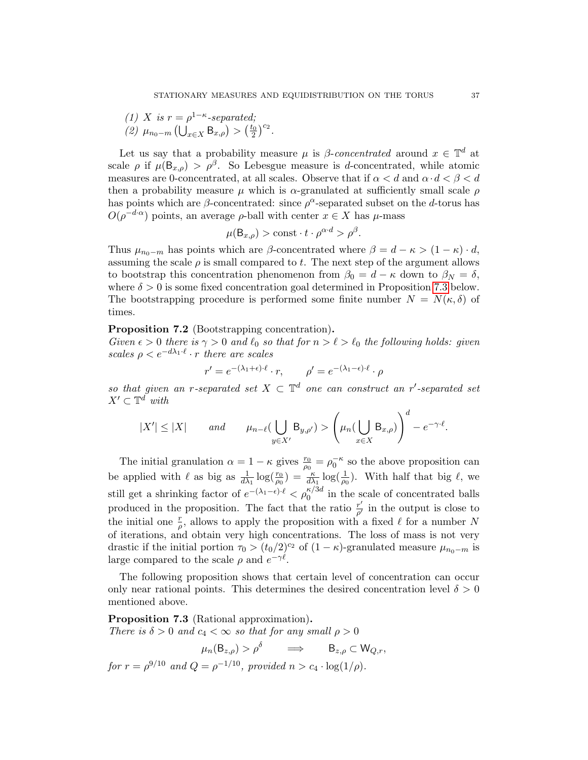*(1) $X$ is $r = \rho^{1-\kappa}$-separated;*
*(2) $\mu_{n_0-m}\left(\bigcup_{x\in X} \mathsf{B}_{x,\rho}\right) > \left(\frac{t_0}{2}\right)^{c_2}$.*

Let us say that a probability measure $\mu$ is *$\beta$-concentrated* around $x \in \mathbb{T}^d$ at scale $\rho$ if $\mu(\mathsf{B}_{x,\rho}) > \rho^\beta$. So Lebesgue measure is $d$-concentrated, while atomic measures are 0-concentrated, at all scales. Observe that if $\alpha < d$ and $\alpha \cdot d < \beta < d$ then a probability measure $\mu$ which is $\alpha$-granulated at sufficiently small scale $\rho$ has points which are $\beta$-concentrated: since $\rho^\alpha$-separated subset on the $d$-torus has $O(\rho^{-d\cdot\alpha})$ points, an average $\rho$-ball with center $x \in X$ has $\mu$-mass

$$\mu(\mathsf{B}_{x,\rho}) > \text{const} \cdot t \cdot \rho^{\alpha\cdot d} > \rho^\beta.$$

Thus $\mu_{n_0-m}$ has points which are $\beta$-concentrated where $\beta = d - \kappa > (1-\kappa)\cdot d$, assuming the scale $\rho$ is small compared to $t$. The next step of the argument allows to bootstrap this concentration phenomenon from $\beta_0 = d - \kappa$ down to $\beta_N = \delta$, where $\delta > 0$ is some fixed concentration goal determined in Proposition 7.3 below. The bootstrapping procedure is performed some finite number $N = N(\kappa, \delta)$ of times.

**Proposition 7.2** (Bootstrapping concentration)**.**
*Given $\epsilon > 0$ there is $\gamma > 0$ and $\ell_0$ so that for $n > \ell > \ell_0$ the following holds: given scales $\rho < e^{-d\lambda_1\cdot\ell}\cdot r$ there are scales*

$$r' = e^{-(\lambda_1+\epsilon)\cdot\ell}\cdot r, \qquad \rho' = e^{-(\lambda_1-\epsilon)\cdot\ell}\cdot\rho$$

*so that given an $r$-separated set $X \subset \mathbb{T}^d$ one can construct an $r'$-separated set $X' \subset \mathbb{T}^d$ with*

$$|X'| \leq |X| \qquad \text{and} \qquad \mu_{n-\ell}\Big(\bigcup_{y\in X'} \mathsf{B}_{y,\rho'}\Big) > \left(\mu_n\Big(\bigcup_{x\in X} \mathsf{B}_{x,\rho}\Big)\right)^d - e^{-\gamma\cdot\ell}.$$

The initial granulation $\alpha = 1-\kappa$ gives $\frac{r_0}{\rho_0} = \rho_0^{-\kappa}$ so the above proposition can be applied with $\ell$ as big as $\frac{1}{d\lambda_1}\log(\frac{r_0}{\rho_0}) = \frac{\kappa}{d\lambda_1}\log(\frac{1}{\rho_0})$. With half that big $\ell$, we still get a shrinking factor of $e^{-(\lambda_1-\epsilon)\cdot\ell} < \rho_0^{\kappa/3d}$ in the scale of concentrated balls produced in the proposition. The fact that the ratio $\frac{r'}{\rho'}$ in the output is close to the initial one $\frac{r}{\rho}$, allows to apply the proposition with a fixed $\ell$ for a number $N$ of iterations, and obtain very high concentrations. The loss of mass is not very drastic if the initial portion $\tau_0 > (t_0/2)^{c_2}$ of $(1-\kappa)$-granulated measure $\mu_{n_0-m}$ is large compared to the scale $\rho$ and $e^{-\gamma\ell}$.

The following proposition shows that certain level of concentration can occur only near rational points. This determines the desired concentration level $\delta > 0$ mentioned above.

**Proposition 7.3** (Rational approximation)**.**
*There is $\delta > 0$ and $c_4 < \infty$ so that for any small $\rho > 0$*

$$\mu_n(\mathsf{B}_{z,\rho}) > \rho^\delta \qquad \Longrightarrow \qquad \mathsf{B}_{z,\rho} \subset \mathsf{W}_{Q,r},$$

*for $r = \rho^{9/10}$ and $Q = \rho^{-1/10}$, provided $n > c_4 \cdot \log(1/\rho)$.*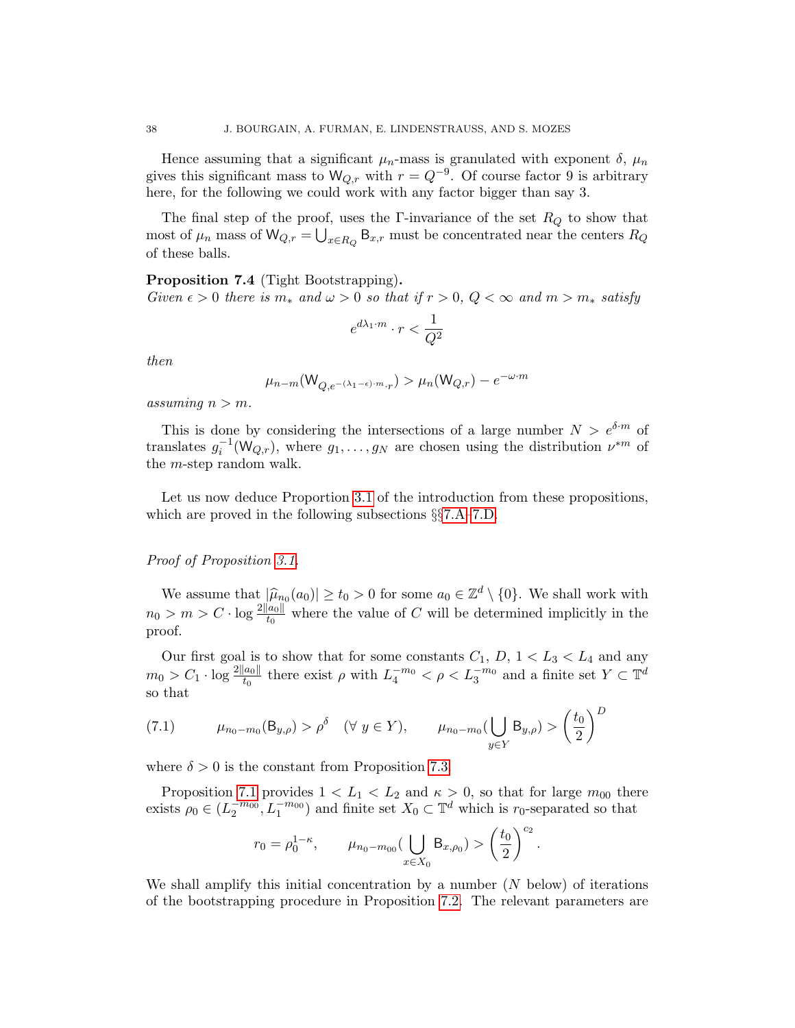Hence assuming that a significant $\mu_n$-mass is granulated with exponent $\delta$, $\mu_n$ gives this significant mass to $\mathsf{W}_{Q,r}$ with $r = Q^{-9}$. Of course factor 9 is arbitrary here, for the following we could work with any factor bigger than say 3.

The final step of the proof, uses the $\Gamma$-invariance of the set $R_Q$ to show that most of $\mu_n$ mass of $\mathsf{W}_{Q,r} = \bigcup_{x\in R_Q} \mathsf{B}_{x,r}$ must be concentrated near the centers $R_Q$ of these balls.

**Proposition 7.4** (Tight Bootstrapping)**.** *Given $\epsilon > 0$ there is $m_*$ and $\omega > 0$ so that if $r > 0$, $Q < \infty$ and $m > m_*$ satisfy*

$$e^{d\lambda_1 \cdot m} \cdot r < \frac{1}{Q^2}$$

*then*

$$\mu_{n-m}(\mathsf{W}_{Q,e^{-(\lambda_1-\epsilon)\cdot m}\cdot r}) > \mu_n(\mathsf{W}_{Q,r}) - e^{-\omega\cdot m}$$

*assuming $n > m$.*

This is done by considering the intersections of a large number $N > e^{\delta\cdot m}$ of translates $g_i^{-1}(\mathsf{W}_{Q,r})$, where $g_1, \ldots, g_N$ are chosen using the distribution $\nu^{*m}$ of the $m$-step random walk.

Let us now deduce Proportion 3.1 of the introduction from these propositions, which are proved in the following subsections §§7.A–7.D.

*Proof of Proposition 3.1.*

We assume that $|\widehat{\mu}_{n_0}(a_0)| \geq t_0 > 0$ for some $a_0 \in \mathbb{Z}^d \setminus \{0\}$. We shall work with $n_0 > m > C \cdot \log \frac{2\|a_0\|}{t_0}$ where the value of $C$ will be determined implicitly in the proof.

Our first goal is to show that for some constants $C_1$, $D$, $1 < L_3 < L_4$ and any $m_0 > C_1 \cdot \log \frac{2\|a_0\|}{t_0}$ there exist $\rho$ with $L_4^{-m_0} < \rho < L_3^{-m_0}$ and a finite set $Y \subset \mathbb{T}^d$ so that

$$\mu_{n_0-m_0}(\mathsf{B}_{y,\rho}) > \rho^{\delta} \quad (\forall\ y \in Y), \qquad \mu_{n_0-m_0}(\bigcup_{y\in Y} \mathsf{B}_{y,\rho}) > \left(\frac{t_0}{2}\right)^D \tag{7.1}$$

where $\delta > 0$ is the constant from Proposition 7.3.

Proposition 7.1 provides $1 < L_1 < L_2$ and $\kappa > 0$, so that for large $m_{00}$ there exists $\rho_0 \in (L_2^{-m_{00}}, L_1^{-m_{00}})$ and finite set $X_0 \subset \mathbb{T}^d$ which is $r_0$-separated so that

$$r_0 = \rho_0^{1-\kappa}, \qquad \mu_{n_0-m_{00}}(\bigcup_{x\in X_0} \mathsf{B}_{x,\rho_0}) > \left(\frac{t_0}{2}\right)^{c_2}.$$

We shall amplify this initial concentration by a number ($N$ below) of iterations of the bootstrapping procedure in Proposition 7.2. The relevant parameters are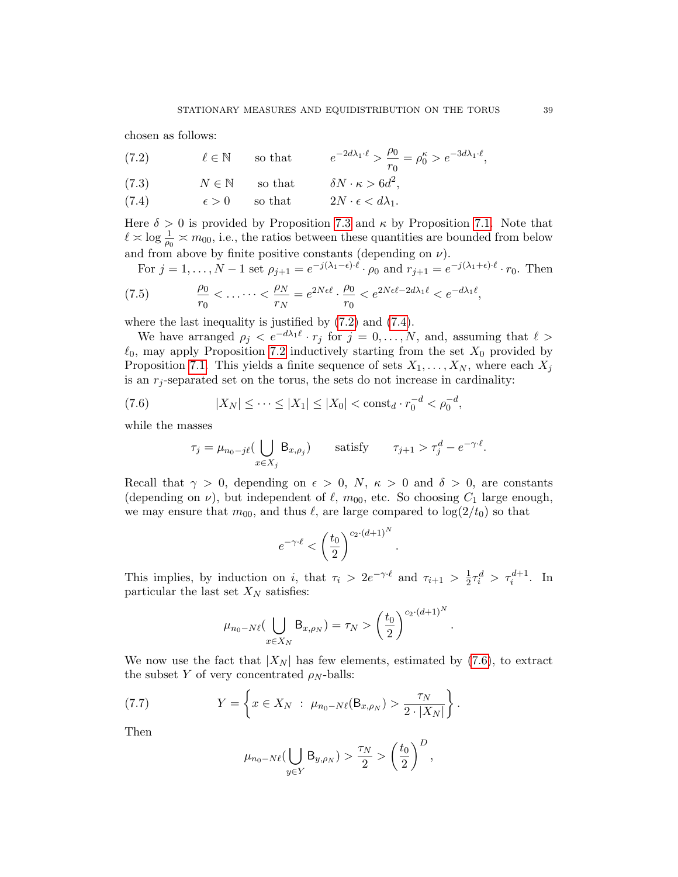chosen as follows:

$$\ell \in \mathbb{N} \qquad \text{so that} \qquad e^{-2d\lambda_1 \cdot \ell} > \frac{\rho_0}{r_0} = \rho_0^\kappa > e^{-3d\lambda_1 \cdot \ell}, \tag{7.2}$$

$$N \in \mathbb{N} \qquad \text{so that} \qquad \delta N \cdot \kappa > 6d^2, \tag{7.3}$$

$$\epsilon > 0 \qquad \text{so that} \qquad 2N \cdot \epsilon < d\lambda_1. \tag{7.4}$$

Here $\delta > 0$ is provided by Proposition 7.3 and $\kappa$ by Proposition 7.1. Note that $\ell \asymp \log \frac{1}{\rho_0} \asymp m_{00}$, i.e., the ratios between these quantities are bounded from below and from above by finite positive constants (depending on $\nu$).

For $j = 1, \ldots, N-1$ set $\rho_{j+1} = e^{-j(\lambda_1 - \epsilon)\cdot \ell} \cdot \rho_0$ and $r_{j+1} = e^{-j(\lambda_1+\epsilon)\cdot \ell} \cdot r_0$. Then

$$\frac{\rho_0}{r_0} < \cdots\cdots < \frac{\rho_N}{r_N} = e^{2N\epsilon \ell} \cdot \frac{\rho_0}{r_0} < e^{2N\epsilon\ell - 2d\lambda_1 \ell} < e^{-d\lambda_1 \ell}, \tag{7.5}$$

where the last inequality is justified by (7.2) and (7.4).

We have arranged $\rho_j < e^{-d\lambda_1 \ell} \cdot r_j$ for $j = 0, \ldots, N$, and, assuming that $\ell > \ell_0$, may apply Proposition 7.2 inductively starting from the set $X_0$ provided by Proposition 7.1. This yields a finite sequence of sets $X_1, \ldots, X_N$, where each $X_j$ is an $r_j$-separated set on the torus, the sets do not increase in cardinality:

$$|X_N| \leq \cdots \leq |X_1| \leq |X_0| < \text{const}_d \cdot r_0^{-d} < \rho_0^{-d}, \tag{7.6}$$

while the masses

$$\tau_j = \mu_{n_0 - j\ell}\Big(\bigcup_{x \in X_j} \mathsf{B}_{x,\rho_j}\Big) \qquad \text{satisfy} \qquad \tau_{j+1} > \tau_j^d - e^{-\gamma \cdot \ell}.$$

Recall that $\gamma > 0$, depending on $\epsilon > 0$, $N$, $\kappa > 0$ and $\delta > 0$, are constants (depending on $\nu$), but independent of $\ell$, $m_{00}$, etc. So choosing $C_1$ large enough, we may ensure that $m_{00}$, and thus $\ell$, are large compared to $\log(2/t_0)$ so that

$$e^{-\gamma \cdot \ell} < \left(\frac{t_0}{2}\right)^{c_2 \cdot (d+1)^N}.$$

This implies, by induction on $i$, that $\tau_i > 2e^{-\gamma\cdot\ell}$ and $\tau_{i+1} > \frac{1}{2}\tau_i^d > \tau_i^{d+1}$. In particular the last set $X_N$ satisfies:

$$\mu_{n_0 - N\ell}\Big(\bigcup_{x \in X_N} \mathsf{B}_{x,\rho_N}\Big) = \tau_N > \left(\frac{t_0}{2}\right)^{c_2\cdot(d+1)^N}.$$

We now use the fact that $|X_N|$ has few elements, estimated by (7.6), to extract the subset $Y$ of very concentrated $\rho_N$-balls:

$$Y = \left\{ x \in X_N \;:\; \mu_{n_0 - N\ell}(\mathsf{B}_{x,\rho_N}) > \frac{\tau_N}{2 \cdot |X_N|} \right\}. \tag{7.7}$$

Then

$$\mu_{n_0 - N\ell}\Big(\bigcup_{y \in Y} \mathsf{B}_{y,\rho_N}\Big) > \frac{\tau_N}{2} > \left(\frac{t_0}{2}\right)^D,$$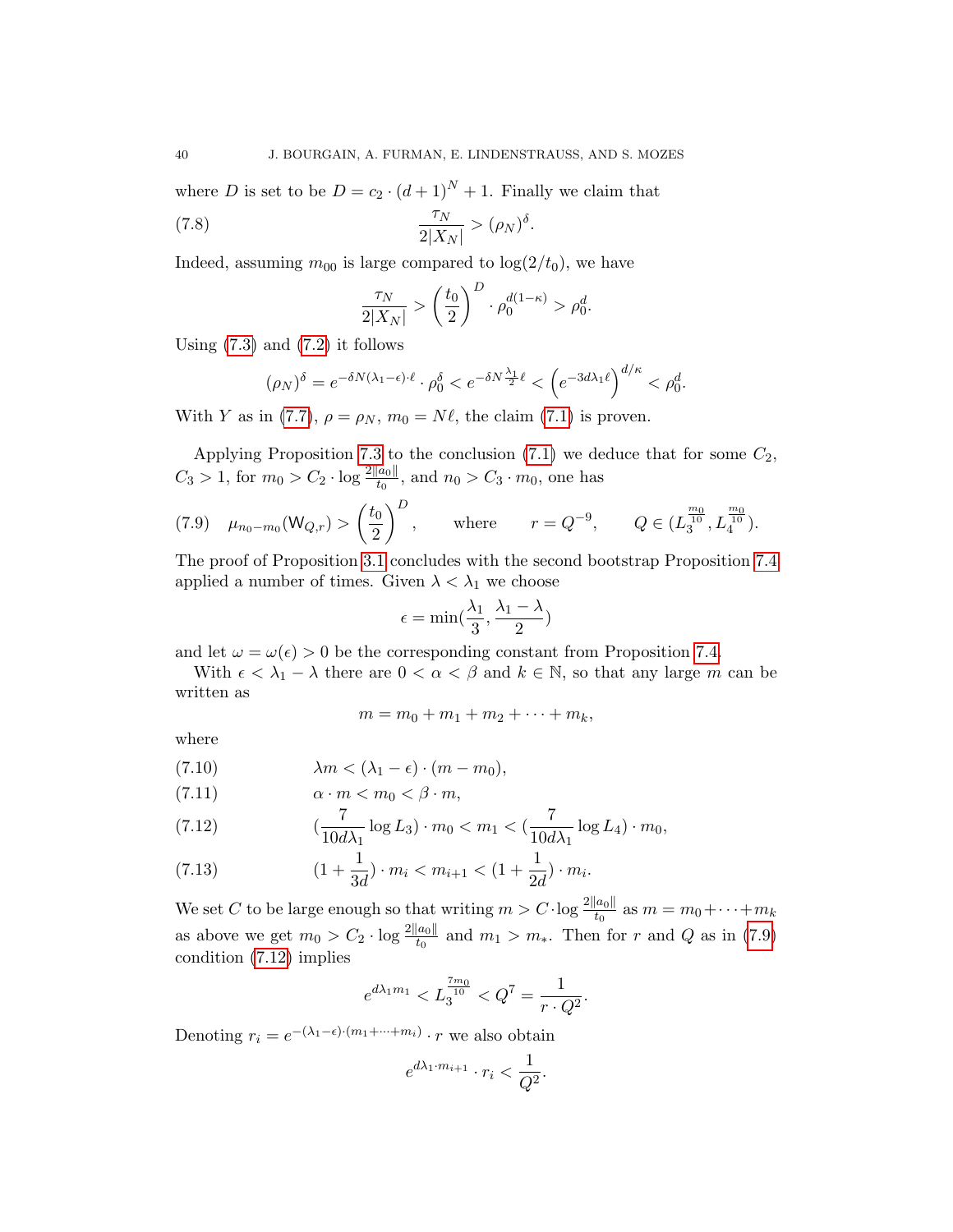where $D$ is set to be $D = c_2 \cdot (d+1)^N + 1$. Finally we claim that

$$\frac{\tau_N}{2|X_N|} > (\rho_N)^\delta. \tag{7.8}$$

Indeed, assuming $m_{00}$ is large compared to $\log(2/t_0)$, we have

$$\frac{\tau_N}{2|X_N|} > \left(\frac{t_0}{2}\right)^D \cdot \rho_0^{d(1-\kappa)} > \rho_0^d.$$

Using (7.3) and (7.2) it follows

$$(\rho_N)^\delta = e^{-\delta N(\lambda_1 - \epsilon)\cdot \ell} \cdot \rho_0^\delta < e^{-\delta N \frac{\lambda_1}{2}\ell} < \left(e^{-3d\lambda_1 \ell}\right)^{d/\kappa} < \rho_0^d.$$

With $Y$ as in (7.7), $\rho = \rho_N$, $m_0 = N\ell$, the claim (7.1) is proven.

Applying Proposition 7.3 to the conclusion (7.1) we deduce that for some $C_2$, $C_3 > 1$, for $m_0 > C_2 \cdot \log \frac{2\|a_0\|}{t_0}$, and $n_0 > C_3 \cdot m_0$, one has

$$\mu_{n_0 - m_0}(\mathsf{W}_{Q,r}) > \left(\frac{t_0}{2}\right)^D, \qquad \text{where} \qquad r = Q^{-9}, \qquad Q \in (L_3^{\frac{m_0}{10}}, L_4^{\frac{m_0}{10}}). \tag{7.9}$$

The proof of Proposition 3.1 concludes with the second bootstrap Proposition 7.4 applied a number of times. Given $\lambda < \lambda_1$ we choose

$$\epsilon = \min\left(\frac{\lambda_1}{3}, \frac{\lambda_1 - \lambda}{2}\right)$$

and let $\omega = \omega(\epsilon) > 0$ be the corresponding constant from Proposition 7.4.

With $\epsilon < \lambda_1 - \lambda$ there are $0 < \alpha < \beta$ and $k \in \mathbb{N}$, so that any large $m$ can be written as

$$m = m_0 + m_1 + m_2 + \cdots + m_k,$$

where

$$\lambda m < (\lambda_1 - \epsilon) \cdot (m - m_0), \tag{7.10}$$

$$\alpha \cdot m < m_0 < \beta \cdot m, \tag{7.11}$$

$$\left(\frac{7}{10 d \lambda_1} \log L_3\right) \cdot m_0 < m_1 < \left(\frac{7}{10 d\lambda_1} \log L_4\right) \cdot m_0, \tag{7.12}$$

$$\left(1 + \frac{1}{3d}\right) \cdot m_i < m_{i+1} < \left(1 + \frac{1}{2d}\right) \cdot m_i. \tag{7.13}$$

We set $C$ to be large enough so that writing $m > C \cdot \log \frac{2\|a_0\|}{t_0}$ as $m = m_0 + \cdots + m_k$ as above we get $m_0 > C_2 \cdot \log \frac{2\|a_0\|}{t_0}$ and $m_1 > m_*$. Then for $r$ and $Q$ as in (7.9) condition (7.12) implies

$$e^{d\lambda_1 m_1} < L_3^{\frac{7m_0}{10}} < Q^7 = \frac{1}{r \cdot Q^2}.$$

Denoting $r_i = e^{-(\lambda_1 - \epsilon)\cdot(m_1 + \cdots + m_i)} \cdot r$ we also obtain

$$e^{d\lambda_1 \cdot m_{i+1}} \cdot r_i < \frac{1}{Q^2}.$$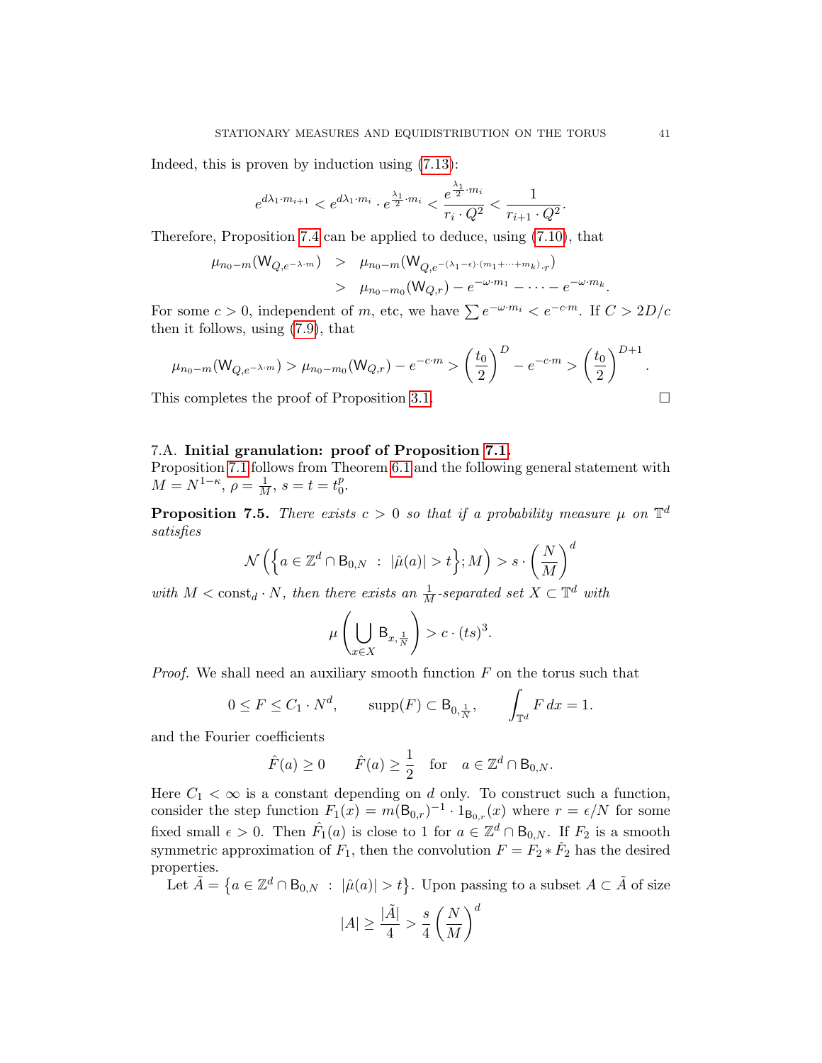Indeed, this is proven by induction using (7.13):

$$e^{d\lambda_1 \cdot m_{i+1}} < e^{d\lambda_1 \cdot m_i} \cdot e^{\frac{\lambda_1}{2} \cdot m_i} < \frac{e^{\frac{\lambda_1}{2} \cdot m_i}}{r_i \cdot Q^2} < \frac{1}{r_{i+1} \cdot Q^2}.$$

Therefore, Proposition 7.4 can be applied to deduce, using (7.10), that

$$\begin{aligned} \mu_{n_0 - m}(\mathsf{W}_{Q, e^{-\lambda \cdot m}}) &> \mu_{n_0 - m}(\mathsf{W}_{Q, e^{-(\lambda_1 - \epsilon)\cdot(m_1 + \cdots + m_k)} \cdot r}) \\ &> \mu_{n_0 - m_0}(\mathsf{W}_{Q,r}) - e^{-\omega \cdot m_1} - \cdots - e^{-\omega \cdot m_k}. \end{aligned}$$

For some $c > 0$, independent of $m$, etc, we have $\sum e^{-\omega \cdot m_i} < e^{-c \cdot m}$. If $C > 2D/c$ then it follows, using (7.9), that

$$\mu_{n_0 - m}(\mathsf{W}_{Q, e^{-\lambda \cdot m}}) > \mu_{n_0 - m_0}(\mathsf{W}_{Q,r}) - e^{-c\cdot m} > \left(\frac{t_0}{2}\right)^D - e^{-c \cdot m} > \left(\frac{t_0}{2}\right)^{D+1}.$$

This completes the proof of Proposition 3.1. □

## 7.A. Initial granulation: proof of Proposition 7.1.

Proposition 7.1 follows from Theorem 6.1 and the following general statement with $M = N^{1-\kappa}$, $\rho = \frac{1}{M}$, $s = t = t_0^p$.

**Proposition 7.5.** *There exists $c > 0$ so that if a probability measure $\mu$ on $\mathbb{T}^d$ satisfies*

$$\mathcal{N}\left(\left\{a \in \mathbb{Z}^d \cap \mathsf{B}_{0,N} \ : \ |\hat{\mu}(a)| > t\right\}; M\right) > s \cdot \left(\frac{N}{M}\right)^d$$

*with $M < \mathrm{const}_d \cdot N$, then there exists an $\frac{1}{M}$-separated set $X \subset \mathbb{T}^d$ with*

$$\mu\left(\bigcup_{x \in X} \mathsf{B}_{x, \frac{1}{N}}\right) > c \cdot (ts)^3.$$

*Proof.* We shall need an auxiliary smooth function $F$ on the torus such that

$$0 \le F \le C_1 \cdot N^d, \qquad \mathrm{supp}(F) \subset \mathsf{B}_{0,\frac{1}{N}}, \qquad \int_{\mathbb{T}^d} F \, dx = 1.$$

and the Fourier coefficients

$$\hat{F}(a) \ge 0 \qquad \hat{F}(a) \ge \frac{1}{2} \quad \text{for} \quad a \in \mathbb{Z}^d \cap \mathsf{B}_{0,N}.$$

Here $C_1 < \infty$ is a constant depending on $d$ only. To construct such a function, consider the step function $F_1(x) = m(\mathsf{B}_{0,r})^{-1} \cdot 1_{\mathsf{B}_{0,r}}(x)$ where $r = \epsilon/N$ for some fixed small $\epsilon > 0$. Then $\hat{F_1}(a)$ is close to 1 for $a \in \mathbb{Z}^d \cap \mathsf{B}_{0,N}$. If $F_2$ is a smooth symmetric approximation of $F_1$, then the convolution $F = F_2 * \check{F}_2$ has the desired properties.

Let $\tilde{A} = \left\{a \in \mathbb{Z}^d \cap \mathsf{B}_{0,N} \ : \ |\hat{\mu}(a)| > t\right\}$. Upon passing to a subset $A \subset \tilde{A}$ of size

$$|A| \ge \frac{|\tilde{A}|}{4} > \frac{s}{4}\left(\frac{N}{M}\right)^d$$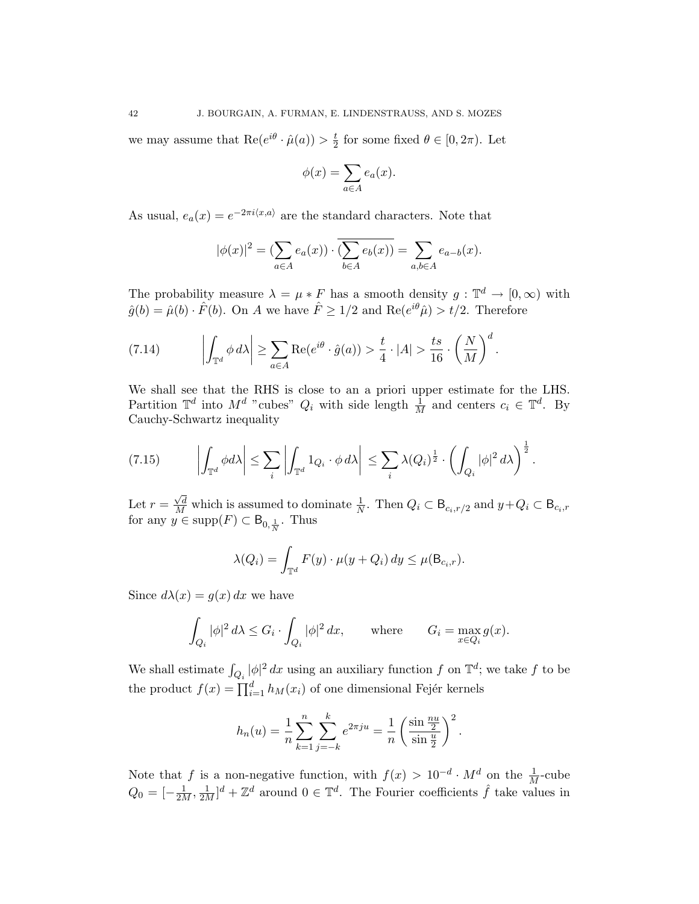we may assume that $\mathrm{Re}(e^{i\theta} \cdot \hat{\mu}(a)) > \frac{t}{2}$ for some fixed $\theta \in [0, 2\pi)$. Let

$$\phi(x) = \sum_{a \in A} e_a(x).$$

As usual, $e_a(x) = e^{-2\pi i \langle x, a \rangle}$ are the standard characters. Note that

$$|\phi(x)|^2 = (\sum_{a \in A} e_a(x)) \cdot \overline{(\sum_{b \in A} e_b(x))} = \sum_{a,b \in A} e_{a-b}(x).$$

The probability measure $\lambda = \mu * F$ has a smooth density $g : \mathbb{T}^d \to [0, \infty)$ with $\hat{g}(b) = \hat{\mu}(b) \cdot \hat{F}(b)$. On $A$ we have $\hat{F} \geq 1/2$ and $\mathrm{Re}(e^{i\theta} \hat{\mu}) > t/2$. Therefore

$$\left| \int_{\mathbb{T}^d} \phi \, d\lambda \right| \geq \sum_{a \in A} \mathrm{Re}(e^{i\theta} \cdot \hat{g}(a)) > \frac{t}{4} \cdot |A| > \frac{ts}{16} \cdot \left( \frac{N}{M} \right)^d. \tag{7.14}$$

We shall see that the RHS is close to an a priori upper estimate for the LHS. Partition $\mathbb{T}^d$ into $M^d$ "cubes" $Q_i$ with side length $\frac{1}{M}$ and centers $c_i \in \mathbb{T}^d$. By Cauchy-Schwartz inequality

$$\left| \int_{\mathbb{T}^d} \phi d\lambda \right| \leq \sum_i \left| \int_{\mathbb{T}^d} 1_{Q_i} \cdot \phi \, d\lambda \right| \leq \sum_i \lambda(Q_i)^{\frac{1}{2}} \cdot \left( \int_{Q_i} |\phi|^2 \, d\lambda \right)^{\frac{1}{2}}. \tag{7.15}$$

Let $r = \frac{\sqrt{d}}{M}$ which is assumed to dominate $\frac{1}{N}$. Then $Q_i \subset \mathsf{B}_{c_i, r/2}$ and $y + Q_i \subset \mathsf{B}_{c_i, r}$ for any $y \in \mathrm{supp}(F) \subset \mathsf{B}_{0, \frac{1}{N}}$. Thus

$$\lambda(Q_i) = \int_{\mathbb{T}^d} F(y) \cdot \mu(y + Q_i) \, dy \leq \mu(\mathsf{B}_{c_i, r}).$$

Since $d\lambda(x) = g(x) \, dx$ we have

$$\int_{Q_i} |\phi|^2 \, d\lambda \leq G_i \cdot \int_{Q_i} |\phi|^2 \, dx, \qquad \text{where} \qquad G_i = \max_{x \in Q_i} g(x).$$

We shall estimate $\int_{Q_i} |\phi|^2 \, dx$ using an auxiliary function $f$ on $\mathbb{T}^d$; we take $f$ to be the product $f(x) = \prod_{i=1}^d h_M(x_i)$ of one dimensional Fejér kernels

$$h_n(u) = \frac{1}{n} \sum_{k=1}^n \sum_{j=-k}^k e^{2\pi j u} = \frac{1}{n} \left( \frac{\sin \frac{nu}{2}}{\sin \frac{u}{2}} \right)^2.$$

Note that $f$ is a non-negative function, with $f(x) > 10^{-d} \cdot M^d$ on the $\frac{1}{M}$-cube $Q_0 = [-\frac{1}{2M}, \frac{1}{2M}]^d + \mathbb{Z}^d$ around $0 \in \mathbb{T}^d$. The Fourier coefficients $\hat{f}$ take values in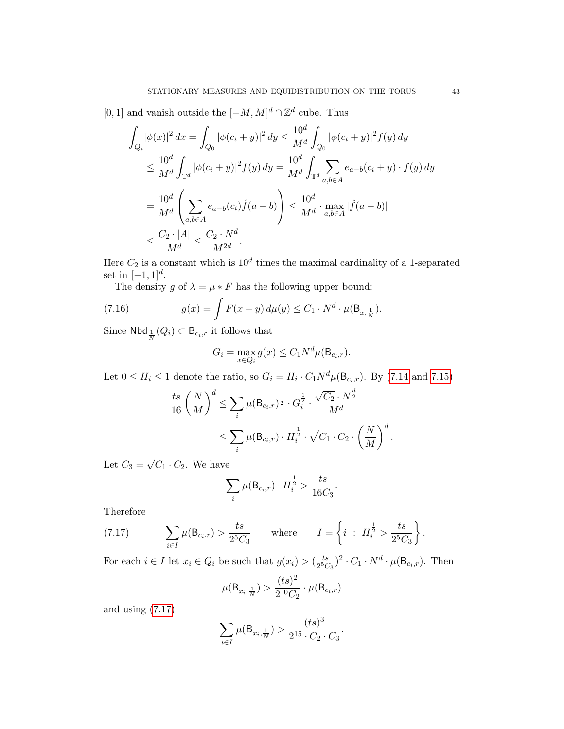$[0,1]$ and vanish outside the $[-M,M]^d \cap \mathbb{Z}^d$ cube. Thus

$$
\begin{aligned}
\int_{Q_i} |\phi(x)|^2\,dx &= \int_{Q_0} |\phi(c_i+y)|^2\,dy \le \frac{10^d}{M^d}\int_{Q_0} |\phi(c_i+y)|^2 f(y)\,dy \\
&\le \frac{10^d}{M^d}\int_{\mathbb{T}^d} |\phi(c_i+y)|^2 f(y)\,dy = \frac{10^d}{M^d}\int_{\mathbb{T}^d} \sum_{a,b\in A} e_{a-b}(c_i+y)\cdot f(y)\,dy \\
&= \frac{10^d}{M^d}\left(\sum_{a,b\in A} e_{a-b}(c_i)\hat{f}(a-b)\right) \le \frac{10^d}{M^d}\cdot \max_{a,b\in A} |\hat{f}(a-b)| \\
&\le \frac{C_2\cdot |A|}{M^d} \le \frac{C_2\cdot N^d}{M^{2d}}.
\end{aligned}
$$

Here $C_2$ is a constant which is $10^d$ times the maximal cardinality of a 1-separated set in $[-1,1]^d$.

The density $g$ of $\lambda = \mu * F$ has the following upper bound:

$$
g(x) = \int F(x-y)\,d\mu(y) \le C_1\cdot N^d\cdot \mu(\mathsf{B}_{x,\frac{1}{N}}). \tag{7.16}
$$

Since $\mathsf{Nbd}_{\frac{1}{N}}(Q_i) \subset \mathsf{B}_{c_i,r}$ it follows that

$$
G_i = \max_{x\in Q_i} g(x) \le C_1 N^d \mu(\mathsf{B}_{c_i,r}).
$$

Let $0 \le H_i \le 1$ denote the ratio, so $G_i = H_i\cdot C_1 N^d \mu(\mathsf{B}_{c_i,r})$. By (7.14 and 7.15)

$$
\begin{aligned}
\frac{ts}{16}\left(\frac{N}{M}\right)^d &\le \sum_i \mu(\mathsf{B}_{c_i,r})^{\frac{1}{2}}\cdot G_i^{\frac{1}{2}}\cdot \frac{\sqrt{C_2}\cdot N^{\frac{d}{2}}}{M^d} \\
&\le \sum_i \mu(\mathsf{B}_{c_i,r})\cdot H_i^{\frac{1}{2}}\cdot \sqrt{C_1\cdot C_2}\cdot \left(\frac{N}{M}\right)^d.
\end{aligned}
$$

Let $C_3 = \sqrt{C_1\cdot C_2}$. We have

$$
\sum_i \mu(\mathsf{B}_{c_i,r})\cdot H_i^{\frac{1}{2}} > \frac{ts}{16 C_3}.
$$

Therefore

$$
\sum_{i\in I} \mu(\mathsf{B}_{c_i,r}) > \frac{ts}{2^5 C_3} \qquad \text{where} \qquad I = \left\{ i \ :\ H_i^{\frac{1}{2}} > \frac{ts}{2^5 C_3} \right\}. \tag{7.17}
$$

For each $i \in I$ let $x_i \in Q_i$ be such that $g(x_i) > (\frac{ts}{2^5 C_3})^2 \cdot C_1\cdot N^d\cdot \mu(\mathsf{B}_{c_i,r})$. Then

$$
\mu(\mathsf{B}_{x_i,\frac{1}{N}}) > \frac{(ts)^2}{2^{10} C_2}\cdot \mu(\mathsf{B}_{c_i,r})
$$

and using (7.17)

$$
\sum_{i\in I} \mu(\mathsf{B}_{x_i,\frac{1}{N}}) > \frac{(ts)^3}{2^{15}\cdot C_2\cdot C_3}.
$$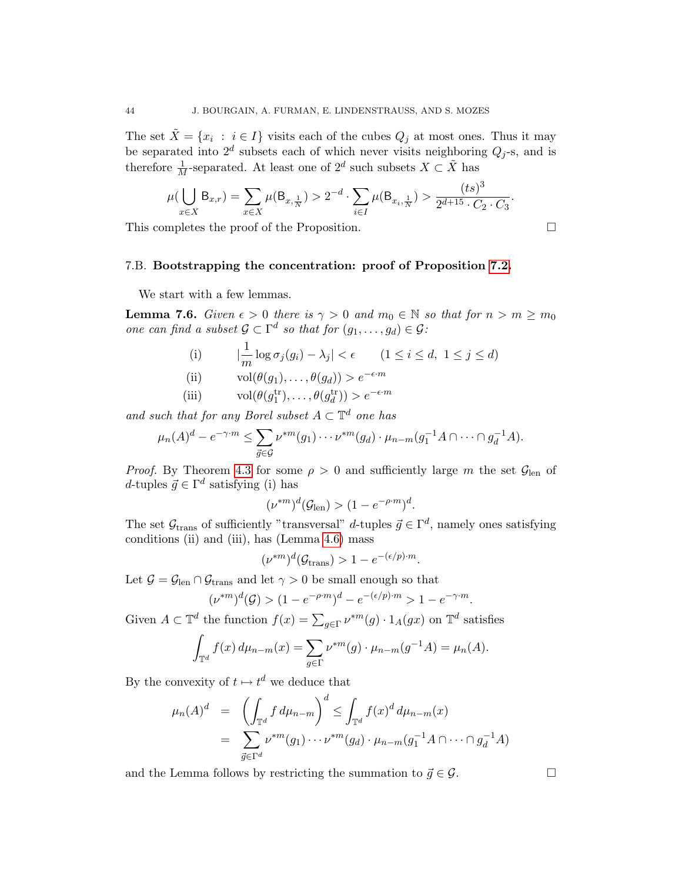The set $\tilde{X} = \{x_i \;:\; i \in I\}$ visits each of the cubes $Q_j$ at most ones. Thus it may be separated into $2^d$ subsets each of which never visits neighboring $Q_j$-s, and is therefore $\frac{1}{M}$-separated. At least one of $2^d$ such subsets $X \subset \tilde{X}$ has

$$\mu(\bigcup_{x\in X} \mathsf{B}_{x,r}) = \sum_{x\in X} \mu(\mathsf{B}_{x,\frac{1}{N}}) > 2^{-d} \cdot \sum_{i\in I} \mu(\mathsf{B}_{x_i,\frac{1}{N}}) > \frac{(ts)^3}{2^{d+15} \cdot C_2 \cdot C_3}.$$

This completes the proof of the Proposition. □

### 7.B. Bootstrapping the concentration: proof of Proposition 7.2.

We start with a few lemmas.

**Lemma 7.6.** *Given $\epsilon > 0$ there is $\gamma > 0$ and $m_0 \in \mathbb{N}$ so that for $n > m \geq m_0$ one can find a subset $\mathcal{G} \subset \Gamma^d$ so that for $(g_1, \dots, g_d) \in \mathcal{G}$:*

$$\text{(i)} \qquad |\frac{1}{m}\log \sigma_j(g_i) - \lambda_j| < \epsilon \qquad (1 \leq i \leq d,\ 1 \leq j \leq d)$$

$$\text{(ii)} \qquad \operatorname{vol}(\theta(g_1), \dots, \theta(g_d)) > e^{-\epsilon \cdot m}$$

$$\text{(iii)} \qquad \operatorname{vol}(\theta(g_1^{\mathrm{tr}}), \dots, \theta(g_d^{\mathrm{tr}})) > e^{-\epsilon \cdot m}$$

*and such that for any Borel subset $A \subset \mathbb{T}^d$ one has*

$$\mu_n(A)^d - e^{-\gamma\cdot m} \leq \sum_{\vec{g}\in\mathcal{G}} \nu^{*m}(g_1)\cdots\nu^{*m}(g_d)\cdot \mu_{n-m}(g_1^{-1}A \cap \dots \cap g_d^{-1}A).$$

*Proof.* By Theorem 4.3 for some $\rho > 0$ and sufficiently large $m$ the set $\mathcal{G}_{\mathrm{len}}$ of $d$-tuples $\vec{g} \in \Gamma^d$ satisfying (i) has

$$(\nu^{*m})^d(\mathcal{G}_{\mathrm{len}}) > (1 - e^{-\rho\cdot m})^d.$$

The set $\mathcal{G}_{\mathrm{trans}}$ of sufficiently "transversal" $d$-tuples $\vec{g} \in \Gamma^d$, namely ones satisfying conditions (ii) and (iii), has (Lemma 4.6) mass

$$(\nu^{*m})^d(\mathcal{G}_{\mathrm{trans}}) > 1 - e^{-(\epsilon/p)\cdot m}.$$

Let $\mathcal{G} = \mathcal{G}_{\mathrm{len}} \cap \mathcal{G}_{\mathrm{trans}}$ and let $\gamma > 0$ be small enough so that

$$(\nu^{*m})^d(\mathcal{G}) > (1 - e^{-\rho\cdot m})^d - e^{-(\epsilon/p)\cdot m} > 1 - e^{-\gamma\cdot m}.$$

Given $A \subset \mathbb{T}^d$ the function $f(x) = \sum_{g\in\Gamma} \nu^{*m}(g)\cdot 1_A(gx)$ on $\mathbb{T}^d$ satisfies

$$\int_{\mathbb{T}^d} f(x)\, d\mu_{n-m}(x) = \sum_{g\in\Gamma} \nu^{*m}(g)\cdot \mu_{n-m}(g^{-1}A) = \mu_n(A).$$

By the convexity of $t \mapsto t^d$ we deduce that

$$\begin{aligned}
\mu_n(A)^d &= \left(\int_{\mathbb{T}^d} f\, d\mu_{n-m}\right)^d \leq \int_{\mathbb{T}^d} f(x)^d\, d\mu_{n-m}(x) \\
&= \sum_{\vec{g}\in\Gamma^d} \nu^{*m}(g_1)\cdots\nu^{*m}(g_d)\cdot \mu_{n-m}(g_1^{-1}A \cap \dots \cap g_d^{-1}A)
\end{aligned}$$

and the Lemma follows by restricting the summation to $\vec{g} \in \mathcal{G}$. □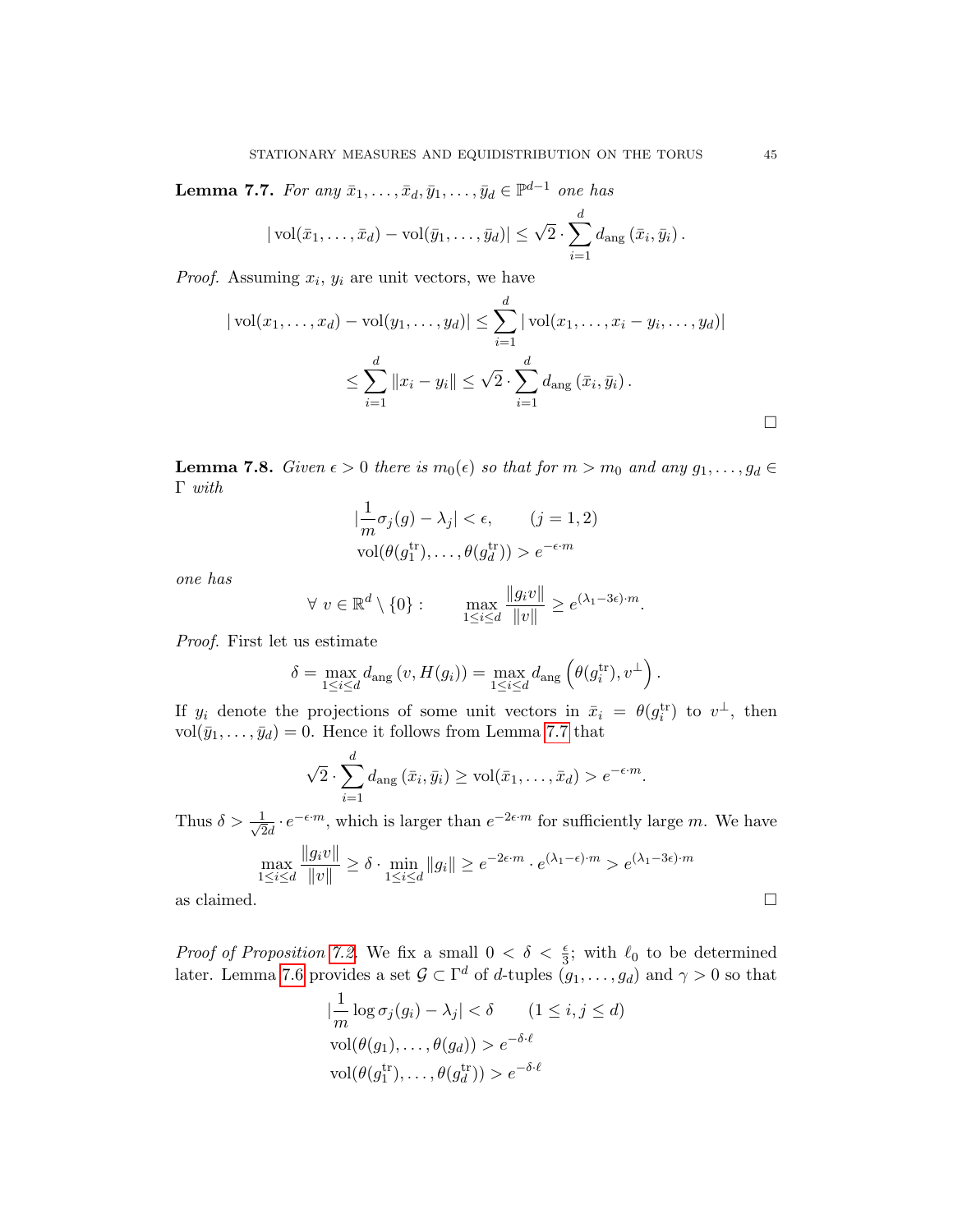**Lemma 7.7.** *For any $\bar{x}_1, \ldots, \bar{x}_d, \bar{y}_1, \ldots, \bar{y}_d \in \mathbb{P}^{d-1}$ one has*

$$|\operatorname{vol}(\bar{x}_1, \ldots, \bar{x}_d) - \operatorname{vol}(\bar{y}_1, \ldots, \bar{y}_d)| \leq \sqrt{2} \cdot \sum_{i=1}^{d} d_{\text{ang}}(\bar{x}_i, \bar{y}_i).$$

*Proof.* Assuming $x_i$, $y_i$ are unit vectors, we have

$$|\operatorname{vol}(x_1, \ldots, x_d) - \operatorname{vol}(y_1, \ldots, y_d)| \leq \sum_{i=1}^{d} |\operatorname{vol}(x_1, \ldots, x_i - y_i, \ldots, y_d)|$$

$$\leq \sum_{i=1}^{d} \|x_i - y_i\| \leq \sqrt{2} \cdot \sum_{i=1}^{d} d_{\text{ang}}(\bar{x}_i, \bar{y}_i).$$

$\square$

**Lemma 7.8.** *Given $\epsilon > 0$ there is $m_0(\epsilon)$ so that for $m > m_0$ and any $g_1, \ldots, g_d \in \Gamma$ with*

$$|\frac{1}{m}\sigma_j(g) - \lambda_j| < \epsilon, \qquad (j = 1, 2)$$
$$\operatorname{vol}(\theta(g_1^{\text{tr}}), \ldots, \theta(g_d^{\text{tr}})) > e^{-\epsilon \cdot m}$$

*one has*

$$\forall\ v \in \mathbb{R}^d \setminus \{0\} : \qquad \max_{1 \leq i \leq d} \frac{\|g_i v\|}{\|v\|} \geq e^{(\lambda_1 - 3\epsilon) \cdot m}.$$

*Proof.* First let us estimate

$$\delta = \max_{1 \leq i \leq d} d_{\text{ang}}(v, H(g_i)) = \max_{1 \leq i \leq d} d_{\text{ang}}\left(\theta(g_i^{\text{tr}}), v^{\perp}\right).$$

If $y_i$ denote the projections of some unit vectors in $\bar{x}_i = \theta(g_i^{\text{tr}})$ to $v^{\perp}$, then $\operatorname{vol}(\bar{y}_1, \ldots, \bar{y}_d) = 0$. Hence it follows from Lemma 7.7 that

$$\sqrt{2} \cdot \sum_{i=1}^{d} d_{\text{ang}}(\bar{x}_i, \bar{y}_i) \geq \operatorname{vol}(\bar{x}_1, \ldots, \bar{x}_d) > e^{-\epsilon \cdot m}.$$

Thus $\delta > \frac{1}{\sqrt{2}d} \cdot e^{-\epsilon \cdot m}$, which is larger than $e^{-2\epsilon \cdot m}$ for sufficiently large $m$. We have

$$\max_{1 \leq i \leq d} \frac{\|g_i v\|}{\|v\|} \geq \delta \cdot \min_{1 \leq i \leq d} \|g_i\| \geq e^{-2\epsilon \cdot m} \cdot e^{(\lambda_1 - \epsilon) \cdot m} > e^{(\lambda_1 - 3\epsilon) \cdot m}$$

as claimed. $\square$

*Proof of Proposition 7.2.* We fix a small $0 < \delta < \frac{\epsilon}{3}$; with $\ell_0$ to be determined later. Lemma 7.6 provides a set $\mathcal{G} \subset \Gamma^d$ of $d$-tuples $(g_1, \ldots, g_d)$ and $\gamma > 0$ so that

$$|\frac{1}{m}\log \sigma_j(g_i) - \lambda_j| < \delta \qquad (1 \leq i, j \leq d)$$
$$\operatorname{vol}(\theta(g_1), \ldots, \theta(g_d)) > e^{-\delta \cdot \ell}$$
$$\operatorname{vol}(\theta(g_1^{\text{tr}}), \ldots, \theta(g_d^{\text{tr}})) > e^{-\delta \cdot \ell}$$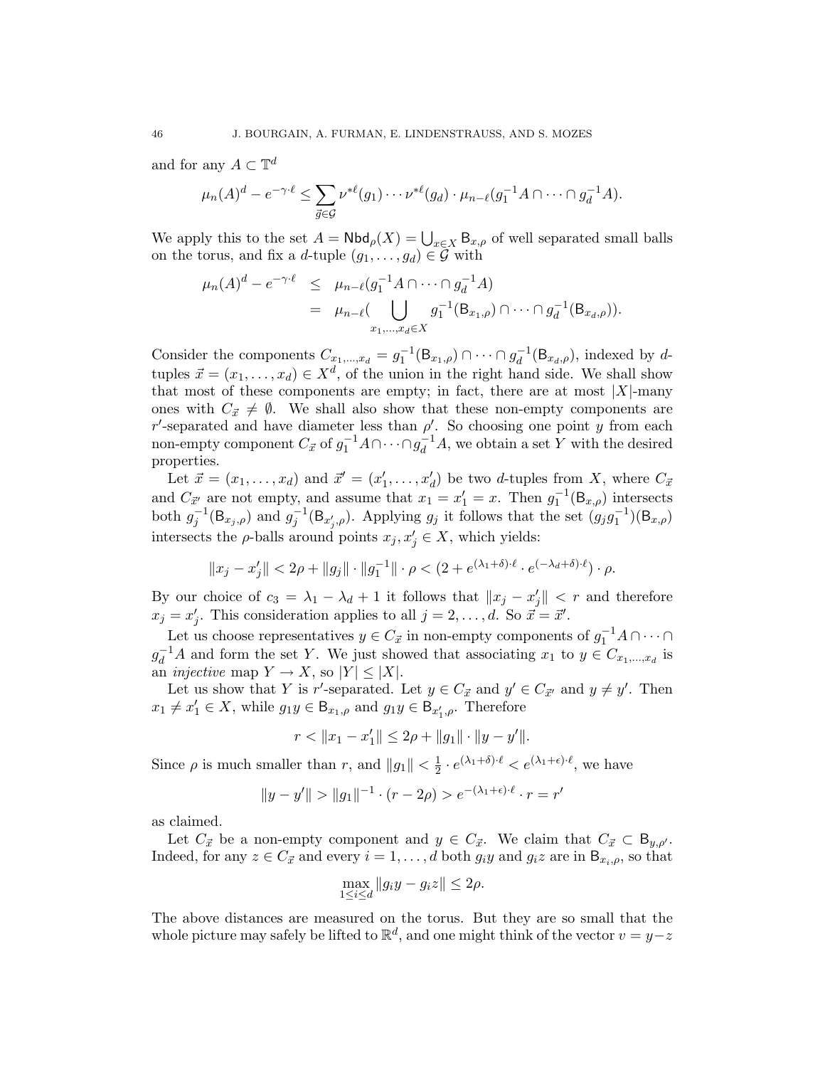and for any $A \subset \mathbb{T}^d$

$$\mu_n(A)^d - e^{-\gamma \cdot \ell} \leq \sum_{\vec{g} \in \mathcal{G}} \nu^{*\ell}(g_1) \cdots \nu^{*\ell}(g_d) \cdot \mu_{n-\ell}(g_1^{-1}A \cap \cdots \cap g_d^{-1}A).$$

We apply this to the set $A = \mathsf{Nbd}_\rho(X) = \bigcup_{x \in X} \mathsf{B}_{x,\rho}$ of well separated small balls on the torus, and fix a $d$-tuple $(g_1, \ldots, g_d) \in \mathcal{G}$ with

$$\begin{aligned}
\mu_n(A)^d - e^{-\gamma \cdot \ell} &\leq \mu_{n-\ell}(g_1^{-1}A \cap \cdots \cap g_d^{-1}A) \\
&= \mu_{n-\ell}\Big(\bigcup_{x_1, \ldots, x_d \in X} g_1^{-1}(\mathsf{B}_{x_1,\rho}) \cap \cdots \cap g_d^{-1}(\mathsf{B}_{x_d,\rho})\Big).
\end{aligned}$$

Consider the components $C_{x_1,\ldots,x_d} = g_1^{-1}(\mathsf{B}_{x_1,\rho}) \cap \cdots \cap g_d^{-1}(\mathsf{B}_{x_d,\rho})$, indexed by $d$-tuples $\vec{x} = (x_1, \ldots, x_d) \in X^d$, of the union in the right hand side. We shall show that most of these components are empty; in fact, there are at most $|X|$-many ones with $C_{\vec{x}} \neq \emptyset$. We shall also show that these non-empty components are $r'$-separated and have diameter less than $\rho'$. So choosing one point $y$ from each non-empty component $C_{\vec{x}}$ of $g_1^{-1}A \cap \cdots \cap g_d^{-1}A$, we obtain a set $Y$ with the desired properties.

Let $\vec{x} = (x_1, \ldots, x_d)$ and $\vec{x}' = (x_1', \ldots, x_d')$ be two $d$-tuples from $X$, where $C_{\vec{x}}$ and $C_{\vec{x}'}$ are not empty, and assume that $x_1 = x_1' = x$. Then $g_1^{-1}(\mathsf{B}_{x,\rho})$ intersects both $g_j^{-1}(\mathsf{B}_{x_j,\rho})$ and $g_j^{-1}(\mathsf{B}_{x_j',\rho})$. Applying $g_j$ it follows that the set $(g_j g_1^{-1})(\mathsf{B}_{x,\rho})$ intersects the $\rho$-balls around points $x_j, x_j' \in X$, which yields:

$$\|x_j - x_j'\| < 2\rho + \|g_j\| \cdot \|g_1^{-1}\| \cdot \rho < (2 + e^{(\lambda_1+\delta)\cdot \ell} \cdot e^{(-\lambda_d+\delta)\cdot \ell}) \cdot \rho.$$

By our choice of $c_3 = \lambda_1 - \lambda_d + 1$ it follows that $\|x_j - x_j'\| < r$ and therefore $x_j = x_j'$. This consideration applies to all $j = 2, \ldots, d$. So $\vec{x} = \vec{x}'$.

Let us choose representatives $y \in C_{\vec{x}}$ in non-empty components of $g_1^{-1}A \cap \cdots \cap g_d^{-1}A$ and form the set $Y$. We just showed that associating $x_1$ to $y \in C_{x_1,\ldots,x_d}$ is an *injective* map $Y \to X$, so $|Y| \leq |X|$.

Let us show that $Y$ is $r'$-separated. Let $y \in C_{\vec{x}}$ and $y' \in C_{\vec{x}'}$ and $y \neq y'$. Then $x_1 \neq x_1' \in X$, while $g_1 y \in \mathsf{B}_{x_1,\rho}$ and $g_1 y \in \mathsf{B}_{x_1',\rho}$. Therefore

$$r < \|x_1 - x_1'\| \leq 2\rho + \|g_1\| \cdot \|y - y'\|.$$

Since $\rho$ is much smaller than $r$, and $\|g_1\| < \frac{1}{2} \cdot e^{(\lambda_1+\delta)\cdot \ell} < e^{(\lambda_1+\epsilon)\cdot \ell}$, we have

$$\|y - y'\| > \|g_1\|^{-1} \cdot (r - 2\rho) > e^{-(\lambda_1+\epsilon)\cdot \ell} \cdot r = r'$$

as claimed.

Let $C_{\vec{x}}$ be a non-empty component and $y \in C_{\vec{x}}$. We claim that $C_{\vec{x}} \subset \mathsf{B}_{y,\rho'}$. Indeed, for any $z \in C_{\vec{x}}$ and every $i = 1, \ldots, d$ both $g_i y$ and $g_i z$ are in $\mathsf{B}_{x_i,\rho}$, so that

$$\max_{1 \leq i \leq d} \|g_i y - g_i z\| \leq 2\rho.$$

The above distances are measured on the torus. But they are so small that the whole picture may safely be lifted to $\mathbb{R}^d$, and one might think of the vector $v = y - z$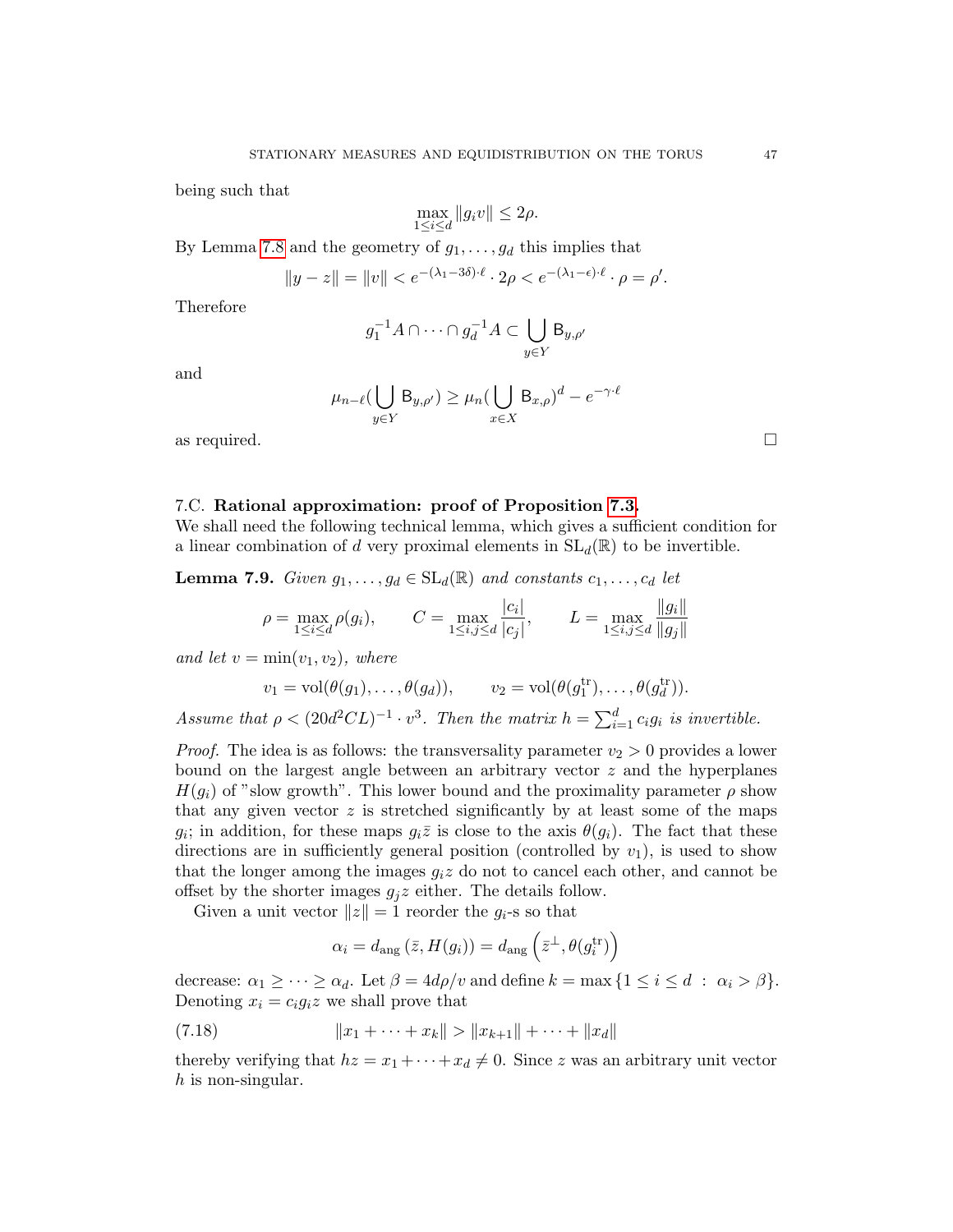being such that

$$\max_{1 \le i \le d} \|g_i v\| \le 2\rho.$$

By Lemma 7.8 and the geometry of $g_1, \dots, g_d$ this implies that

$$\|y - z\| = \|v\| < e^{-(\lambda_1 - 3\delta)\cdot \ell} \cdot 2\rho < e^{-(\lambda_1 - \epsilon)\cdot \ell} \cdot \rho = \rho'.$$

Therefore

$$g_1^{-1} A \cap \cdots \cap g_d^{-1} A \subset \bigcup_{y \in Y} \mathsf{B}_{y,\rho'}$$

and

$$\mu_{n-\ell}(\bigcup_{y \in Y} \mathsf{B}_{y,\rho'}) \ge \mu_n(\bigcup_{x \in X} \mathsf{B}_{x,\rho})^d - e^{-\gamma \cdot \ell}$$

as required. □

### 7.C. **Rational approximation: proof of Proposition 7.3.**

We shall need the following technical lemma, which gives a sufficient condition for a linear combination of $d$ very proximal elements in $\mathrm{SL}_d(\mathbb{R})$ to be invertible.

**Lemma 7.9.** *Given $g_1, \dots, g_d \in \mathrm{SL}_d(\mathbb{R})$ and constants $c_1, \dots, c_d$ let*

$$\rho = \max_{1 \le i \le d} \rho(g_i), \qquad C = \max_{1 \le i,j \le d} \frac{|c_i|}{|c_j|}, \qquad L = \max_{1 \le i,j \le d} \frac{\|g_i\|}{\|g_j\|}$$

*and let $v = \min(v_1, v_2)$, where*

$$v_1 = \mathrm{vol}(\theta(g_1), \dots, \theta(g_d)), \qquad v_2 = \mathrm{vol}(\theta(g_1^{\mathrm{tr}}), \dots, \theta(g_d^{\mathrm{tr}})).$$

*Assume that $\rho < (20d^2 CL)^{-1} \cdot v^3$. Then the matrix $h = \sum_{i=1}^d c_i g_i$ is invertible.*

*Proof.* The idea is as follows: the transversality parameter $v_2 > 0$ provides a lower bound on the largest angle between an arbitrary vector $z$ and the hyperplanes $H(g_i)$ of "slow growth". This lower bound and the proximality parameter $\rho$ show that any given vector $z$ is stretched significantly by at least some of the maps $g_i$; in addition, for these maps $g_i \bar{z}$ is close to the axis $\theta(g_i)$. The fact that these directions are in sufficiently general position (controlled by $v_1$), is used to show that the longer among the images $g_i z$ do not to cancel each other, and cannot be offset by the shorter images $g_j z$ either. The details follow.

Given a unit vector $\|z\| = 1$ reorder the $g_i$-s so that

$$\alpha_i = d_{\mathrm{ang}}\left(\bar{z}, H(g_i)\right) = d_{\mathrm{ang}}\left(\bar{z}^{\perp}, \theta(g_i^{\mathrm{tr}})\right)$$

decrease: $\alpha_1 \ge \cdots \ge \alpha_d$. Let $\beta = 4d\rho/v$ and define $k = \max\{1 \le i \le d \;:\; \alpha_i > \beta\}$. Denoting $x_i = c_i g_i z$ we shall prove that

$$\|x_1 + \cdots + x_k\| > \|x_{k+1}\| + \cdots + \|x_d\| \tag{7.18}$$

thereby verifying that $hz = x_1 + \cdots + x_d \ne 0$. Since $z$ was an arbitrary unit vector $h$ is non-singular.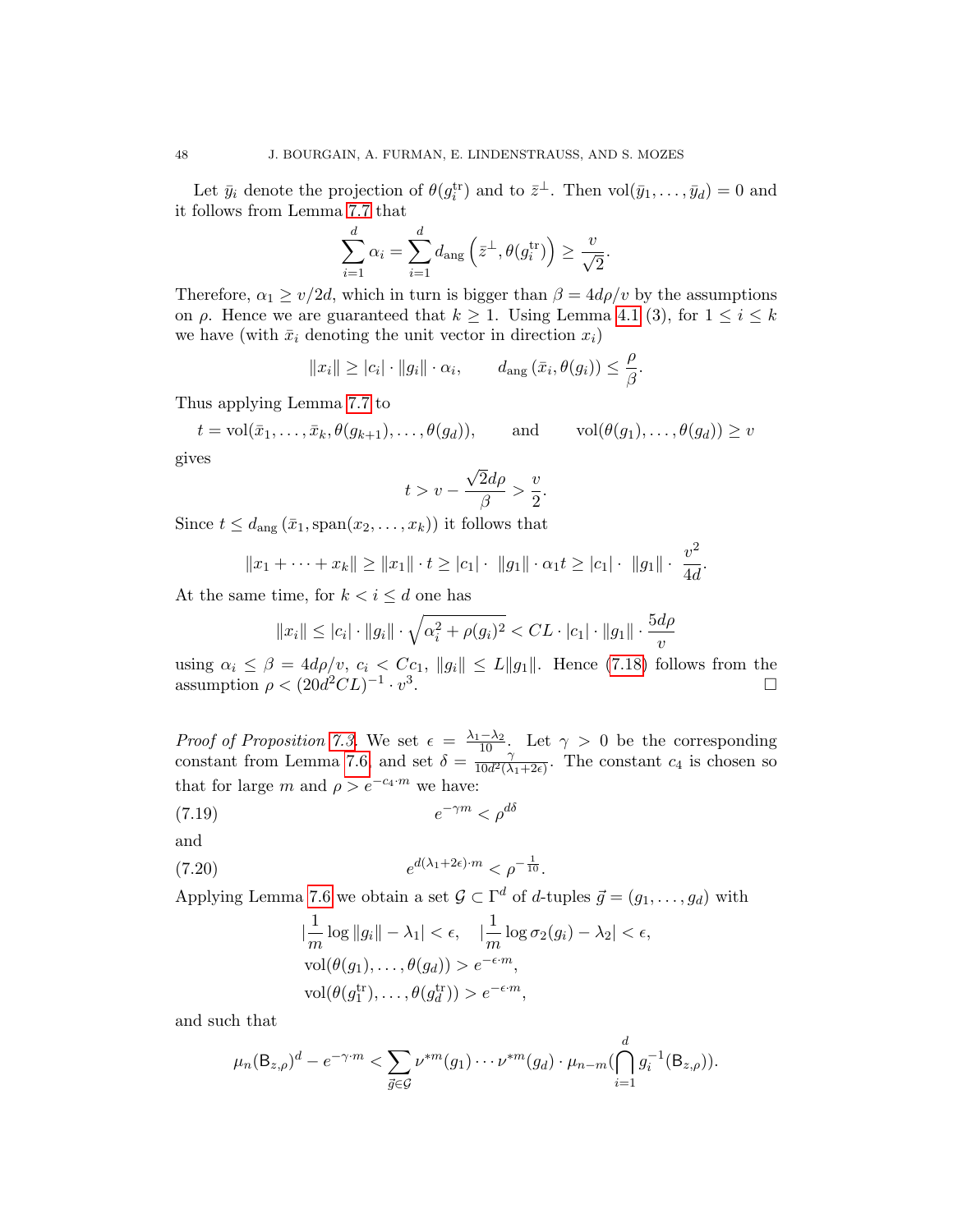Let $\bar{y}_i$ denote the projection of $\theta(g_i^{\mathrm{tr}})$ and to $\bar{z}^{\perp}$. Then $\mathrm{vol}(\bar{y}_1, \dots, \bar{y}_d) = 0$ and it follows from Lemma 7.7 that

$$\sum_{i=1}^{d} \alpha_i = \sum_{i=1}^{d} d_{\mathrm{ang}}\left(\bar{z}^{\perp}, \theta(g_i^{\mathrm{tr}})\right) \geq \frac{v}{\sqrt{2}}.$$

Therefore, $\alpha_1 \geq v/2d$, which in turn is bigger than $\beta = 4d\rho/v$ by the assumptions on $\rho$. Hence we are guaranteed that $k \geq 1$. Using Lemma 4.1 (3), for $1 \leq i \leq k$ we have (with $\bar{x}_i$ denoting the unit vector in direction $x_i$)

$$\|x_i\| \geq |c_i| \cdot \|g_i\| \cdot \alpha_i, \qquad d_{\mathrm{ang}}\left(\bar{x}_i, \theta(g_i)\right) \leq \frac{\rho}{\beta}.$$

Thus applying Lemma 7.7 to

$$t = \mathrm{vol}(\bar{x}_1, \dots, \bar{x}_k, \theta(g_{k+1}), \dots, \theta(g_d)), \qquad \text{and} \qquad \mathrm{vol}(\theta(g_1), \dots, \theta(g_d)) \geq v$$

gives

$$t > v - \frac{\sqrt{2}d\rho}{\beta} > \frac{v}{2}.$$

Since $t \leq d_{\mathrm{ang}}\left(\bar{x}_1, \mathrm{span}(x_2, \dots, x_k)\right)$ it follows that

$$\|x_1 + \dots + x_k\| \geq \|x_1\| \cdot t \geq |c_1| \cdot \ \|g_1\| \cdot \alpha_1 t \geq |c_1| \cdot \ \|g_1\| \cdot \ \frac{v^2}{4d}.$$

At the same time, for $k < i \leq d$ one has

$$\|x_i\| \leq |c_i| \cdot \|g_i\| \cdot \sqrt{\alpha_i^2 + \rho(g_i)^2} < CL \cdot |c_1| \cdot \|g_1\| \cdot \frac{5d\rho}{v}$$

using $\alpha_i \leq \beta = 4d\rho/v$, $c_i < Cc_1$, $\|g_i\| \leq L\|g_1\|$. Hence (7.18) follows from the assumption $\rho < (20d^2CL)^{-1} \cdot v^3$. □

*Proof of Proposition 7.3.* We set $\epsilon = \frac{\lambda_1 - \lambda_2}{10}$. Let $\gamma > 0$ be the corresponding constant from Lemma 7.6, and set $\delta = \frac{\gamma}{10d^2(\lambda_1 + 2\epsilon)}$. The constant $c_4$ is chosen so that for large $m$ and $\rho > e^{-c_4 \cdot m}$ we have:

$$e^{-\gamma m} < \rho^{d\delta} \tag{7.19}$$

and

$$e^{d(\lambda_1 + 2\epsilon)\cdot m} < \rho^{-\frac{1}{10}}. \tag{7.20}$$

Applying Lemma 7.6 we obtain a set $\mathcal{G} \subset \Gamma^d$ of $d$-tuples $\vec{g} = (g_1, \dots, g_d)$ with

$$\begin{aligned}
&|\frac{1}{m} \log \|g_i\| - \lambda_1| < \epsilon, \quad |\frac{1}{m} \log \sigma_2(g_i) - \lambda_2| < \epsilon, \\
&\mathrm{vol}(\theta(g_1), \dots, \theta(g_d)) > e^{-\epsilon \cdot m}, \\
&\mathrm{vol}(\theta(g_1^{\mathrm{tr}}), \dots, \theta(g_d^{\mathrm{tr}})) > e^{-\epsilon \cdot m},
\end{aligned}$$

and such that

$$\mu_n(\mathsf{B}_{z,\rho})^d - e^{-\gamma \cdot m} < \sum_{\vec{g} \in \mathcal{G}} \nu^{*m}(g_1) \cdots \nu^{*m}(g_d) \cdot \mu_{n-m}(\bigcap_{i=1}^{d} g_i^{-1}(\mathsf{B}_{z,\rho})).$$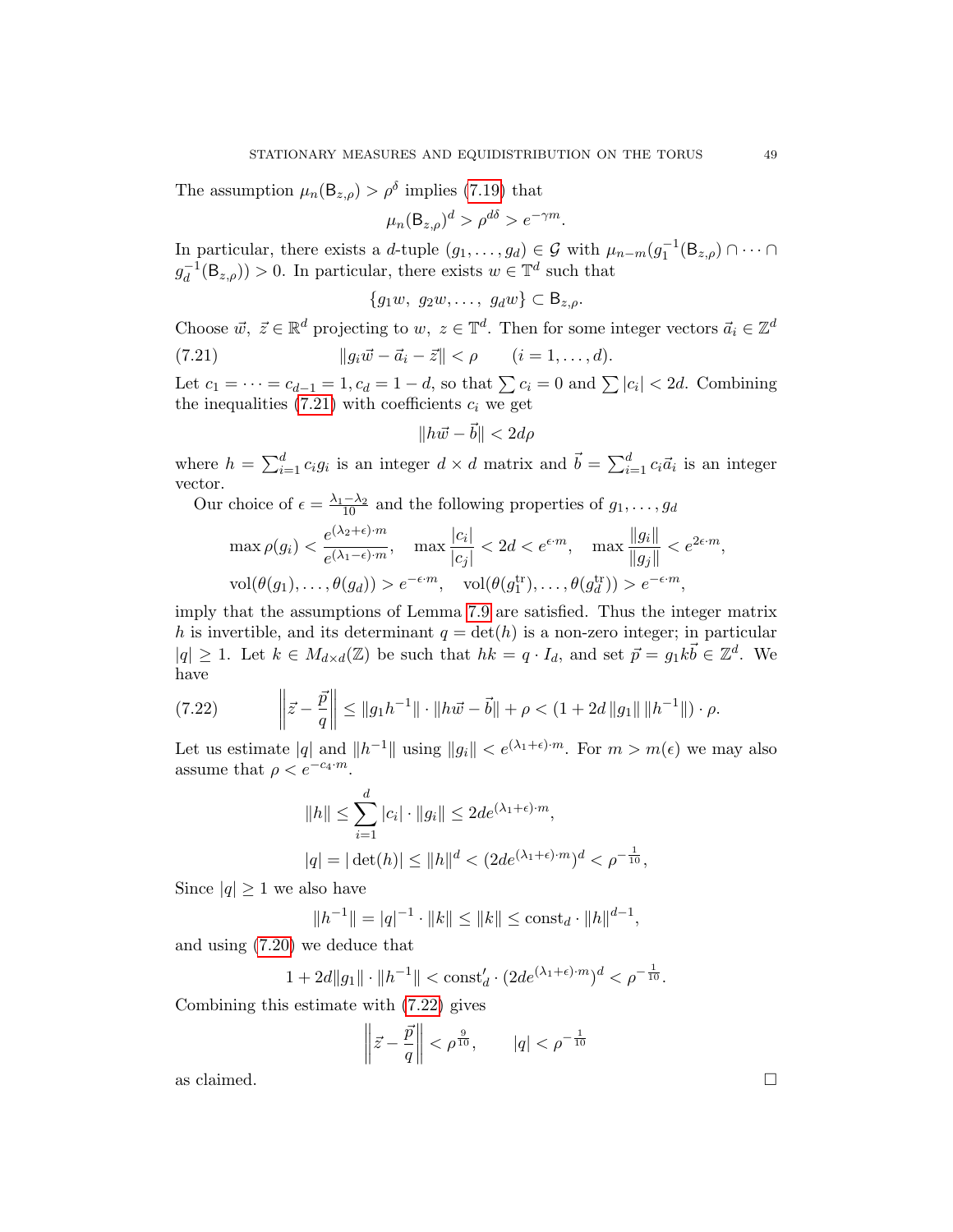The assumption $\mu_n(\mathsf{B}_{z,\rho}) > \rho^\delta$ implies (7.19) that

$$\mu_n(\mathsf{B}_{z,\rho})^d > \rho^{d\delta} > e^{-\gamma m}.$$

In particular, there exists a $d$-tuple $(g_1, \dots, g_d) \in \mathcal{G}$ with $\mu_{n-m}(g_1^{-1}(\mathsf{B}_{z,\rho}) \cap \dots \cap g_d^{-1}(\mathsf{B}_{z,\rho})) > 0$. In particular, there exists $w \in \mathbb{T}^d$ such that

$$\{g_1 w,\ g_2 w, \dots,\ g_d w\} \subset \mathsf{B}_{z,\rho}.$$

Choose $\vec{w},\ \vec{z} \in \mathbb{R}^d$ projecting to $w,\ z \in \mathbb{T}^d$. Then for some integer vectors $\vec{a}_i \in \mathbb{Z}^d$

$$\|g_i \vec{w} - \vec{a}_i - \vec{z}\| < \rho \qquad (i = 1, \dots, d). \tag{7.21}$$

Let $c_1 = \dots = c_{d-1} = 1, c_d = 1 - d$, so that $\sum c_i = 0$ and $\sum |c_i| < 2d$. Combining the inequalities (7.21) with coefficients $c_i$ we get

$$\|h\vec{w} - \vec{b}\| < 2d\rho$$

where $h = \sum_{i=1}^d c_i g_i$ is an integer $d \times d$ matrix and $\vec{b} = \sum_{i=1}^d c_i \vec{a}_i$ is an integer vector.

Our choice of $\epsilon = \frac{\lambda_1 - \lambda_2}{10}$ and the following properties of $g_1, \dots, g_d$

$$\max \rho(g_i) < \frac{e^{(\lambda_2+\epsilon)\cdot m}}{e^{(\lambda_1-\epsilon)\cdot m}}, \quad \max \frac{|c_i|}{|c_j|} < 2d < e^{\epsilon \cdot m}, \quad \max \frac{\|g_i\|}{\|g_j\|} < e^{2\epsilon \cdot m},$$
$$\mathrm{vol}(\theta(g_1), \dots, \theta(g_d)) > e^{-\epsilon \cdot m}, \quad \mathrm{vol}(\theta(g_1^{\mathrm{tr}}), \dots, \theta(g_d^{\mathrm{tr}})) > e^{-\epsilon \cdot m},$$

imply that the assumptions of Lemma 7.9 are satisfied. Thus the integer matrix $h$ is invertible, and its determinant $q = \det(h)$ is a non-zero integer; in particular $|q| \geq 1$. Let $k \in M_{d\times d}(\mathbb{Z})$ be such that $hk = q \cdot I_d$, and set $\vec{p} = g_1 k \vec{b} \in \mathbb{Z}^d$. We have

$$\left\|\vec{z} - \frac{\vec{p}}{q}\right\| \leq \|g_1 h^{-1}\| \cdot \|h\vec{w} - \vec{b}\| + \rho < (1 + 2d\,\|g_1\|\,\|h^{-1}\|) \cdot \rho. \tag{7.22}$$

Let us estimate $|q|$ and $\|h^{-1}\|$ using $\|g_i\| < e^{(\lambda_1+\epsilon)\cdot m}$. For $m > m(\epsilon)$ we may also assume that $\rho < e^{-c_4 \cdot m}$.

$$\|h\| \leq \sum_{i=1}^d |c_i| \cdot \|g_i\| \leq 2d e^{(\lambda_1+\epsilon)\cdot m},$$
$$|q| = |\det(h)| \leq \|h\|^d < (2de^{(\lambda_1+\epsilon)\cdot m})^d < \rho^{-\frac{1}{10}},$$

Since $|q| \geq 1$ we also have

$$\|h^{-1}\| = |q|^{-1} \cdot \|k\| \leq \|k\| \leq \mathrm{const}_d \cdot \|h\|^{d-1},$$

and using (7.20) we deduce that

$$1 + 2d\|g_1\| \cdot \|h^{-1}\| < \mathrm{const}'_d \cdot (2de^{(\lambda_1+\epsilon)\cdot m})^d < \rho^{-\frac{1}{10}}.$$

Combining this estimate with (7.22) gives

$$\left\|\vec{z} - \frac{\vec{p}}{q}\right\| < \rho^{\frac{9}{10}}, \qquad |q| < \rho^{-\frac{1}{10}}$$

as claimed. $\square$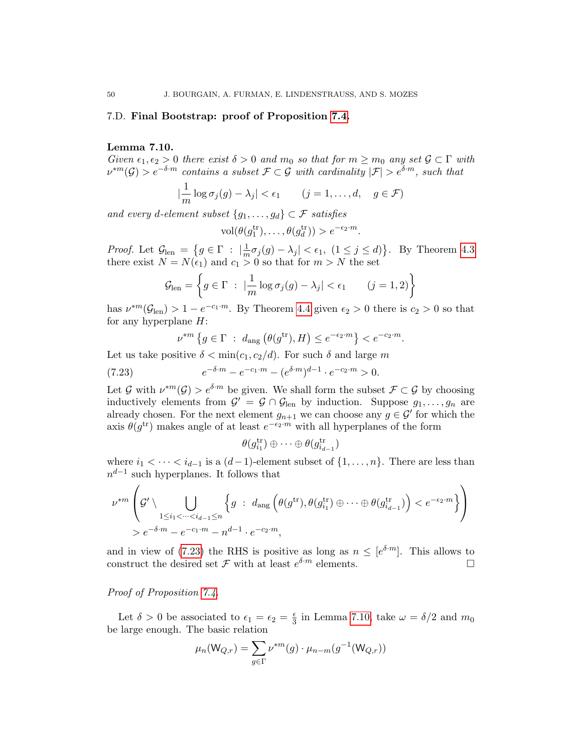### 7.D. **Final Bootstrap: proof of Proposition 7.4.**

**Lemma 7.10.**
*Given $\epsilon_1, \epsilon_2 > 0$ there exist $\delta > 0$ and $m_0$ so that for $m \geq m_0$ any set $\mathcal{G} \subset \Gamma$ with $\nu^{*m}(\mathcal{G}) > e^{-\delta \cdot m}$ contains a subset $\mathcal{F} \subset \mathcal{G}$ with cardinality $|\mathcal{F}| > e^{\delta \cdot m}$, such that*

$$|\frac{1}{m} \log \sigma_j(g) - \lambda_j| < \epsilon_1 \qquad (j = 1, \dots, d, \quad g \in \mathcal{F})$$

*and every $d$-element subset $\{g_1, \dots, g_d\} \subset \mathcal{F}$ satisfies*

$$\mathrm{vol}(\theta(g_1^{\mathrm{tr}}), \dots, \theta(g_d^{\mathrm{tr}})) > e^{-\epsilon_2 \cdot m}.$$

*Proof.* Let $\mathcal{G}_{\mathrm{len}} = \left\{ g \in \Gamma \ : \ |\frac{1}{m}\sigma_j(g) - \lambda_j| < \epsilon_1, \ (1 \leq j \leq d) \right\}$. By Theorem 4.3 there exist $N = N(\epsilon_1)$ and $c_1 > 0$ so that for $m > N$ the set

$$\mathcal{G}_{\mathrm{len}} = \left\{ g \in \Gamma \ : \ |\frac{1}{m} \log \sigma_j(g) - \lambda_j| < \epsilon_1 \qquad (j = 1, 2) \right\}$$

has $\nu^{*m}(\mathcal{G}_{\mathrm{len}}) > 1 - e^{-c_1 \cdot m}$. By Theorem 4.4 given $\epsilon_2 > 0$ there is $c_2 > 0$ so that for any hyperplane $H$:

$$\nu^{*m} \left\{ g \in \Gamma \ : \ d_{\mathrm{ang}} \left( \theta(g^{\mathrm{tr}}), H \right) \leq e^{-\epsilon_2 \cdot m} \right\} < e^{-c_2 \cdot m}.$$

Let us take positive $\delta < \min(c_1, c_2/d)$. For such $\delta$ and large $m$

$$e^{-\delta \cdot m} - e^{-c_1 \cdot m} - (e^{\delta \cdot m})^{d-1} \cdot e^{-c_2 \cdot m} > 0. \tag{7.23}$$

Let $\mathcal{G}$ with $\nu^{*m}(\mathcal{G}) > e^{\delta \cdot m}$ be given. We shall form the subset $\mathcal{F} \subset \mathcal{G}$ by choosing inductively elements from $\mathcal{G}' = \mathcal{G} \cap \mathcal{G}_{\mathrm{len}}$ by induction. Suppose $g_1, \dots, g_n$ are already chosen. For the next element $g_{n+1}$ we can choose any $g \in \mathcal{G}'$ for which the axis $\theta(g^{\mathrm{tr}})$ makes angle of at least $e^{-\epsilon_2 \cdot m}$ with all hyperplanes of the form

$$\theta(g_{i_1}^{\mathrm{tr}}) \oplus \cdots \oplus \theta(g_{i_{d-1}}^{\mathrm{tr}})$$

where $i_1 < \cdots < i_{d-1}$ is a $(d-1)$-element subset of $\{1, \dots, n\}$. There are less than $n^{d-1}$ such hyperplanes. It follows that

$$\nu^{*m} \left( \mathcal{G}' \setminus \bigcup_{1 \leq i_1 < \cdots < i_{d-1} \leq n} \left\{ g \ : \ d_{\mathrm{ang}} \left( \theta(g^{\mathrm{tr}}), \theta(g_{i_1}^{\mathrm{tr}}) \oplus \cdots \oplus \theta(g_{i_{d-1}}^{\mathrm{tr}}) \right) < e^{-\epsilon_2 \cdot m} \right\} \right)$$
$$> e^{-\delta \cdot m} - e^{-c_1 \cdot m} - n^{d-1} \cdot e^{-c_2 \cdot m},$$

and in view of (7.23) the RHS is positive as long as $n \leq [e^{\delta \cdot m}]$. This allows to construct the desired set $\mathcal{F}$ with at least $e^{\delta \cdot m}$ elements. $\square$

*Proof of Proposition 7.4.*

Let $\delta > 0$ be associated to $\epsilon_1 = \epsilon_2 = \frac{\epsilon}{3}$ in Lemma 7.10, take $\omega = \delta/2$ and $m_0$ be large enough. The basic relation

$$\mu_n(\mathsf{W}_{Q,r}) = \sum_{g \in \Gamma} \nu^{*m}(g) \cdot \mu_{n-m}(g^{-1}(\mathsf{W}_{Q,r}))$$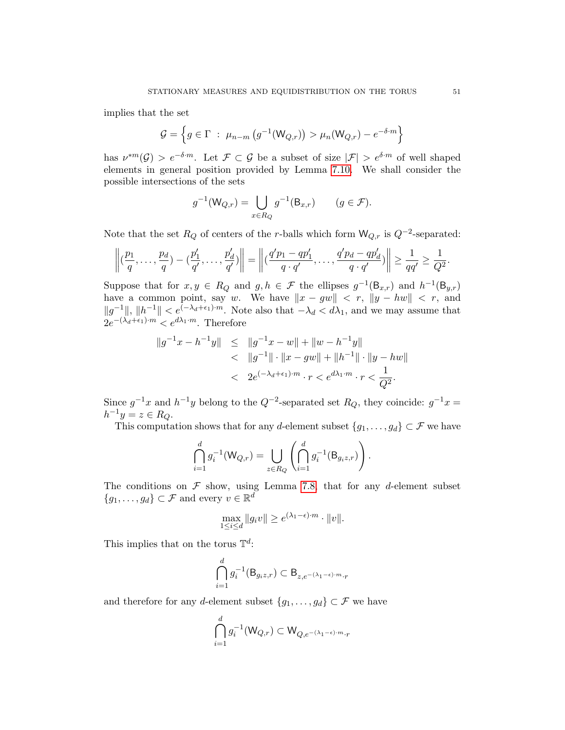implies that the set

$$\mathcal{G} = \left\{ g \in \Gamma \ : \ \mu_{n-m}\left(g^{-1}(\mathsf{W}_{Q,r})\right) > \mu_n(\mathsf{W}_{Q,r}) - e^{-\delta \cdot m} \right\}$$

has $\nu^{*m}(\mathcal{G}) > e^{-\delta \cdot m}$. Let $\mathcal{F} \subset \mathcal{G}$ be a subset of size $|\mathcal{F}| > e^{\delta \cdot m}$ of well shaped elements in general position provided by Lemma 7.10. We shall consider the possible intersections of the sets

$$g^{-1}(\mathsf{W}_{Q,r}) = \bigcup_{x \in R_Q} g^{-1}(\mathsf{B}_{x,r}) \qquad (g \in \mathcal{F}).$$

Note that the set $R_Q$ of centers of the $r$-balls which form $\mathsf{W}_{Q,r}$ is $Q^{-2}$-separated:

$$\left\| \left(\frac{p_1}{q}, \ldots, \frac{p_d}{q}\right) - \left(\frac{p_1'}{q'}, \ldots, \frac{p_d'}{q'}\right) \right\| = \left\| \left(\frac{q'p_1 - qp_1'}{q \cdot q'}, \ldots, \frac{q'p_d - qp_d'}{q \cdot q'}\right) \right\| \geq \frac{1}{qq'} \geq \frac{1}{Q^2}.$$

Suppose that for $x, y \in R_Q$ and $g, h \in \mathcal{F}$ the ellipses $g^{-1}(\mathsf{B}_{x,r})$ and $h^{-1}(\mathsf{B}_{y,r})$ have a common point, say $w$. We have $\|x - gw\| < r$, $\|y - hw\| < r$, and $\|g^{-1}\|, \|h^{-1}\| < e^{(-\lambda_d + \epsilon_1) \cdot m}$. Note also that $-\lambda_d < d\lambda_1$, and we may assume that $2e^{-(\lambda_d + \epsilon_1) \cdot m} < e^{d\lambda_1 \cdot m}$. Therefore

$$\begin{aligned}
\|g^{-1}x - h^{-1}y\| &\leq \|g^{-1}x - w\| + \|w - h^{-1}y\| \\
&< \|g^{-1}\| \cdot \|x - gw\| + \|h^{-1}\| \cdot \|y - hw\| \\
&< 2e^{(-\lambda_d + \epsilon_1) \cdot m} \cdot r < e^{d\lambda_1 \cdot m} \cdot r < \frac{1}{Q^2}.
\end{aligned}$$

Since $g^{-1}x$ and $h^{-1}y$ belong to the $Q^{-2}$-separated set $R_Q$, they coincide: $g^{-1}x = h^{-1}y = z \in R_Q$.

This computation shows that for any $d$-element subset $\{g_1, \ldots, g_d\} \subset \mathcal{F}$ we have

$$\bigcap_{i=1}^{d} g_i^{-1}(\mathsf{W}_{Q,r}) = \bigcup_{z \in R_Q} \left( \bigcap_{i=1}^{d} g_i^{-1}(\mathsf{B}_{g_i z, r}) \right).$$

The conditions on $\mathcal{F}$ show, using Lemma 7.8, that for any $d$-element subset $\{g_1, \ldots, g_d\} \subset \mathcal{F}$ and every $v \in \mathbb{R}^d$

$$\max_{1 \leq i \leq d} \|g_i v\| \geq e^{(\lambda_1 - \epsilon) \cdot m} \cdot \|v\|.$$

This implies that on the torus $\mathbb{T}^d$:

$$\bigcap_{i=1}^{d} g_i^{-1}(\mathsf{B}_{g_i z, r}) \subset \mathsf{B}_{z, e^{-(\lambda_1 - \epsilon) \cdot m} \cdot r}$$

and therefore for any $d$-element subset $\{g_1, \ldots, g_d\} \subset \mathcal{F}$ we have

$$\bigcap_{i=1}^{d} g_i^{-1}(\mathsf{W}_{Q,r}) \subset \mathsf{W}_{Q, e^{-(\lambda_1 - \epsilon) \cdot m} \cdot r}$$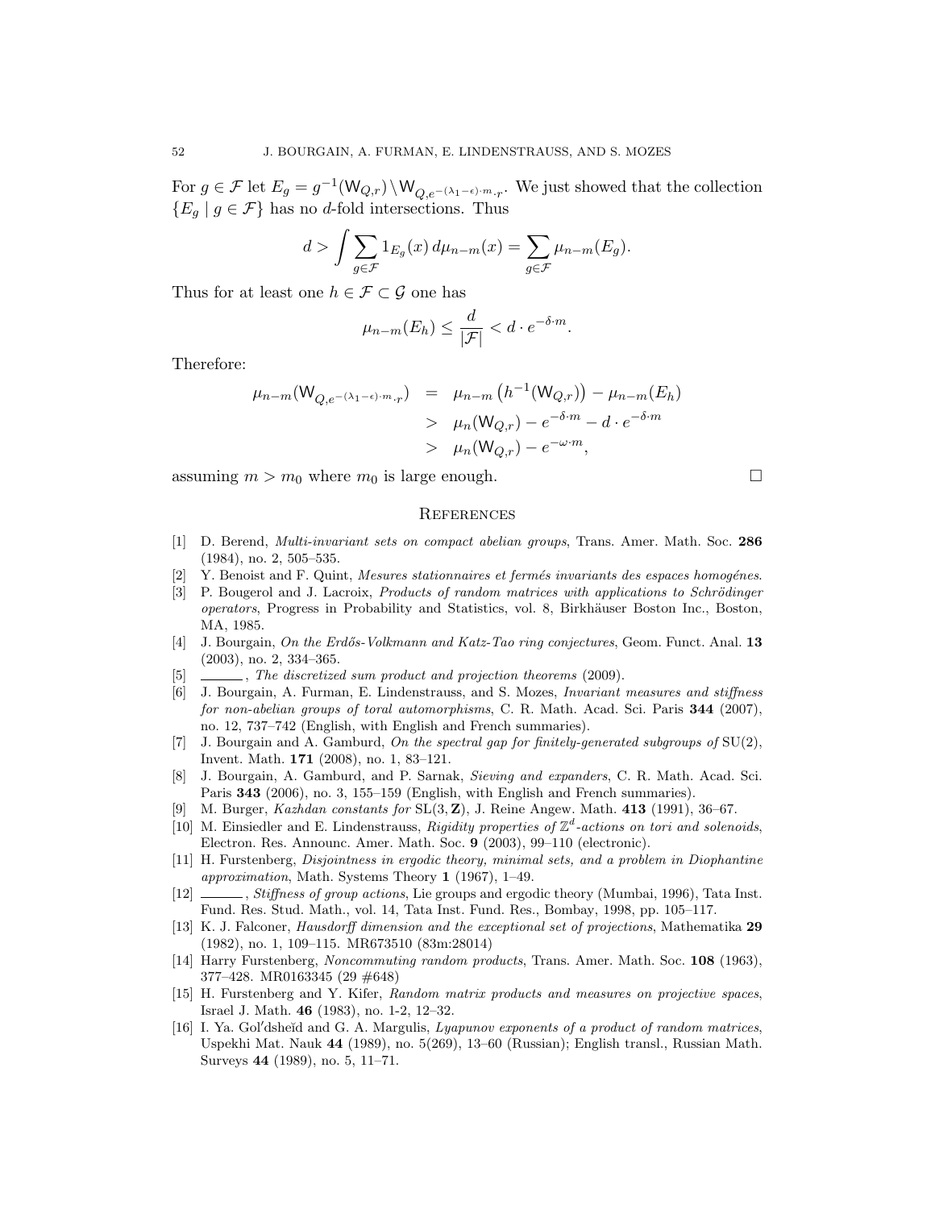For $g \in \mathcal{F}$ let $E_g = g^{-1}(\mathsf{W}_{Q,r}) \setminus \mathsf{W}_{Q,e^{-(\lambda_1-\epsilon)\cdot m}\cdot r}$. We just showed that the collection $\{E_g \mid g \in \mathcal{F}\}$ has no $d$-fold intersections. Thus

$$d > \int \sum_{g \in \mathcal{F}} 1_{E_g}(x)\, d\mu_{n-m}(x) = \sum_{g \in \mathcal{F}} \mu_{n-m}(E_g).$$

Thus for at least one $h \in \mathcal{F} \subset \mathcal{G}$ one has

$$\mu_{n-m}(E_h) \leq \frac{d}{|\mathcal{F}|} < d \cdot e^{-\delta \cdot m}.$$

Therefore:

$$\begin{aligned}
\mu_{n-m}(\mathsf{W}_{Q,e^{-(\lambda_1-\epsilon)\cdot m}\cdot r}) &= \mu_{n-m}\left(h^{-1}(\mathsf{W}_{Q,r})\right) - \mu_{n-m}(E_h) \\
&> \mu_n(\mathsf{W}_{Q,r}) - e^{-\delta \cdot m} - d \cdot e^{-\delta \cdot m} \\
&> \mu_n(\mathsf{W}_{Q,r}) - e^{-\omega \cdot m},
\end{aligned}$$

assuming $m > m_0$ where $m_0$ is large enough. □

## References

[1] D. Berend, *Multi-invariant sets on compact abelian groups*, Trans. Amer. Math. Soc. **286** (1984), no. 2, 505–535.

[2] Y. Benoist and F. Quint, *Mesures stationnaires et fermés invariants des espaces homogénes*.

[3] P. Bougerol and J. Lacroix, *Products of random matrices with applications to Schrödinger operators*, Progress in Probability and Statistics, vol. 8, Birkhäuser Boston Inc., Boston, MA, 1985.

[4] J. Bourgain, *On the Erdős-Volkmann and Katz-Tao ring conjectures*, Geom. Funct. Anal. **13** (2003), no. 2, 334–365.

[5] ______, *The discretized sum product and projection theorems* (2009).

[6] J. Bourgain, A. Furman, E. Lindenstrauss, and S. Mozes, *Invariant measures and stiffness for non-abelian groups of toral automorphisms*, C. R. Math. Acad. Sci. Paris **344** (2007), no. 12, 737–742 (English, with English and French summaries).

[7] J. Bourgain and A. Gamburd, *On the spectral gap for finitely-generated subgroups of* SU(2), Invent. Math. **171** (2008), no. 1, 83–121.

[8] J. Bourgain, A. Gamburd, and P. Sarnak, *Sieving and expanders*, C. R. Math. Acad. Sci. Paris **343** (2006), no. 3, 155–159 (English, with English and French summaries).

[9] M. Burger, *Kazhdan constants for* $\mathrm{SL}(3, \mathbf{Z})$, J. Reine Angew. Math. **413** (1991), 36–67.

[10] M. Einsiedler and E. Lindenstrauss, *Rigidity properties of* $\mathbb{Z}^d$*-actions on tori and solenoids*, Electron. Res. Announc. Amer. Math. Soc. **9** (2003), 99–110 (electronic).

[11] H. Furstenberg, *Disjointness in ergodic theory, minimal sets, and a problem in Diophantine approximation*, Math. Systems Theory **1** (1967), 1–49.

[12] ______, *Stiffness of group actions*, Lie groups and ergodic theory (Mumbai, 1996), Tata Inst. Fund. Res. Stud. Math., vol. 14, Tata Inst. Fund. Res., Bombay, 1998, pp. 105–117.

[13] K. J. Falconer, *Hausdorff dimension and the exceptional set of projections*, Mathematika **29** (1982), no. 1, 109–115. MR673510 (83m:28014)

[14] Harry Furstenberg, *Noncommuting random products*, Trans. Amer. Math. Soc. **108** (1963), 377–428. MR0163345 (29 #648)

[15] H. Furstenberg and Y. Kifer, *Random matrix products and measures on projective spaces*, Israel J. Math. **46** (1983), no. 1-2, 12–32.

[16] I. Ya. Gol′dsheĭd and G. A. Margulis, *Lyapunov exponents of a product of random matrices*, Uspekhi Mat. Nauk **44** (1989), no. 5(269), 13–60 (Russian); English transl., Russian Math. Surveys **44** (1989), no. 5, 11–71.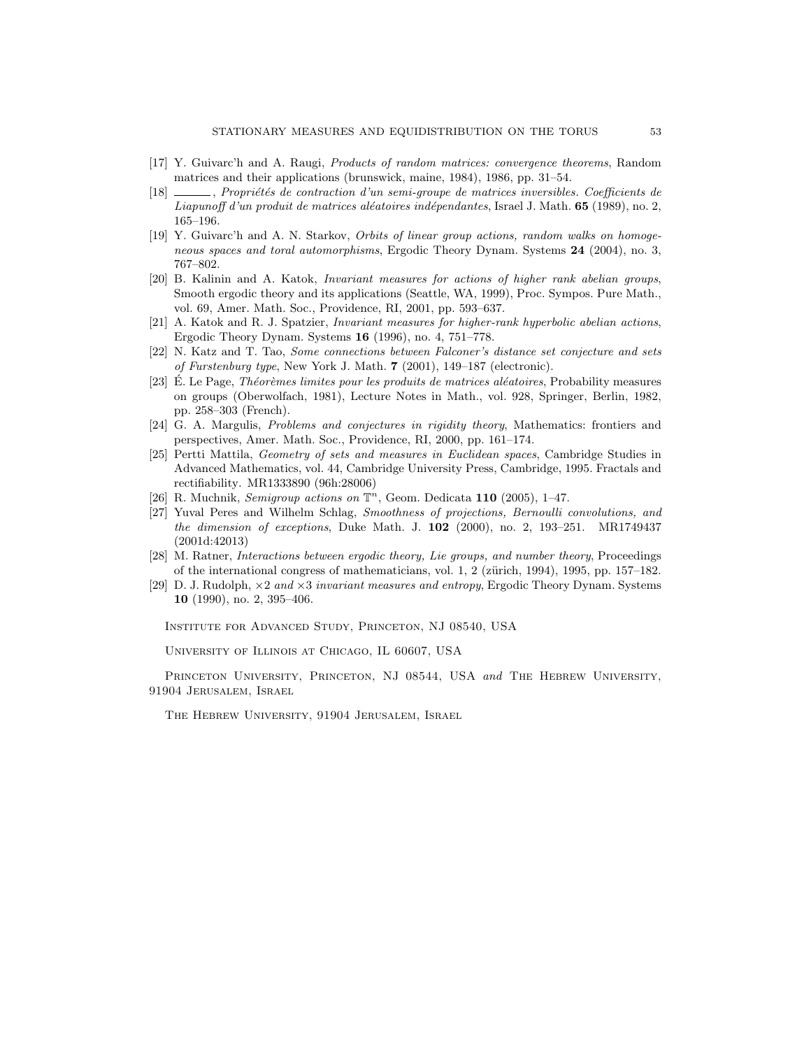[17] Y. Guivarc'h and A. Raugi, *Products of random matrices: convergence theorems*, Random matrices and their applications (brunswick, maine, 1984), 1986, pp. 31–54.

[18] ______, *Propriétés de contraction d'un semi-groupe de matrices inversibles. Coefficients de Liapunoff d'un produit de matrices aléatoires indépendantes*, Israel J. Math. **65** (1989), no. 2, 165–196.

[19] Y. Guivarc'h and A. N. Starkov, *Orbits of linear group actions, random walks on homogeneous spaces and toral automorphisms*, Ergodic Theory Dynam. Systems **24** (2004), no. 3, 767–802.

[20] B. Kalinin and A. Katok, *Invariant measures for actions of higher rank abelian groups*, Smooth ergodic theory and its applications (Seattle, WA, 1999), Proc. Sympos. Pure Math., vol. 69, Amer. Math. Soc., Providence, RI, 2001, pp. 593–637.

[21] A. Katok and R. J. Spatzier, *Invariant measures for higher-rank hyperbolic abelian actions*, Ergodic Theory Dynam. Systems **16** (1996), no. 4, 751–778.

[22] N. Katz and T. Tao, *Some connections between Falconer's distance set conjecture and sets of Furstenburg type*, New York J. Math. **7** (2001), 149–187 (electronic).

[23] É. Le Page, *Théorèmes limites pour les produits de matrices aléatoires*, Probability measures on groups (Oberwolfach, 1981), Lecture Notes in Math., vol. 928, Springer, Berlin, 1982, pp. 258–303 (French).

[24] G. A. Margulis, *Problems and conjectures in rigidity theory*, Mathematics: frontiers and perspectives, Amer. Math. Soc., Providence, RI, 2000, pp. 161–174.

[25] Pertti Mattila, *Geometry of sets and measures in Euclidean spaces*, Cambridge Studies in Advanced Mathematics, vol. 44, Cambridge University Press, Cambridge, 1995. Fractals and rectifiability. MR1333890 (96h:28006)

[26] R. Muchnik, *Semigroup actions on* $\mathbb{T}^n$, Geom. Dedicata **110** (2005), 1–47.

[27] Yuval Peres and Wilhelm Schlag, *Smoothness of projections, Bernoulli convolutions, and the dimension of exceptions*, Duke Math. J. **102** (2000), no. 2, 193–251. MR1749437 (2001d:42013)

[28] M. Ratner, *Interactions between ergodic theory, Lie groups, and number theory*, Proceedings of the international congress of mathematicians, vol. 1, 2 (zürich, 1994), 1995, pp. 157–182.

[29] D. J. Rudolph, $\times 2$ *and* $\times 3$ *invariant measures and entropy*, Ergodic Theory Dynam. Systems **10** (1990), no. 2, 395–406.

Institute for Advanced Study, Princeton, NJ 08540, USA

University of Illinois at Chicago, IL 60607, USA

Princeton University, Princeton, NJ 08544, USA *and* The Hebrew University, 91904 Jerusalem, Israel

The Hebrew University, 91904 Jerusalem, Israel